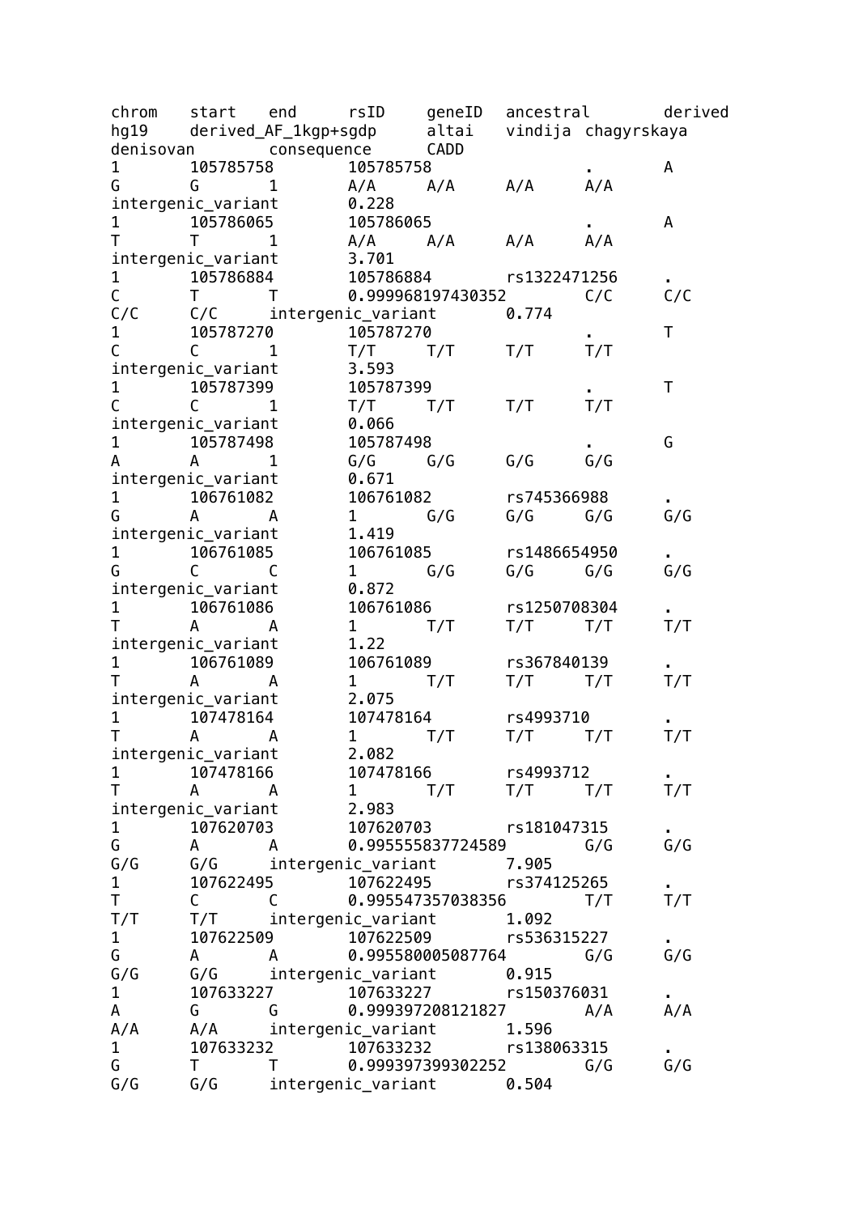| chrom | start | end | rsID | geneID | ancestral | derived | hg19 | derived_AF_1kgp+sgdp | altai | vindija | chagyrskaya | denisovan | consequence | CADD |
|---|---|---|---|---|---|---|---|---|---|---|---|---|---|---|
| 1 | 105785758 | 105785758 | | . | A | G | G | 1 | A/A | A/A | A/A | A/A | intergenic_variant | 0.228 |
| 1 | 105786065 | 105786065 | | . | A | T | T | 1 | A/A | A/A | A/A | A/A | intergenic_variant | 3.701 |
| 1 | 105786884 | 105786884 | rs1322471256 | . | C | T | T | 0.999968197430352 | C/C | C/C | C/C | C/C | intergenic_variant | 0.774 |
| 1 | 105787270 | 105787270 | | . | T | C | C | 1 | T/T | T/T | T/T | T/T | intergenic_variant | 3.593 |
| 1 | 105787399 | 105787399 | | . | T | C | C | 1 | T/T | T/T | T/T | T/T | intergenic_variant | 0.066 |
| 1 | 105787498 | 105787498 | | . | G | A | A | 1 | G/G | G/G | G/G | G/G | intergenic_variant | 0.671 |
| 1 | 106761082 | 106761082 | rs745366988 | . | G | A | A | 1 | G/G | G/G | G/G | G/G | intergenic_variant | 1.419 |
| 1 | 106761085 | 106761085 | rs1486654950 | . | G | C | C | 1 | G/G | G/G | G/G | G/G | intergenic_variant | 0.872 |
| 1 | 106761086 | 106761086 | rs1250708304 | . | T | A | A | 1 | T/T | T/T | T/T | T/T | intergenic_variant | 1.22 |
| 1 | 106761089 | 106761089 | rs367840139 | . | T | A | A | 1 | T/T | T/T | T/T | T/T | intergenic_variant | 2.075 |
| 1 | 107478164 | 107478164 | rs4993710 | . | T | A | A | 1 | T/T | T/T | T/T | T/T | intergenic_variant | 2.082 |
| 1 | 107478166 | 107478166 | rs4993712 | . | T | A | A | 1 | T/T | T/T | T/T | T/T | intergenic_variant | 2.983 |
| 1 | 107620703 | 107620703 | rs181047315 | . | G | A | A | 0.995555837724589 | G/G | G/G | G/G | G/G | intergenic_variant | 7.905 |
| 1 | 107622495 | 107622495 | rs374125265 | . | T | C | C | 0.995547357038356 | T/T | T/T | T/T | T/T | intergenic_variant | 1.092 |
| 1 | 107622509 | 107622509 | rs536315227 | . | G | A | A | 0.995580005087764 | G/G | G/G | G/G | G/G | intergenic_variant | 0.915 |
| 1 | 107633227 | 107633227 | rs150376031 | . | A | G | G | 0.999397208121827 | A/A | A/A | A/A | A/A | intergenic_variant | 1.596 |
| 1 | 107633232 | 107633232 | rs138063315 | . | G | T | T | 0.999397399302252 | G/G | G/G | G/G | G/G | intergenic_variant | 0.504 |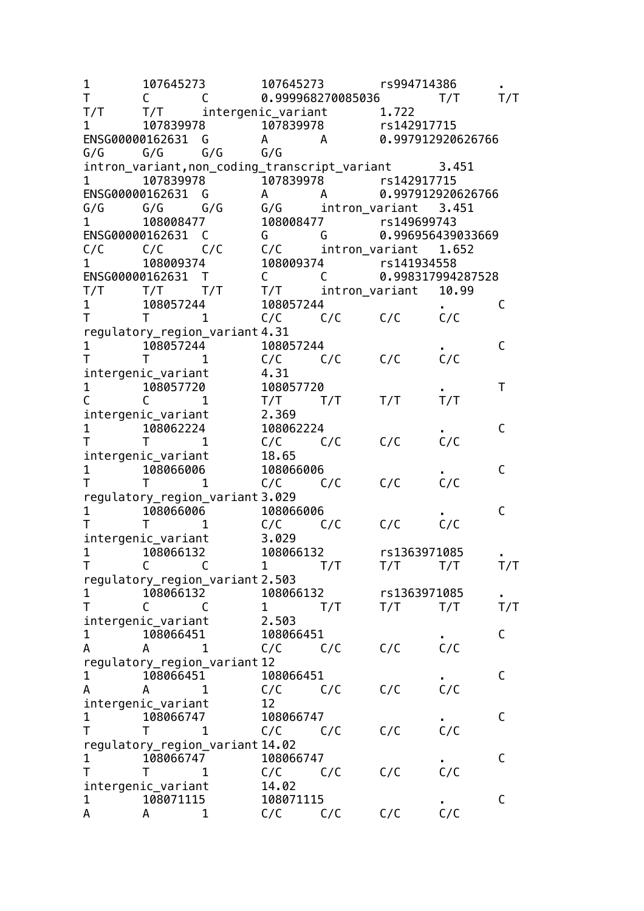```
1	107645273	107645273	rs994714386	.
T	C	C	0.999968270085036	T/T	T/T
T/T	T/T	intergenic_variant	1.722
1	107839978	107839978	rs142917715
ENSG00000162631	G	A	A	0.997912920626766
G/G	G/G	G/G	G/G
intron_variant,non_coding_transcript_variant	3.451
1	107839978	107839978	rs142917715
ENSG00000162631	G	A	A	0.997912920626766
G/G	G/G	G/G	G/G	intron_variant	3.451
1	108008477	108008477	rs149699743
ENSG00000162631	C	G	G	0.996956439033669
C/C	C/C	C/C	C/C	intron_variant	1.652
1	108009374	108009374	rs141934558
ENSG00000162631	T	C	C	0.998317994287528
T/T	T/T	T/T	T/T	intron_variant	10.99
1	108057244	108057244		.	C
T	T	1	C/C	C/C	C/C	C/C
regulatory_region_variant	4.31
1	108057244	108057244		.	C
T	T	1	C/C	C/C	C/C	C/C
intergenic_variant	4.31
1	108057720	108057720		.	T
C	C	1	T/T	T/T	T/T	T/T
intergenic_variant	2.369
1	108062224	108062224		.	C
T	T	1	C/C	C/C	C/C	C/C
intergenic_variant	18.65
1	108066006	108066006		.	C
T	T	1	C/C	C/C	C/C	C/C
regulatory_region_variant	3.029
1	108066006	108066006		.	C
T	T	1	C/C	C/C	C/C	C/C
intergenic_variant	3.029
1	108066132	108066132	rs1363971085	.
T	C	C	1	T/T	T/T	T/T	T/T
regulatory_region_variant	2.503
1	108066132	108066132	rs1363971085	.
T	C	C	1	T/T	T/T	T/T	T/T
intergenic_variant	2.503
1	108066451	108066451		.	C
A	A	1	C/C	C/C	C/C	C/C
regulatory_region_variant	12
1	108066451	108066451		.	C
A	A	1	C/C	C/C	C/C	C/C
intergenic_variant	12
1	108066747	108066747		.	C
T	T	1	C/C	C/C	C/C	C/C
regulatory_region_variant	14.02
1	108066747	108066747		.	C
T	T	1	C/C	C/C	C/C	C/C
intergenic_variant	14.02
1	108071115	108071115		.	C
A	A	1	C/C	C/C	C/C	C/C
```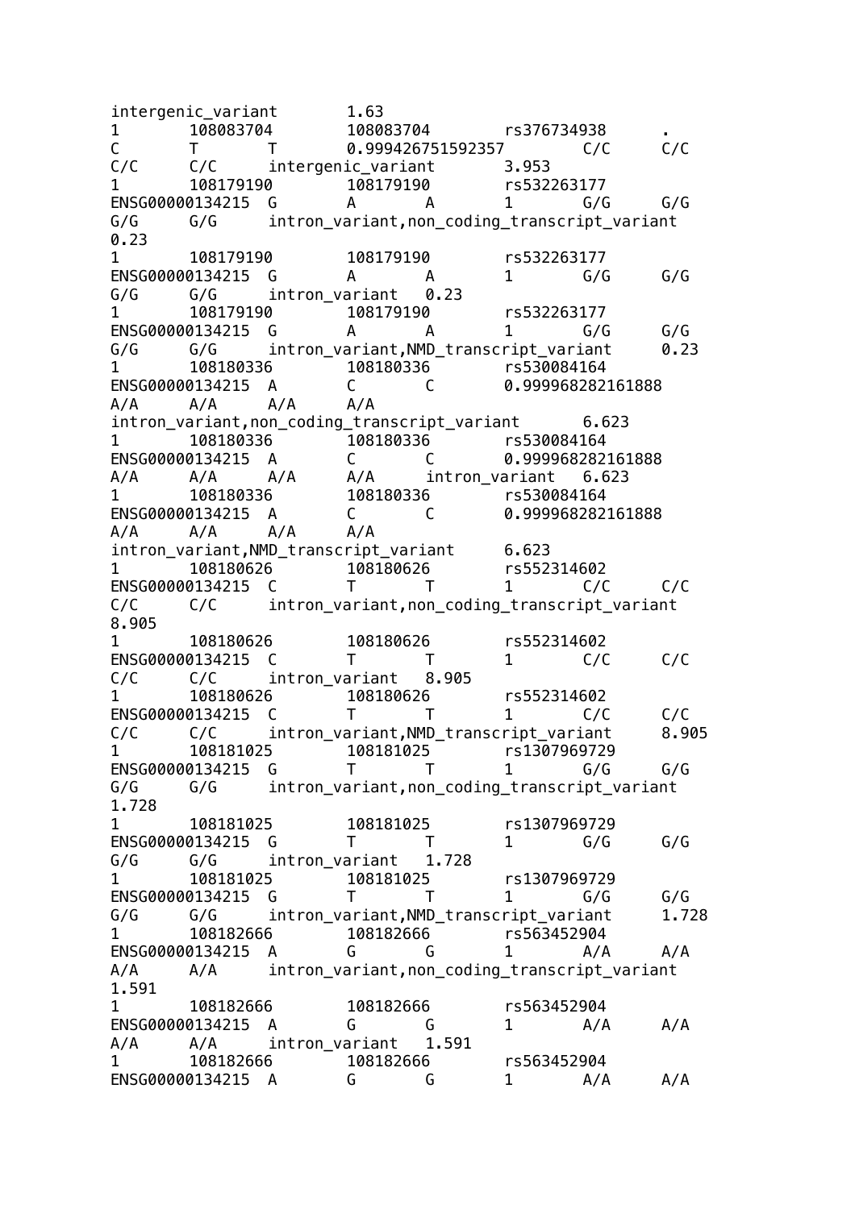```
intergenic_variant	1.63
1	108083704	108083704	rs376734938	.
C	T	T	0.999426751592357	C/C	C/C
C/C	C/C	intergenic_variant	3.953
1	108179190	108179190	rs532263177
ENSG00000134215	G	A	A	1	G/G	G/G
G/G	G/G	intron_variant,non_coding_transcript_variant
0.23
1	108179190	108179190	rs532263177
ENSG00000134215	G	A	A	1	G/G	G/G
G/G	G/G	intron_variant	0.23
1	108179190	108179190	rs532263177
ENSG00000134215	G	A	A	1	G/G	G/G
G/G	G/G	intron_variant,NMD_transcript_variant	0.23
1	108180336	108180336	rs530084164
ENSG00000134215	A	C	C	0.999968282161888
A/A	A/A	A/A	A/A
intron_variant,non_coding_transcript_variant	6.623
1	108180336	108180336	rs530084164
ENSG00000134215	A	C	C	0.999968282161888
A/A	A/A	A/A	A/A	intron_variant	6.623
1	108180336	108180336	rs530084164
ENSG00000134215	A	C	C	0.999968282161888
A/A	A/A	A/A	A/A
intron_variant,NMD_transcript_variant	6.623
1	108180626	108180626	rs552314602
ENSG00000134215	C	T	T	1	C/C	C/C
C/C	C/C	intron_variant,non_coding_transcript_variant
8.905
1	108180626	108180626	rs552314602
ENSG00000134215	C	T	T	1	C/C	C/C
C/C	C/C	intron_variant	8.905
1	108180626	108180626	rs552314602
ENSG00000134215	C	T	T	1	C/C	C/C
C/C	C/C	intron_variant,NMD_transcript_variant	8.905
1	108181025	108181025	rs1307969729
ENSG00000134215	G	T	T	1	G/G	G/G
G/G	G/G	intron_variant,non_coding_transcript_variant
1.728
1	108181025	108181025	rs1307969729
ENSG00000134215	G	T	T	1	G/G	G/G
G/G	G/G	intron_variant	1.728
1	108181025	108181025	rs1307969729
ENSG00000134215	G	T	T	1	G/G	G/G
G/G	G/G	intron_variant,NMD_transcript_variant	1.728
1	108182666	108182666	rs563452904
ENSG00000134215	A	G	G	1	A/A	A/A
A/A	A/A	intron_variant,non_coding_transcript_variant
1.591
1	108182666	108182666	rs563452904
ENSG00000134215	A	G	G	1	A/A	A/A
A/A	A/A	intron_variant	1.591
1	108182666	108182666	rs563452904
ENSG00000134215	A	G	G	1	A/A	A/A
```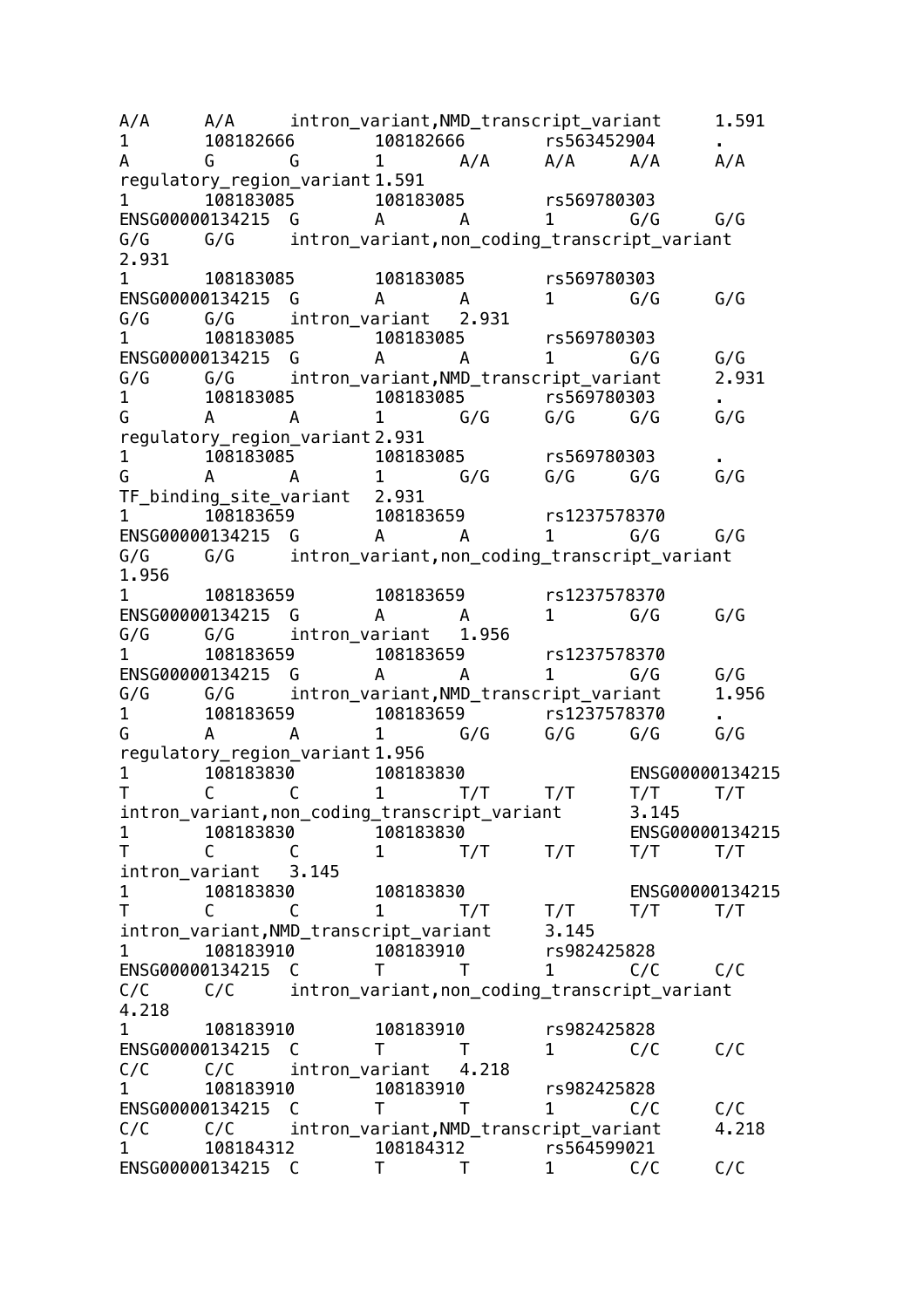```
A/A	A/A	intron_variant,NMD_transcript_variant	1.591
1	108182666	108182666	rs563452904	.
A	G	G	1	A/A	A/A	A/A	A/A
regulatory_region_variant	1.591
1	108183085	108183085	rs569780303
ENSG00000134215	G	A	A	1	G/G	G/G
G/G	G/G	intron_variant,non_coding_transcript_variant
2.931
1	108183085	108183085	rs569780303
ENSG00000134215	G	A	A	1	G/G	G/G
G/G	G/G	intron_variant	2.931
1	108183085	108183085	rs569780303
ENSG00000134215	G	A	A	1	G/G	G/G
G/G	G/G	intron_variant,NMD_transcript_variant	2.931
1	108183085	108183085	rs569780303	.
G	A	A	1	G/G	G/G	G/G	G/G
regulatory_region_variant	2.931
1	108183085	108183085	rs569780303	.
G	A	A	1	G/G	G/G	G/G	G/G
TF_binding_site_variant	2.931
1	108183659	108183659	rs1237578370
ENSG00000134215	G	A	A	1	G/G	G/G
G/G	G/G	intron_variant,non_coding_transcript_variant
1.956
1	108183659	108183659	rs1237578370
ENSG00000134215	G	A	A	1	G/G	G/G
G/G	G/G	intron_variant	1.956
1	108183659	108183659	rs1237578370
ENSG00000134215	G	A	A	1	G/G	G/G
G/G	G/G	intron_variant,NMD_transcript_variant	1.956
1	108183659	108183659	rs1237578370	.
G	A	A	1	G/G	G/G	G/G	G/G
regulatory_region_variant	1.956
1	108183830	108183830		ENSG00000134215
T	C	C	1	T/T	T/T	T/T	T/T
intron_variant,non_coding_transcript_variant	3.145
1	108183830	108183830		ENSG00000134215
T	C	C	1	T/T	T/T	T/T	T/T
intron_variant	3.145
1	108183830	108183830		ENSG00000134215
T	C	C	1	T/T	T/T	T/T	T/T
intron_variant,NMD_transcript_variant	3.145
1	108183910	108183910	rs982425828
ENSG00000134215	C	T	T	1	C/C	C/C
C/C	C/C	intron_variant,non_coding_transcript_variant
4.218
1	108183910	108183910	rs982425828
ENSG00000134215	C	T	T	1	C/C	C/C
C/C	C/C	intron_variant	4.218
1	108183910	108183910	rs982425828
ENSG00000134215	C	T	T	1	C/C	C/C
C/C	C/C	intron_variant,NMD_transcript_variant	4.218
1	108184312	108184312	rs564599021
ENSG00000134215	C	T	T	1	C/C	C/C
```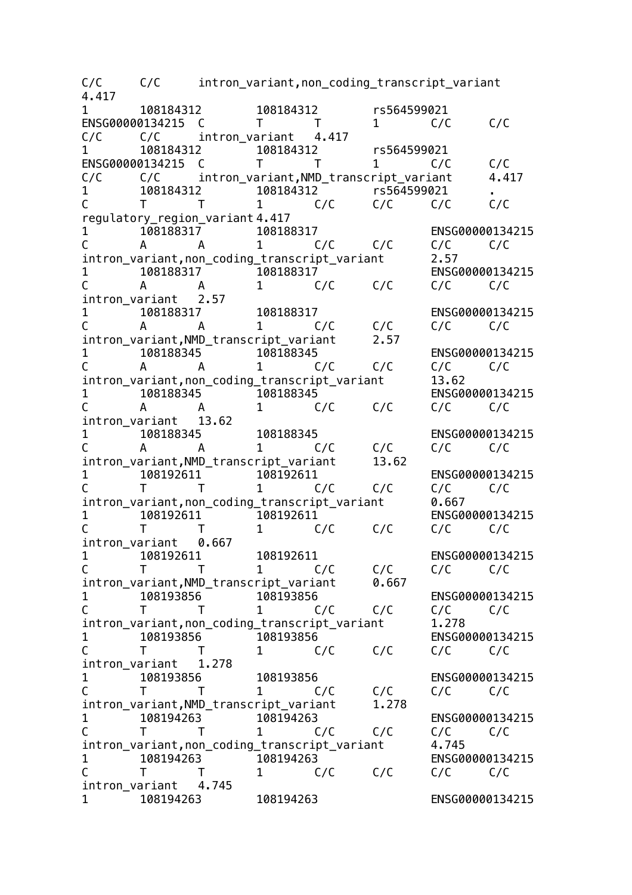```
C/C	C/C	intron_variant,non_coding_transcript_variant	4.417
1	108184312	108184312	rs564599021	ENSG00000134215	C	T	T	1	C/C	C/C	C/C	C/C	intron_variant	4.417
1	108184312	108184312	rs564599021	ENSG00000134215	C	T	T	1	C/C	C/C	C/C	C/C	intron_variant,NMD_transcript_variant	4.417
1	108184312	108184312	rs564599021	.	C	T	T	1	C/C	C/C	C/C	C/C	regulatory_region_variant	4.417
1	108188317	108188317		ENSG00000134215	C	A	A	1	C/C	C/C	C/C	C/C	intron_variant,non_coding_transcript_variant	2.57
1	108188317	108188317		ENSG00000134215	C	A	A	1	C/C	C/C	C/C	C/C	intron_variant	2.57
1	108188317	108188317		ENSG00000134215	C	A	A	1	C/C	C/C	C/C	C/C	intron_variant,NMD_transcript_variant	2.57
1	108188345	108188345		ENSG00000134215	C	A	A	1	C/C	C/C	C/C	C/C	intron_variant,non_coding_transcript_variant	13.62
1	108188345	108188345		ENSG00000134215	C	A	A	1	C/C	C/C	C/C	C/C	intron_variant	13.62
1	108188345	108188345		ENSG00000134215	C	A	A	1	C/C	C/C	C/C	C/C	intron_variant,NMD_transcript_variant	13.62
1	108192611	108192611		ENSG00000134215	C	T	T	1	C/C	C/C	C/C	C/C	intron_variant,non_coding_transcript_variant	0.667
1	108192611	108192611		ENSG00000134215	C	T	T	1	C/C	C/C	C/C	C/C	intron_variant	0.667
1	108192611	108192611		ENSG00000134215	C	T	T	1	C/C	C/C	C/C	C/C	intron_variant,NMD_transcript_variant	0.667
1	108193856	108193856		ENSG00000134215	C	T	T	1	C/C	C/C	C/C	C/C	intron_variant,non_coding_transcript_variant	1.278
1	108193856	108193856		ENSG00000134215	C	T	T	1	C/C	C/C	C/C	C/C	intron_variant	1.278
1	108193856	108193856		ENSG00000134215	C	T	T	1	C/C	C/C	C/C	C/C	intron_variant,NMD_transcript_variant	1.278
1	108194263	108194263		ENSG00000134215	C	T	T	1	C/C	C/C	C/C	C/C	intron_variant,non_coding_transcript_variant	4.745
1	108194263	108194263		ENSG00000134215	C	T	T	1	C/C	C/C	C/C	C/C	intron_variant	4.745
1	108194263	108194263		ENSG00000134215
```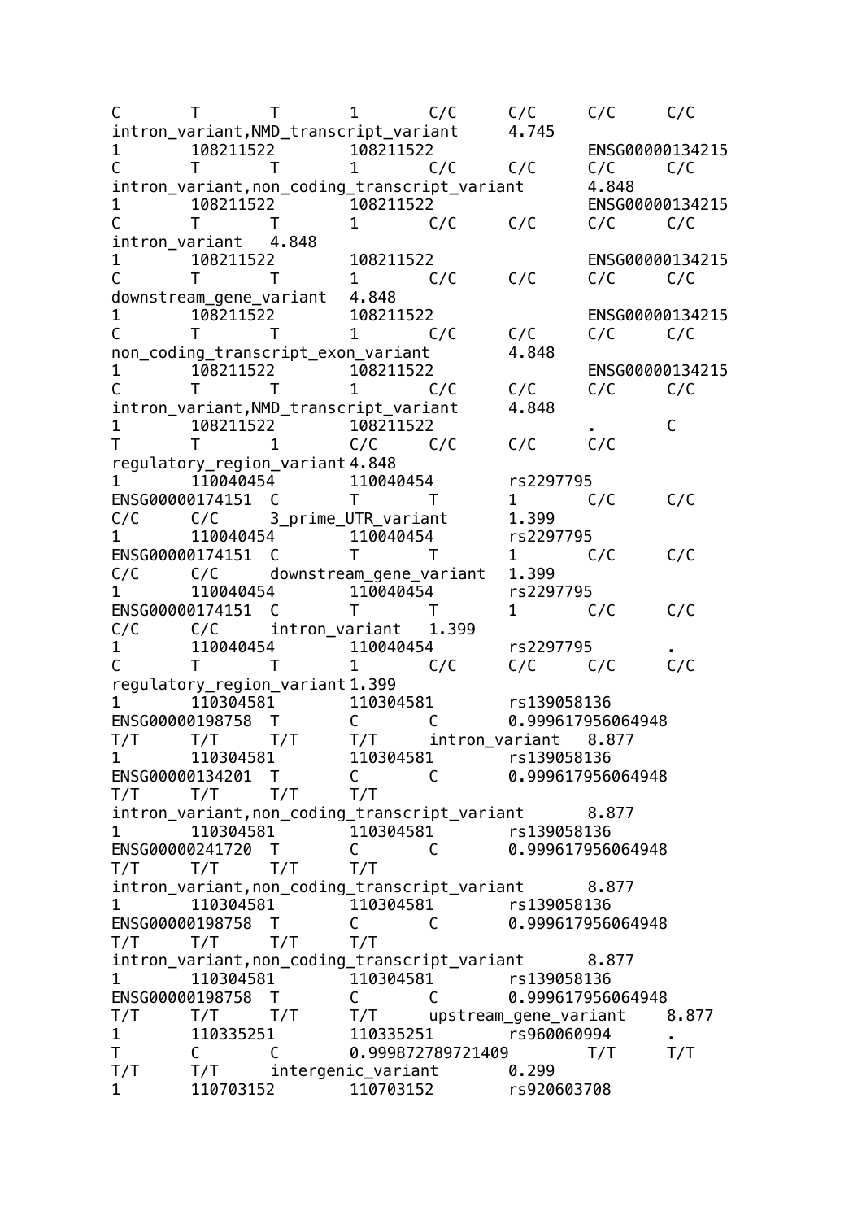```
C       T       T       1       C/C     C/C     C/C     C/C
intron_variant,NMD_transcript_variant     4.745
1       108211522       108211522               ENSG00000134215
C       T       T       1       C/C     C/C     C/C     C/C
intron_variant,non_coding_transcript_variant      4.848
1       108211522       108211522               ENSG00000134215
C       T       T       1       C/C     C/C     C/C     C/C
intron_variant  4.848
1       108211522       108211522               ENSG00000134215
C       T       T       1       C/C     C/C     C/C     C/C
downstream_gene_variant  4.848
1       108211522       108211522               ENSG00000134215
C       T       T       1       C/C     C/C     C/C     C/C
non_coding_transcript_exon_variant        4.848
1       108211522       108211522               ENSG00000134215
C       T       T       1       C/C     C/C     C/C     C/C
intron_variant,NMD_transcript_variant     4.848
1       108211522       108211522               .       C
T       T       1       C/C     C/C     C/C     C/C
regulatory_region_variant 4.848
1       110040454       110040454       rs2297795
ENSG00000174151  C       T       T       1       C/C     C/C
C/C     C/C     3_prime_UTR_variant      1.399
1       110040454       110040454       rs2297795
ENSG00000174151  C       T       T       1       C/C     C/C
C/C     C/C     downstream_gene_variant  1.399
1       110040454       110040454       rs2297795
ENSG00000174151  C       T       T       1       C/C     C/C
C/C     C/C     intron_variant  1.399
1       110040454       110040454       rs2297795       .
C       T       T       1       C/C     C/C     C/C     C/C
regulatory_region_variant 1.399
1       110304581       110304581       rs139058136
ENSG00000198758  T       C       C       0.999617956064948
T/T     T/T     T/T     T/T     intron_variant  8.877
1       110304581       110304581       rs139058136
ENSG00000134201  T       C       C       0.999617956064948
T/T     T/T     T/T     T/T
intron_variant,non_coding_transcript_variant      8.877
1       110304581       110304581       rs139058136
ENSG00000241720  T       C       C       0.999617956064948
T/T     T/T     T/T     T/T
intron_variant,non_coding_transcript_variant      8.877
1       110304581       110304581       rs139058136
ENSG00000198758  T       C       C       0.999617956064948
T/T     T/T     T/T     T/T
intron_variant,non_coding_transcript_variant      8.877
1       110304581       110304581       rs139058136
ENSG00000198758  T       C       C       0.999617956064948
T/T     T/T     T/T     T/T     upstream_gene_variant    8.877
1       110335251       110335251       rs960060994     .
T       C       C       0.999872789721409       T/T     T/T
T/T     T/T     intergenic_variant      0.299
1       110703152       110703152       rs920603708
```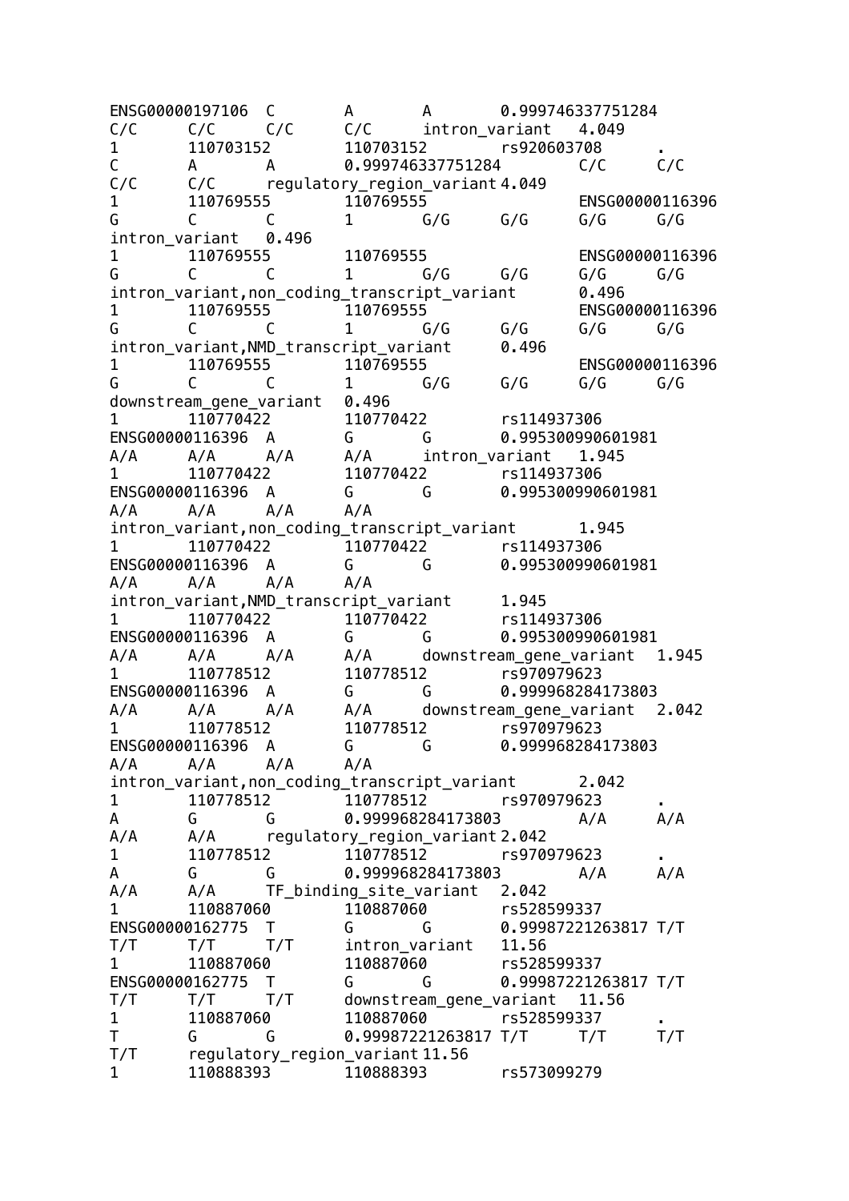```
ENSG00000197106  C       A       A       0.999746337751284
C/C      C/C      C/C      C/C      intron_variant   4.049
1        110703152        110703152        rs920603708      .
C        A        A        0.999746337751284        C/C      C/C
C/C      C/C      regulatory_region_variant 4.049
1        110769555        110769555                 ENSG00000116396
G        C        C        1        G/G      G/G      G/G      G/G
intron_variant   0.496
1        110769555        110769555                 ENSG00000116396
G        C        C        1        G/G      G/G      G/G      G/G
intron_variant,non_coding_transcript_variant      0.496
1        110769555        110769555                 ENSG00000116396
G        C        C        1        G/G      G/G      G/G      G/G
intron_variant,NMD_transcript_variant      0.496
1        110769555        110769555                 ENSG00000116396
G        C        C        1        G/G      G/G      G/G      G/G
downstream_gene_variant   0.496
1        110770422        110770422        rs114937306
ENSG00000116396  A        G        G        0.995300990601981
A/A      A/A      A/A      A/A      intron_variant   1.945
1        110770422        110770422        rs114937306
ENSG00000116396  A        G        G        0.995300990601981
A/A      A/A      A/A      A/A
intron_variant,non_coding_transcript_variant      1.945
1        110770422        110770422        rs114937306
ENSG00000116396  A        G        G        0.995300990601981
A/A      A/A      A/A      A/A
intron_variant,NMD_transcript_variant      1.945
1        110770422        110770422        rs114937306
ENSG00000116396  A        G        G        0.995300990601981
A/A      A/A      A/A      A/A      downstream_gene_variant   1.945
1        110778512        110778512        rs970979623
ENSG00000116396  A        G        G        0.999968284173803
A/A      A/A      A/A      A/A      downstream_gene_variant   2.042
1        110778512        110778512        rs970979623
ENSG00000116396  A        G        G        0.999968284173803
A/A      A/A      A/A      A/A
intron_variant,non_coding_transcript_variant      2.042
1        110778512        110778512        rs970979623      .
A        G        G        0.999968284173803        A/A      A/A
A/A      A/A      regulatory_region_variant 2.042
1        110778512        110778512        rs970979623      .
A        G        G        0.999968284173803        A/A      A/A
A/A      A/A      TF_binding_site_variant   2.042
1        110887060        110887060        rs528599337
ENSG00000162775  T        G        G        0.99987221263817 T/T
T/T      T/T      T/T      intron_variant   11.56
1        110887060        110887060        rs528599337
ENSG00000162775  T        G        G        0.99987221263817 T/T
T/T      T/T      T/T      downstream_gene_variant   11.56
1        110887060        110887060        rs528599337      .
T        G        G        0.99987221263817 T/T      T/T      T/T
T/T      regulatory_region_variant 11.56
1        110888393        110888393        rs573099279
```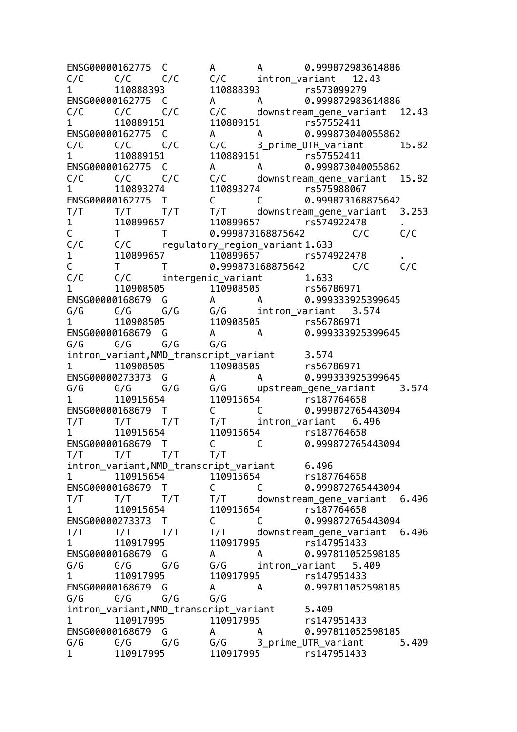```
ENSG00000162775  C       A       A       0.999872983614886
C/C      C/C      C/C      C/C      intron_variant   12.43
1        110888393        110888393        rs573099279
ENSG00000162775  C       A       A       0.999872983614886
C/C      C/C      C/C      C/C      downstream_gene_variant  12.43
1        110889151        110889151        rs57552411
ENSG00000162775  C       A       A       0.999873040055862
C/C      C/C      C/C      C/C      3_prime_UTR_variant      15.82
1        110889151        110889151        rs57552411
ENSG00000162775  C       A       A       0.999873040055862
C/C      C/C      C/C      C/C      downstream_gene_variant  15.82
1        110893274        110893274        rs575988067
ENSG00000162775  T       C       C       0.999873168875642
T/T      T/T      T/T      T/T      downstream_gene_variant  3.253
1        110899657        110899657        rs574922478      .
C        T       T       0.999873168875642        C/C      C/C
C/C      C/C      regulatory_region_variant 1.633
1        110899657        110899657        rs574922478      .
C        T       T       0.999873168875642        C/C      C/C
C/C      C/C      intergenic_variant       1.633
1        110908505        110908505        rs56786971
ENSG00000168679  G       A       A       0.999333925399645
G/G      G/G      G/G      G/G      intron_variant   3.574
1        110908505        110908505        rs56786971
ENSG00000168679  G       A       A       0.999333925399645
G/G      G/G      G/G      G/G
intron_variant,NMD_transcript_variant     3.574
1        110908505        110908505        rs56786971
ENSG00000273373  G       A       A       0.999333925399645
G/G      G/G      G/G      G/G      upstream_gene_variant    3.574
1        110915654        110915654        rs187764658
ENSG00000168679  T       C       C       0.999872765443094
T/T      T/T      T/T      T/T      intron_variant   6.496
1        110915654        110915654        rs187764658
ENSG00000168679  T       C       C       0.999872765443094
T/T      T/T      T/T      T/T
intron_variant,NMD_transcript_variant     6.496
1        110915654        110915654        rs187764658
ENSG00000168679  T       C       C       0.999872765443094
T/T      T/T      T/T      T/T      downstream_gene_variant  6.496
1        110915654        110915654        rs187764658
ENSG00000273373  T       C       C       0.999872765443094
T/T      T/T      T/T      T/T      downstream_gene_variant  6.496
1        110917995        110917995        rs147951433
ENSG00000168679  G       A       A       0.997811052598185
G/G      G/G      G/G      G/G      intron_variant   5.409
1        110917995        110917995        rs147951433
ENSG00000168679  G       A       A       0.997811052598185
G/G      G/G      G/G      G/G
intron_variant,NMD_transcript_variant     5.409
1        110917995        110917995        rs147951433
ENSG00000168679  G       A       A       0.997811052598185
G/G      G/G      G/G      G/G      3_prime_UTR_variant      5.409
1        110917995        110917995        rs147951433
```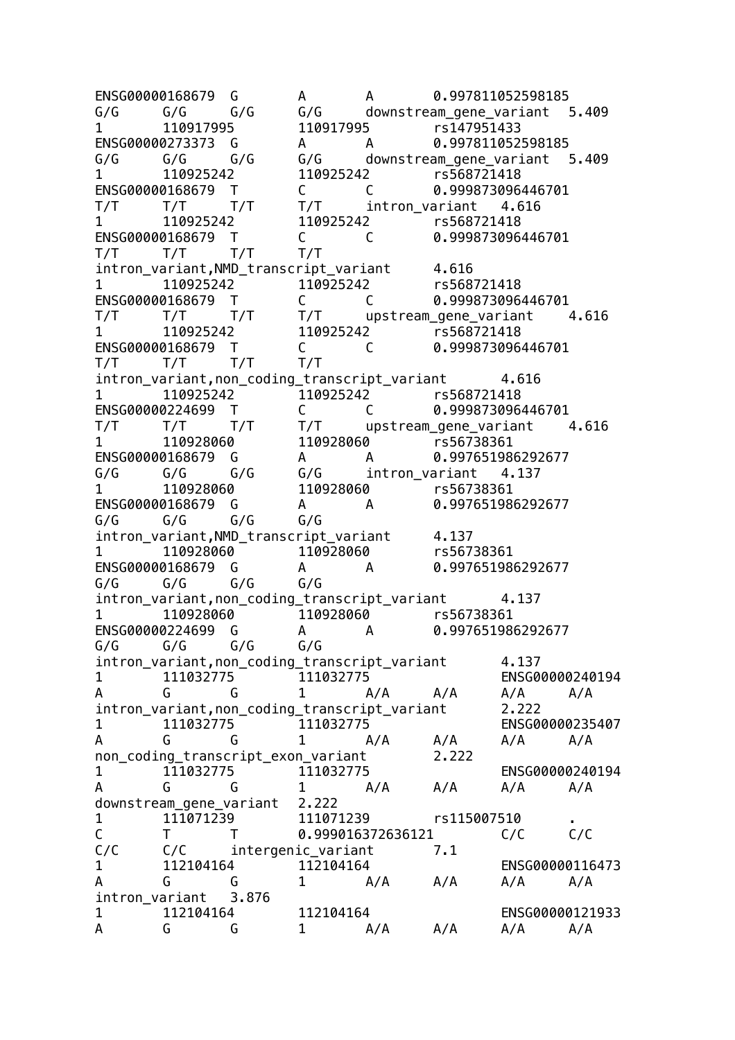```
ENSG00000168679  G       A       A       0.997811052598185
G/G     G/G     G/G     G/G     downstream_gene_variant  5.409
1       110917995       110917995       rs147951433
ENSG00000273373  G       A       A       0.997811052598185
G/G     G/G     G/G     G/G     downstream_gene_variant  5.409
1       110925242       110925242       rs568721418
ENSG00000168679  T       C       C       0.999873096446701
T/T     T/T     T/T     T/T     intron_variant  4.616
1       110925242       110925242       rs568721418
ENSG00000168679  T       C       C       0.999873096446701
T/T     T/T     T/T     T/T
intron_variant,NMD_transcript_variant     4.616
1       110925242       110925242       rs568721418
ENSG00000168679  T       C       C       0.999873096446701
T/T     T/T     T/T     T/T     upstream_gene_variant    4.616
1       110925242       110925242       rs568721418
ENSG00000168679  T       C       C       0.999873096446701
T/T     T/T     T/T     T/T
intron_variant,non_coding_transcript_variant      4.616
1       110925242       110925242       rs568721418
ENSG00000224699  T       C       C       0.999873096446701
T/T     T/T     T/T     T/T     upstream_gene_variant    4.616
1       110928060       110928060       rs56738361
ENSG00000168679  G       A       A       0.997651986292677
G/G     G/G     G/G     G/G     intron_variant  4.137
1       110928060       110928060       rs56738361
ENSG00000168679  G       A       A       0.997651986292677
G/G     G/G     G/G     G/G
intron_variant,NMD_transcript_variant     4.137
1       110928060       110928060       rs56738361
ENSG00000168679  G       A       A       0.997651986292677
G/G     G/G     G/G     G/G
intron_variant,non_coding_transcript_variant      4.137
1       110928060       110928060       rs56738361
ENSG00000224699  G       A       A       0.997651986292677
G/G     G/G     G/G     G/G
intron_variant,non_coding_transcript_variant      4.137
1       111032775       111032775               ENSG00000240194
A       G       G       1       A/A     A/A     A/A     A/A
intron_variant,non_coding_transcript_variant      2.222
1       111032775       111032775               ENSG00000235407
A       G       G       1       A/A     A/A     A/A     A/A
non_coding_transcript_exon_variant       2.222
1       111032775       111032775               ENSG00000240194
A       G       G       1       A/A     A/A     A/A     A/A
downstream_gene_variant  2.222
1       111071239       111071239       rs115007510     .
C       T       T       0.999016372636121       C/C     C/C
C/C     C/C     intergenic_variant      7.1
1       112104164       112104164               ENSG00000116473
A       G       G       1       A/A     A/A     A/A     A/A
intron_variant  3.876
1       112104164       112104164               ENSG00000121933
A       G       G       1       A/A     A/A     A/A     A/A
```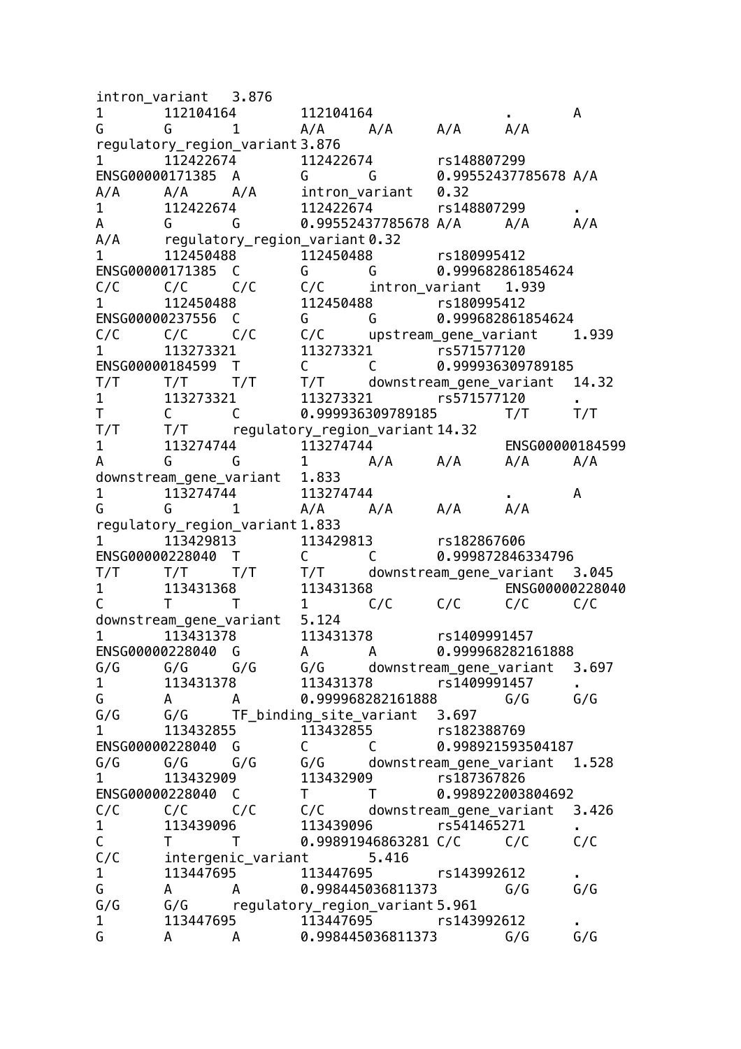```
intron_variant   3.876
1       112104164       112104164               .       A
G       G       1       A/A     A/A     A/A     A/A
regulatory_region_variant 3.876
1       112422674       112422674       rs148807299
ENSG00000171385  A       G       G       0.99552437785678 A/A
A/A     A/A     A/A     intron_variant   0.32
1       112422674       112422674       rs148807299     .
A       G       G       0.99552437785678 A/A     A/A     A/A
A/A     regulatory_region_variant 0.32
1       112450488       112450488       rs180995412
ENSG00000171385  C       G       G       0.999682861854624
C/C     C/C     C/C     C/C     intron_variant   1.939
1       112450488       112450488       rs180995412
ENSG00000237556  C       G       G       0.999682861854624
C/C     C/C     C/C     C/C     upstream_gene_variant    1.939
1       113273321       113273321       rs571577120
ENSG00000184599  T       C       C       0.999936309789185
T/T     T/T     T/T     T/T     downstream_gene_variant  14.32
1       113273321       113273321       rs571577120     .
T       C       C       0.999936309789185       T/T     T/T
T/T     T/T     regulatory_region_variant 14.32
1       113274744       113274744               ENSG00000184599
A       G       G       1       A/A     A/A     A/A     A/A
downstream_gene_variant  1.833
1       113274744       113274744               .       A
G       G       1       A/A     A/A     A/A     A/A
regulatory_region_variant 1.833
1       113429813       113429813       rs182867606
ENSG00000228040  T       C       C       0.999872846334796
T/T     T/T     T/T     T/T     downstream_gene_variant  3.045
1       113431368       113431368               ENSG00000228040
C       T       T       1       C/C     C/C     C/C     C/C
downstream_gene_variant  5.124
1       113431378       113431378       rs1409991457
ENSG00000228040  G       A       A       0.999968282161888
G/G     G/G     G/G     G/G     downstream_gene_variant  3.697
1       113431378       113431378       rs1409991457    .
G       A       A       0.999968282161888       G/G     G/G
G/G     G/G     TF_binding_site_variant  3.697
1       113432855       113432855       rs182388769
ENSG00000228040  G       C       C       0.998921593504187
G/G     G/G     G/G     G/G     downstream_gene_variant  1.528
1       113432909       113432909       rs187367826
ENSG00000228040  C       T       T       0.998922003804692
C/C     C/C     C/C     C/C     downstream_gene_variant  3.426
1       113439096       113439096       rs541465271     .
C       T       T       0.99891946863281 C/C     C/C     C/C
C/C     intergenic_variant       5.416
1       113447695       113447695       rs143992612     .
G       A       A       0.998445036811373       G/G     G/G
G/G     G/G     regulatory_region_variant 5.961
1       113447695       113447695       rs143992612     .
G       A       A       0.998445036811373       G/G     G/G
```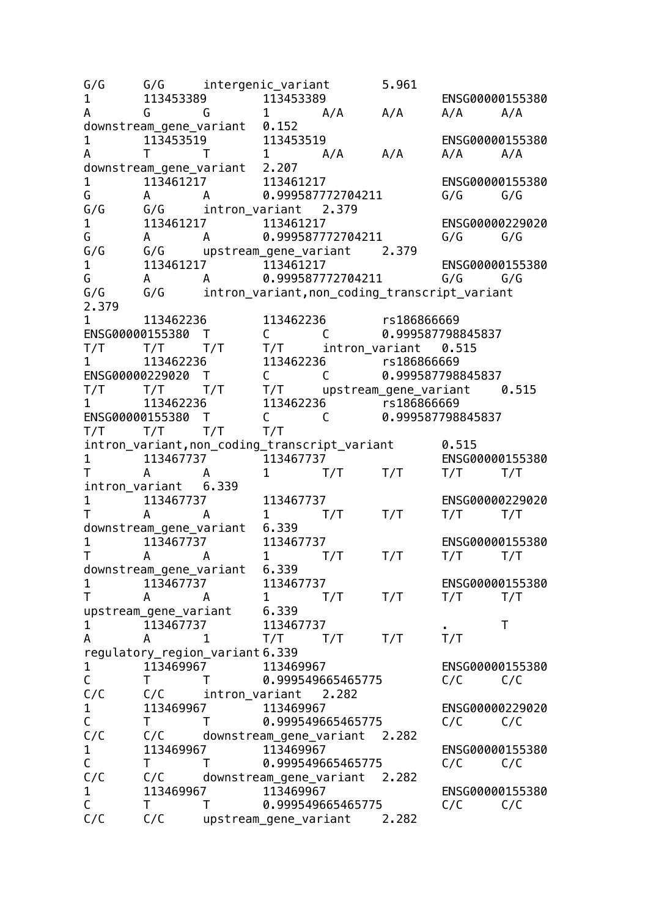```
G/G     G/G     intergenic_variant      5.961
1       113453389       113453389               ENSG00000155380
A       G       G       1       A/A     A/A     A/A     A/A
downstream_gene_variant 0.152
1       113453519       113453519               ENSG00000155380
A       T       T       1       A/A     A/A     A/A     A/A
downstream_gene_variant 2.207
1       113461217       113461217               ENSG00000155380
G       A       A       0.999587772704211       G/G     G/G
G/G     G/G     intron_variant  2.379
1       113461217       113461217               ENSG00000229020
G       A       A       0.999587772704211       G/G     G/G
G/G     G/G     upstream_gene_variant   2.379
1       113461217       113461217               ENSG00000155380
G       A       A       0.999587772704211       G/G     G/G
G/G     G/G     intron_variant,non_coding_transcript_variant
2.379
1       113462236       113462236       rs186866669
ENSG00000155380 T       C       C       0.999587798845837
T/T     T/T     T/T     T/T     intron_variant  0.515
1       113462236       113462236       rs186866669
ENSG00000229020 T       C       C       0.999587798845837
T/T     T/T     T/T     T/T     upstream_gene_variant   0.515
1       113462236       113462236       rs186866669
ENSG00000155380 T       C       C       0.999587798845837
T/T     T/T     T/T     T/T
intron_variant,non_coding_transcript_variant    0.515
1       113467737       113467737               ENSG00000155380
T       A       A       1       T/T     T/T     T/T     T/T
intron_variant  6.339
1       113467737       113467737               ENSG00000229020
T       A       A       1       T/T     T/T     T/T     T/T
downstream_gene_variant 6.339
1       113467737       113467737               ENSG00000155380
T       A       A       1       T/T     T/T     T/T     T/T
downstream_gene_variant 6.339
1       113467737       113467737               ENSG00000155380
T       A       A       1       T/T     T/T     T/T     T/T
upstream_gene_variant   6.339
1       113467737       113467737               .       T
A       A       1       T/T     T/T     T/T     T/T
regulatory_region_variant 6.339
1       113469967       113469967               ENSG00000155380
C       T       T       0.999549665465775       C/C     C/C
C/C     C/C     intron_variant  2.282
1       113469967       113469967               ENSG00000229020
C       T       T       0.999549665465775       C/C     C/C
C/C     C/C     downstream_gene_variant 2.282
1       113469967       113469967               ENSG00000155380
C       T       T       0.999549665465775       C/C     C/C
C/C     C/C     downstream_gene_variant 2.282
1       113469967       113469967               ENSG00000155380
C       T       T       0.999549665465775       C/C     C/C
C/C     C/C     upstream_gene_variant   2.282
```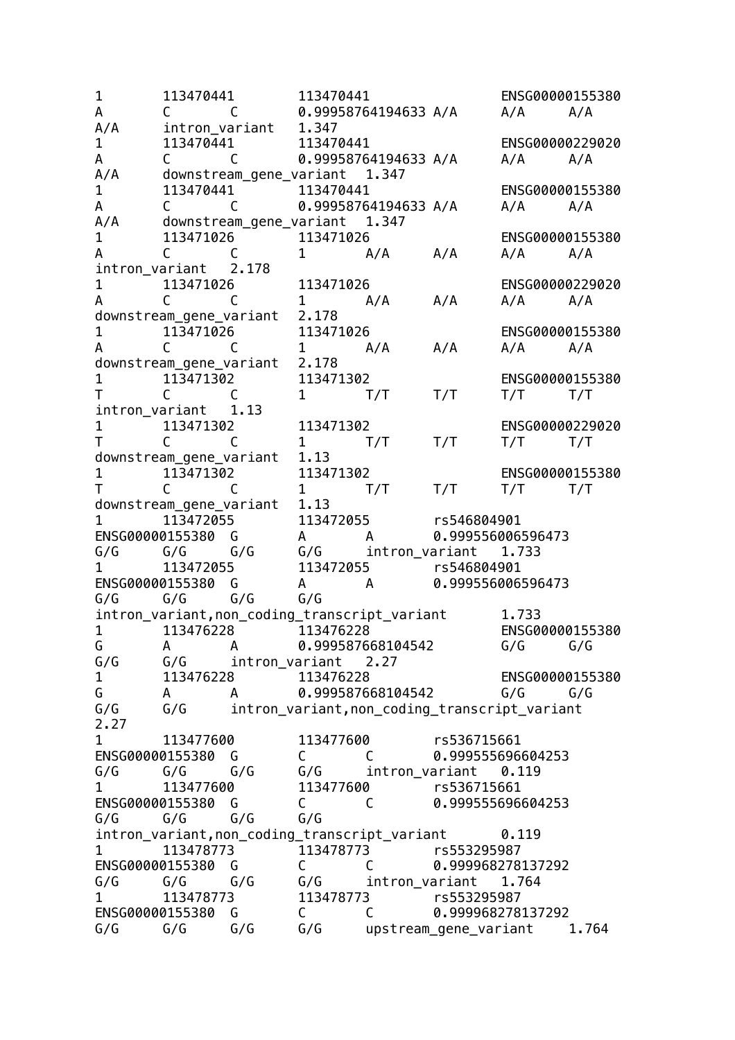```
1	113470441	113470441		ENSG00000155380
A	C	C	0.99958764194633 A/A	A/A	A/A
A/A	intron_variant	1.347
1	113470441	113470441		ENSG00000229020
A	C	C	0.99958764194633 A/A	A/A	A/A
A/A	downstream_gene_variant	1.347
1	113470441	113470441		ENSG00000155380
A	C	C	0.99958764194633 A/A	A/A	A/A
A/A	downstream_gene_variant	1.347
1	113471026	113471026		ENSG00000155380
A	C	C	1	A/A	A/A	A/A	A/A
intron_variant	2.178
1	113471026	113471026		ENSG00000229020
A	C	C	1	A/A	A/A	A/A	A/A
downstream_gene_variant	2.178
1	113471026	113471026		ENSG00000155380
A	C	C	1	A/A	A/A	A/A	A/A
downstream_gene_variant	2.178
1	113471302	113471302		ENSG00000155380
T	C	C	1	T/T	T/T	T/T	T/T
intron_variant	1.13
1	113471302	113471302		ENSG00000229020
T	C	C	1	T/T	T/T	T/T	T/T
downstream_gene_variant	1.13
1	113471302	113471302		ENSG00000155380
T	C	C	1	T/T	T/T	T/T	T/T
downstream_gene_variant	1.13
1	113472055	113472055	rs546804901
ENSG00000155380	G	A	A	0.999556006596473
G/G	G/G	G/G	G/G	intron_variant	1.733
1	113472055	113472055	rs546804901
ENSG00000155380	G	A	A	0.999556006596473
G/G	G/G	G/G	G/G
intron_variant,non_coding_transcript_variant	1.733
1	113476228	113476228		ENSG00000155380
G	A	A	0.999587668104542	G/G	G/G
G/G	G/G	intron_variant	2.27
1	113476228	113476228		ENSG00000155380
G	A	A	0.999587668104542	G/G	G/G
G/G	G/G	intron_variant,non_coding_transcript_variant
2.27
1	113477600	113477600	rs536715661
ENSG00000155380	G	C	C	0.999555696604253
G/G	G/G	G/G	G/G	intron_variant	0.119
1	113477600	113477600	rs536715661
ENSG00000155380	G	C	C	0.999555696604253
G/G	G/G	G/G	G/G
intron_variant,non_coding_transcript_variant	0.119
1	113478773	113478773	rs553295987
ENSG00000155380	G	C	C	0.999968278137292
G/G	G/G	G/G	G/G	intron_variant	1.764
1	113478773	113478773	rs553295987
ENSG00000155380	G	C	C	0.999968278137292
G/G	G/G	G/G	G/G	upstream_gene_variant	1.764
```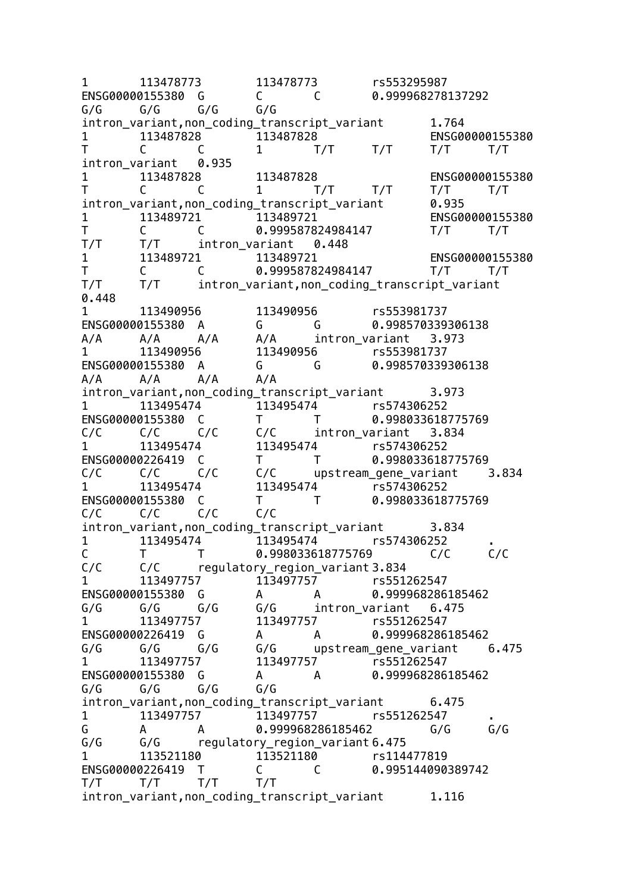```
1	113478773	113478773	rs553295987	ENSG00000155380	G	C	C	0.999968278137292	G/G	G/G	G/G	G/G	intron_variant,non_coding_transcript_variant	1.764
1	113487828	113487828		ENSG00000155380	T	C	C	1	T/T	T/T	T/T	T/T	intron_variant	0.935
1	113487828	113487828		ENSG00000155380	T	C	C	1	T/T	T/T	T/T	T/T	intron_variant,non_coding_transcript_variant	0.935
1	113489721	113489721		ENSG00000155380	T	C	C	0.999587824984147	T/T	T/T	T/T	T/T	intron_variant	0.448
1	113489721	113489721		ENSG00000155380	T	C	C	0.999587824984147	T/T	T/T	T/T	T/T	intron_variant,non_coding_transcript_variant	0.448
1	113490956	113490956	rs553981737	ENSG00000155380	A	G	G	0.998570339306138	A/A	A/A	A/A	A/A	intron_variant	3.973
1	113490956	113490956	rs553981737	ENSG00000155380	A	G	G	0.998570339306138	A/A	A/A	A/A	A/A	intron_variant,non_coding_transcript_variant	3.973
1	113495474	113495474	rs574306252	ENSG00000155380	C	T	T	0.998033618775769	C/C	C/C	C/C	C/C	intron_variant	3.834
1	113495474	113495474	rs574306252	ENSG00000226419	C	T	T	0.998033618775769	C/C	C/C	C/C	C/C	upstream_gene_variant	3.834
1	113495474	113495474	rs574306252	ENSG00000155380	C	T	T	0.998033618775769	C/C	C/C	C/C	C/C	intron_variant,non_coding_transcript_variant	3.834
1	113495474	113495474	rs574306252	.	C	T	T	0.998033618775769	C/C	C/C	C/C	C/C	regulatory_region_variant	3.834
1	113497757	113497757	rs551262547	ENSG00000155380	G	A	A	0.999968286185462	G/G	G/G	G/G	G/G	intron_variant	6.475
1	113497757	113497757	rs551262547	ENSG00000226419	G	A	A	0.999968286185462	G/G	G/G	G/G	G/G	upstream_gene_variant	6.475
1	113497757	113497757	rs551262547	ENSG00000155380	G	A	A	0.999968286185462	G/G	G/G	G/G	G/G	intron_variant,non_coding_transcript_variant	6.475
1	113497757	113497757	rs551262547	.	G	A	A	0.999968286185462	G/G	G/G	G/G	G/G	regulatory_region_variant	6.475
1	113521180	113521180	rs114477819	ENSG00000226419	T	C	C	0.995144090389742	T/T	T/T	T/T	T/T	intron_variant,non_coding_transcript_variant	1.116
```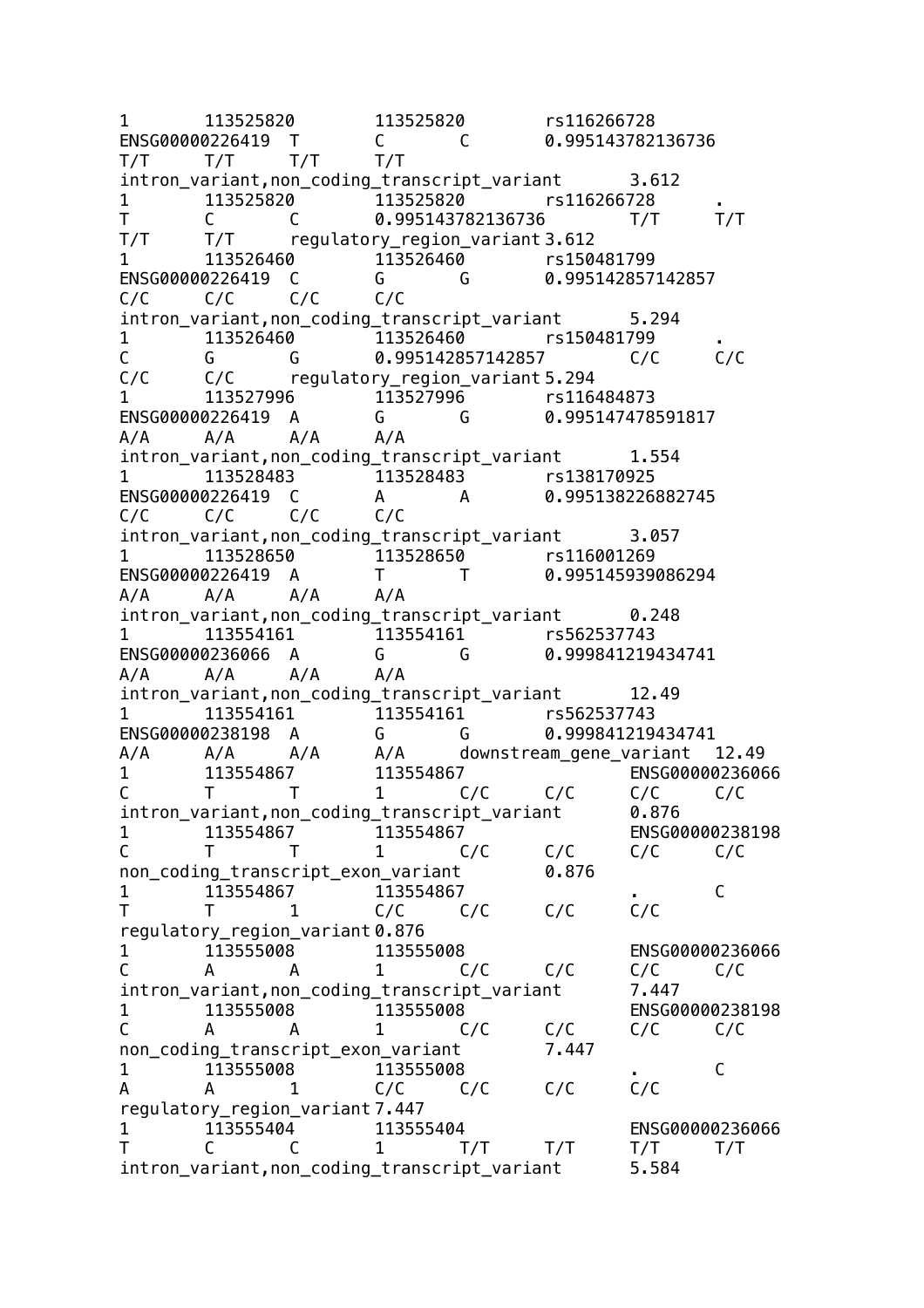```
1	113525820	113525820	rs116266728	
ENSG00000226419	T	C	C	0.995143782136736	
T/T	T/T	T/T	T/T	
intron_variant,non_coding_transcript_variant	3.612
1	113525820	113525820	rs116266728	.	
T	C	C	0.995143782136736	T/T	T/T	
T/T	T/T	regulatory_region_variant	3.612
1	113526460	113526460	rs150481799	
ENSG00000226419	C	G	G	0.995142857142857	
C/C	C/C	C/C	C/C	
intron_variant,non_coding_transcript_variant	5.294
1	113526460	113526460	rs150481799	.	
C	G	G	0.995142857142857	C/C	C/C	
C/C	C/C	regulatory_region_variant	5.294
1	113527996	113527996	rs116484873	
ENSG00000226419	A	G	G	0.995147478591817	
A/A	A/A	A/A	A/A	
intron_variant,non_coding_transcript_variant	1.554
1	113528483	113528483	rs138170925	
ENSG00000226419	C	A	A	0.995138226882745	
C/C	C/C	C/C	C/C	
intron_variant,non_coding_transcript_variant	3.057
1	113528650	113528650	rs116001269	
ENSG00000226419	A	T	T	0.995145939086294	
A/A	A/A	A/A	A/A	
intron_variant,non_coding_transcript_variant	0.248
1	113554161	113554161	rs562537743	
ENSG00000236066	A	G	G	0.999841219434741	
A/A	A/A	A/A	A/A	
intron_variant,non_coding_transcript_variant	12.49
1	113554161	113554161	rs562537743	
ENSG00000238198	A	G	G	0.999841219434741	
A/A	A/A	A/A	A/A	downstream_gene_variant	12.49
1	113554867	113554867		ENSG00000236066	
C	T	T	1	C/C	C/C	C/C	C/C	
intron_variant,non_coding_transcript_variant	0.876
1	113554867	113554867		ENSG00000238198	
C	T	T	1	C/C	C/C	C/C	C/C	
non_coding_transcript_exon_variant	0.876
1	113554867	113554867		.	C	
T	T	1	C/C	C/C	C/C	C/C	
regulatory_region_variant	0.876
1	113555008	113555008		ENSG00000236066	
C	A	A	1	C/C	C/C	C/C	C/C	
intron_variant,non_coding_transcript_variant	7.447
1	113555008	113555008		ENSG00000238198	
C	A	A	1	C/C	C/C	C/C	C/C	
non_coding_transcript_exon_variant	7.447
1	113555008	113555008		.	C	
A	A	1	C/C	C/C	C/C	C/C	
regulatory_region_variant	7.447
1	113555404	113555404		ENSG00000236066	
T	C	C	1	T/T	T/T	T/T	T/T	
intron_variant,non_coding_transcript_variant	5.584
```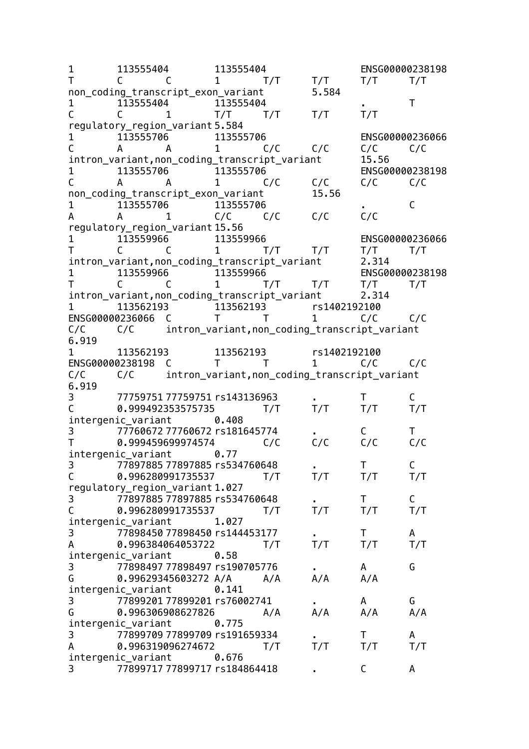```
1	113555404	113555404		ENSG00000238198
T	C	C	1	T/T	T/T	T/T	T/T
non_coding_transcript_exon_variant	5.584
1	113555404	113555404		.	T
C	C	1	T/T	T/T	T/T	T/T
regulatory_region_variant	5.584
1	113555706	113555706		ENSG00000236066
C	A	A	1	C/C	C/C	C/C	C/C
intron_variant,non_coding_transcript_variant	15.56
1	113555706	113555706		ENSG00000238198
C	A	A	1	C/C	C/C	C/C	C/C
non_coding_transcript_exon_variant	15.56
1	113555706	113555706		.	C
A	A	1	C/C	C/C	C/C	C/C
regulatory_region_variant	15.56
1	113559966	113559966		ENSG00000236066
T	C	C	1	T/T	T/T	T/T	T/T
intron_variant,non_coding_transcript_variant	2.314
1	113559966	113559966		ENSG00000238198
T	C	C	1	T/T	T/T	T/T	T/T
intron_variant,non_coding_transcript_variant	2.314
1	113562193	113562193	rs1402192100
ENSG00000236066	C	T	T	1	C/C	C/C
C/C	C/C	intron_variant,non_coding_transcript_variant
6.919
1	113562193	113562193	rs1402192100
ENSG00000238198	C	T	T	1	C/C	C/C
C/C	C/C	intron_variant,non_coding_transcript_variant
6.919
3	77759751	77759751	rs143136963	.	T	C
C	0.999492353575735	T/T	T/T	T/T	T/T
intergenic_variant	0.408
3	77760672	77760672	rs181645774	.	C	T
T	0.999459699974574	C/C	C/C	C/C	C/C
intergenic_variant	0.77
3	77897885	77897885	rs534760648	.	T	C
C	0.996280991735537	T/T	T/T	T/T	T/T
regulatory_region_variant	1.027
3	77897885	77897885	rs534760648	.	T	C
C	0.996280991735537	T/T	T/T	T/T	T/T
intergenic_variant	1.027
3	77898450	77898450	rs144453177	.	T	A
A	0.996384064053722	T/T	T/T	T/T	T/T
intergenic_variant	0.58
3	77898497	77898497	rs190705776	.	A	G
G	0.99629345603272	A/A	A/A	A/A	A/A
intergenic_variant	0.141
3	77899201	77899201	rs76002741	.	A	G
G	0.996306908627826	A/A	A/A	A/A	A/A
intergenic_variant	0.775
3	77899709	77899709	rs191659334	.	T	A
A	0.996319096274672	T/T	T/T	T/T	T/T
intergenic_variant	0.676
3	77899717	77899717	rs184864418	.	C	A
```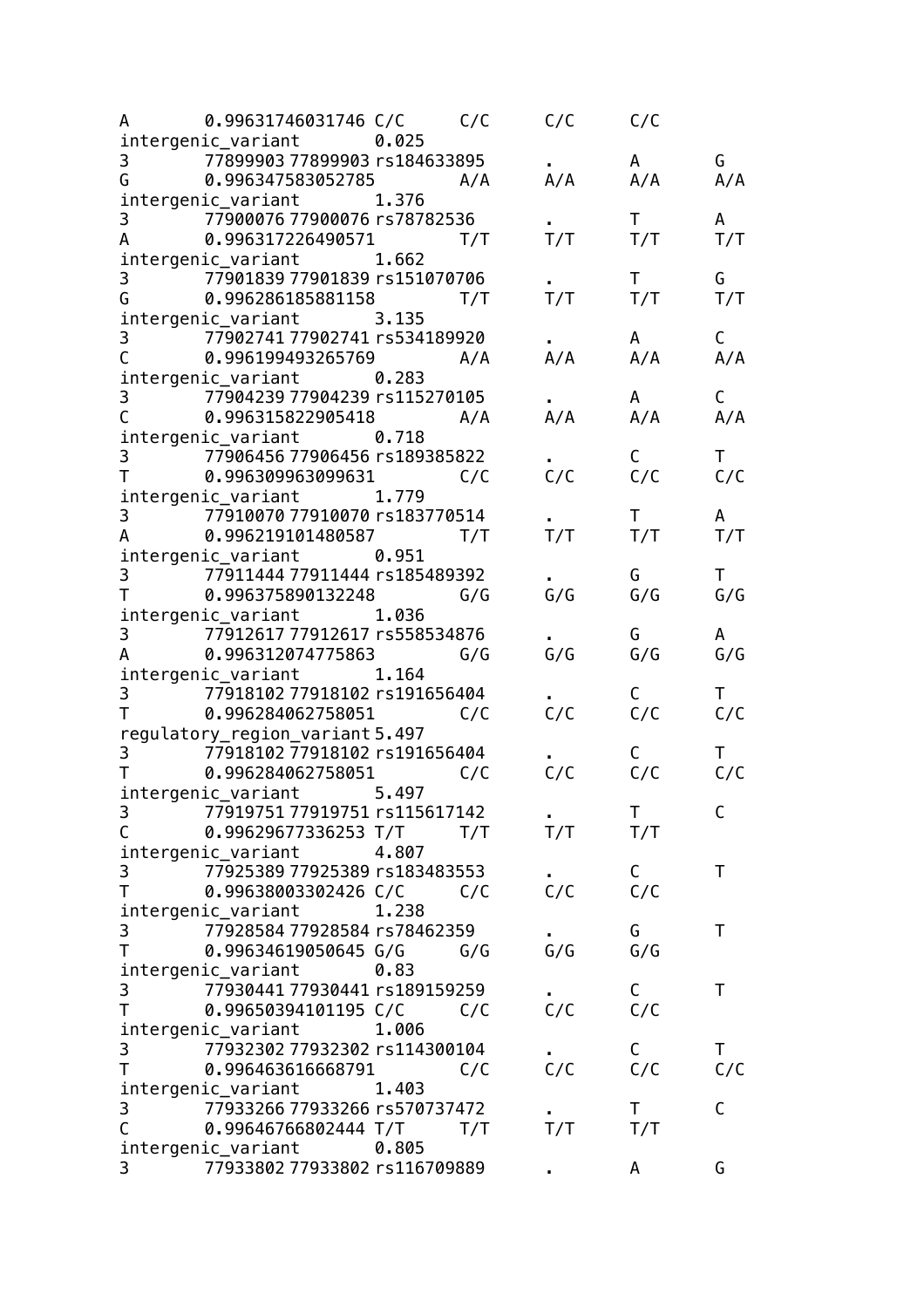```
A       0.99631746031746 C/C      C/C      C/C      C/C
intergenic_variant      0.025
3       77899903 77899903 rs184633895       .        A        G
G       0.996347583052785        A/A      A/A      A/A      A/A
intergenic_variant      1.376
3       77900076 77900076 rs78782536        .        T        A
A       0.996317226490571        T/T      T/T      T/T      T/T
intergenic_variant      1.662
3       77901839 77901839 rs151070706       .        T        G
G       0.996286185881158        T/T      T/T      T/T      T/T
intergenic_variant      3.135
3       77902741 77902741 rs534189920       .        A        C
C       0.996199493265769        A/A      A/A      A/A      A/A
intergenic_variant      0.283
3       77904239 77904239 rs115270105       .        A        C
C       0.996315822905418        A/A      A/A      A/A      A/A
intergenic_variant      0.718
3       77906456 77906456 rs189385822       .        C        T
T       0.996309963099631        C/C      C/C      C/C      C/C
intergenic_variant      1.779
3       77910070 77910070 rs183770514       .        T        A
A       0.996219101480587        T/T      T/T      T/T      T/T
intergenic_variant      0.951
3       77911444 77911444 rs185489392       .        G        T
T       0.996375890132248        G/G      G/G      G/G      G/G
intergenic_variant      1.036
3       77912617 77912617 rs558534876       .        G        A
A       0.996312074775863        G/G      G/G      G/G      G/G
intergenic_variant      1.164
3       77918102 77918102 rs191656404       .        C        T
T       0.996284062758051        C/C      C/C      C/C      C/C
regulatory_region_variant 5.497
3       77918102 77918102 rs191656404       .        C        T
T       0.996284062758051        C/C      C/C      C/C      C/C
intergenic_variant      5.497
3       77919751 77919751 rs115617142       .        T        C
C       0.99629677336253 T/T      T/T      T/T      T/T
intergenic_variant      4.807
3       77925389 77925389 rs183483553       .        C        T
T       0.99638003302426 C/C      C/C      C/C      C/C
intergenic_variant      1.238
3       77928584 77928584 rs78462359        .        G        T
T       0.99634619050645 G/G      G/G      G/G      G/G
intergenic_variant      0.83
3       77930441 77930441 rs189159259       .        C        T
T       0.99650394101195 C/C      C/C      C/C      C/C
intergenic_variant      1.006
3       77932302 77932302 rs114300104       .        C        T
T       0.996463616668791        C/C      C/C      C/C      C/C
intergenic_variant      1.403
3       77933266 77933266 rs570737472       .        T        C
C       0.99646766802444 T/T      T/T      T/T      T/T
intergenic_variant      0.805
3       77933802 77933802 rs116709889       .        A        G
```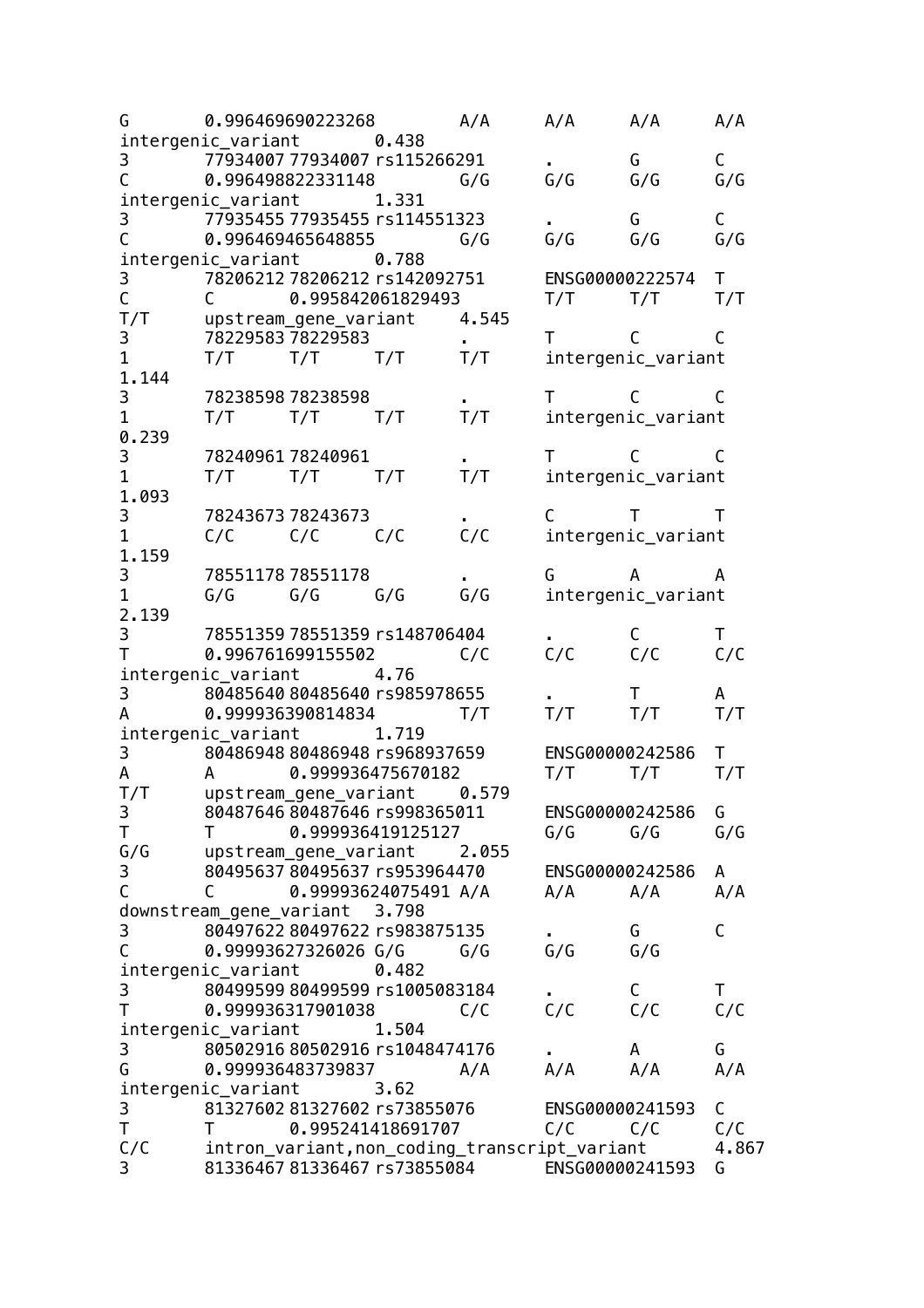```
G       0.996469690223268       A/A     A/A     A/A     A/A
intergenic_variant      0.438
3       77934007 77934007 rs115266291     .       G       C
C       0.996498822331148       G/G     G/G     G/G     G/G
intergenic_variant      1.331
3       77935455 77935455 rs114551323     .       G       C
C       0.996469465648855       G/G     G/G     G/G     G/G
intergenic_variant      0.788
3       78206212 78206212 rs142092751     ENSG00000222574  T
C       C       0.995842061829493       T/T     T/T     T/T
T/T     upstream_gene_variant   4.545
3       78229583 78229583         .       T       C       C
1       T/T     T/T     T/T     T/T     intergenic_variant
1.144
3       78238598 78238598         .       T       C       C
1       T/T     T/T     T/T     T/T     intergenic_variant
0.239
3       78240961 78240961         .       T       C       C
1       T/T     T/T     T/T     T/T     intergenic_variant
1.093
3       78243673 78243673         .       C       T       T
1       C/C     C/C     C/C     C/C     intergenic_variant
1.159
3       78551178 78551178         .       G       A       A
1       G/G     G/G     G/G     G/G     intergenic_variant
2.139
3       78551359 78551359 rs148706404     .       C       T
T       0.996761699155502       C/C     C/C     C/C     C/C
intergenic_variant      4.76
3       80485640 80485640 rs985978655     .       T       A
A       0.999936390814834       T/T     T/T     T/T     T/T
intergenic_variant      1.719
3       80486948 80486948 rs968937659     ENSG00000242586  T
A       A       0.999936475670182       T/T     T/T     T/T
T/T     upstream_gene_variant   0.579
3       80487646 80487646 rs998365011     ENSG00000242586  G
T       T       0.999936419125127       G/G     G/G     G/G
G/G     upstream_gene_variant   2.055
3       80495637 80495637 rs953964470     ENSG00000242586  A
C       C       0.99993624075491 A/A    A/A     A/A     A/A
downstream_gene_variant 3.798
3       80497622 80497622 rs983875135     .       G       C
C       0.99993627326026 G/G    G/G     G/G     G/G
intergenic_variant      0.482
3       80499599 80499599 rs1005083184    .       C       T
T       0.999936317901038       C/C     C/C     C/C     C/C
intergenic_variant      1.504
3       80502916 80502916 rs1048474176    .       A       G
G       0.999936483739837       A/A     A/A     A/A     A/A
intergenic_variant      3.62
3       81327602 81327602 rs73855076      ENSG00000241593  C
T       T       0.995241418691707       C/C     C/C     C/C
C/C     intron_variant,non_coding_transcript_variant    4.867
3       81336467 81336467 rs73855084      ENSG00000241593  G
```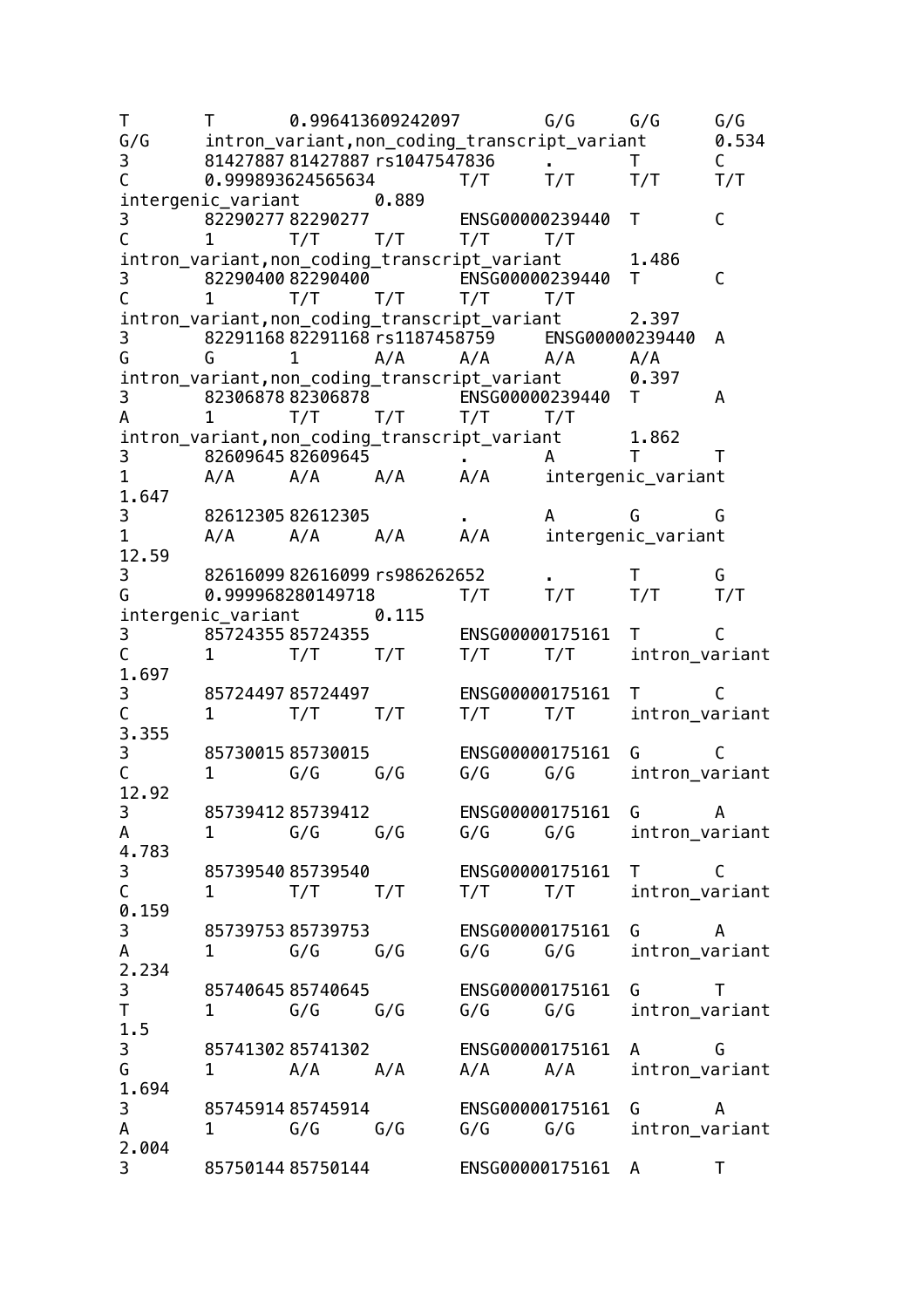```
T       T       0.996413609242097       G/G     G/G     G/G
G/G     intron_variant,non_coding_transcript_variant    0.534
3       81427887 81427887 rs1047547836   .       T       C
C       0.999893624565634       T/T     T/T     T/T     T/T
intergenic_variant      0.889
3       82290277 82290277       ENSG00000239440  T       C
C       1       T/T     T/T     T/T     T/T
intron_variant,non_coding_transcript_variant    1.486
3       82290400 82290400       ENSG00000239440  T       C
C       1       T/T     T/T     T/T     T/T
intron_variant,non_coding_transcript_variant    2.397
3       82291168 82291168 rs1187458759   ENSG00000239440  A
G       G       1       A/A     A/A     A/A     A/A
intron_variant,non_coding_transcript_variant    0.397
3       82306878 82306878       ENSG00000239440  T       A
A       1       T/T     T/T     T/T     T/T
intron_variant,non_coding_transcript_variant    1.862
3       82609645 82609645       .       A       T       T
1       A/A     A/A     A/A     A/A     intergenic_variant
1.647
3       82612305 82612305       .       A       G       G
1       A/A     A/A     A/A     A/A     intergenic_variant
12.59
3       82616099 82616099 rs986262652    .       T       G
G       0.999968280149718       T/T     T/T     T/T     T/T
intergenic_variant      0.115
3       85724355 85724355       ENSG00000175161  T       C
C       1       T/T     T/T     T/T     T/T     intron_variant
1.697
3       85724497 85724497       ENSG00000175161  T       C
C       1       T/T     T/T     T/T     T/T     intron_variant
3.355
3       85730015 85730015       ENSG00000175161  G       C
C       1       G/G     G/G     G/G     G/G     intron_variant
12.92
3       85739412 85739412       ENSG00000175161  G       A
A       1       G/G     G/G     G/G     G/G     intron_variant
4.783
3       85739540 85739540       ENSG00000175161  T       C
C       1       T/T     T/T     T/T     T/T     intron_variant
0.159
3       85739753 85739753       ENSG00000175161  G       A
A       1       G/G     G/G     G/G     G/G     intron_variant
2.234
3       85740645 85740645       ENSG00000175161  G       T
T       1       G/G     G/G     G/G     G/G     intron_variant
1.5
3       85741302 85741302       ENSG00000175161  A       G
G       1       A/A     A/A     A/A     A/A     intron_variant
1.694
3       85745914 85745914       ENSG00000175161  G       A
A       1       G/G     G/G     G/G     G/G     intron_variant
2.004
3       85750144 85750144       ENSG00000175161  A       T
```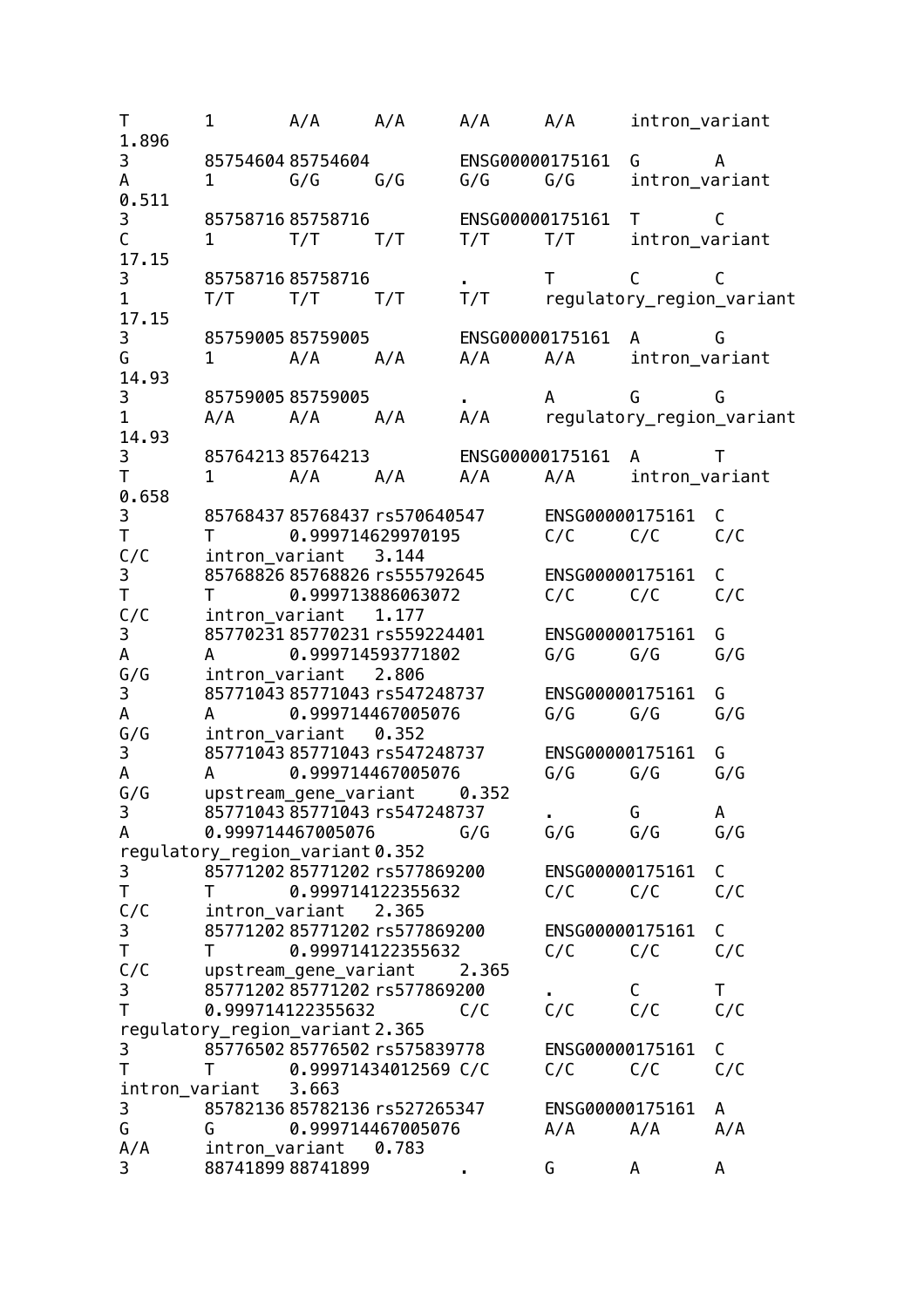```
T	1	A/A	A/A	A/A	A/A	intron_variant
1.896
3	85754604	85754604		ENSG00000175161	G	A
A	1	G/G	G/G	G/G	G/G	intron_variant
0.511
3	85758716	85758716		ENSG00000175161	T	C
C	1	T/T	T/T	T/T	T/T	intron_variant
17.15
3	85758716	85758716		.	T	C	C
1	T/T	T/T	T/T	T/T	regulatory_region_variant
17.15
3	85759005	85759005		ENSG00000175161	A	G
G	1	A/A	A/A	A/A	A/A	intron_variant
14.93
3	85759005	85759005		.	A	G	G
1	A/A	A/A	A/A	A/A	regulatory_region_variant
14.93
3	85764213	85764213		ENSG00000175161	A	T
T	1	A/A	A/A	A/A	A/A	intron_variant
0.658
3	85768437	85768437	rs570640547	ENSG00000175161	C
T	T	0.999714629970195	C/C	C/C	C/C
C/C	intron_variant	3.144
3	85768826	85768826	rs555792645	ENSG00000175161	C
T	T	0.999713886063072	C/C	C/C	C/C
C/C	intron_variant	1.177
3	85770231	85770231	rs559224401	ENSG00000175161	G
A	A	0.999714593771802	G/G	G/G	G/G
G/G	intron_variant	2.806
3	85771043	85771043	rs547248737	ENSG00000175161	G
A	A	0.999714467005076	G/G	G/G	G/G
G/G	intron_variant	0.352
3	85771043	85771043	rs547248737	ENSG00000175161	G
A	A	0.999714467005076	G/G	G/G	G/G
G/G	upstream_gene_variant	0.352
3	85771043	85771043	rs547248737	.	G	A
A	0.999714467005076	G/G	G/G	G/G	G/G
regulatory_region_variant	0.352
3	85771202	85771202	rs577869200	ENSG00000175161	C
T	T	0.999714122355632	C/C	C/C	C/C
C/C	intron_variant	2.365
3	85771202	85771202	rs577869200	ENSG00000175161	C
T	T	0.999714122355632	C/C	C/C	C/C
C/C	upstream_gene_variant	2.365
3	85771202	85771202	rs577869200	.	C	T
T	0.999714122355632	C/C	C/C	C/C	C/C
regulatory_region_variant	2.365
3	85776502	85776502	rs575839778	ENSG00000175161	C
T	T	0.99971434012569	C/C	C/C	C/C	C/C
intron_variant	3.663
3	85782136	85782136	rs527265347	ENSG00000175161	A
G	G	0.999714467005076	A/A	A/A	A/A
A/A	intron_variant	0.783
3	88741899	88741899		.	G	A	A
```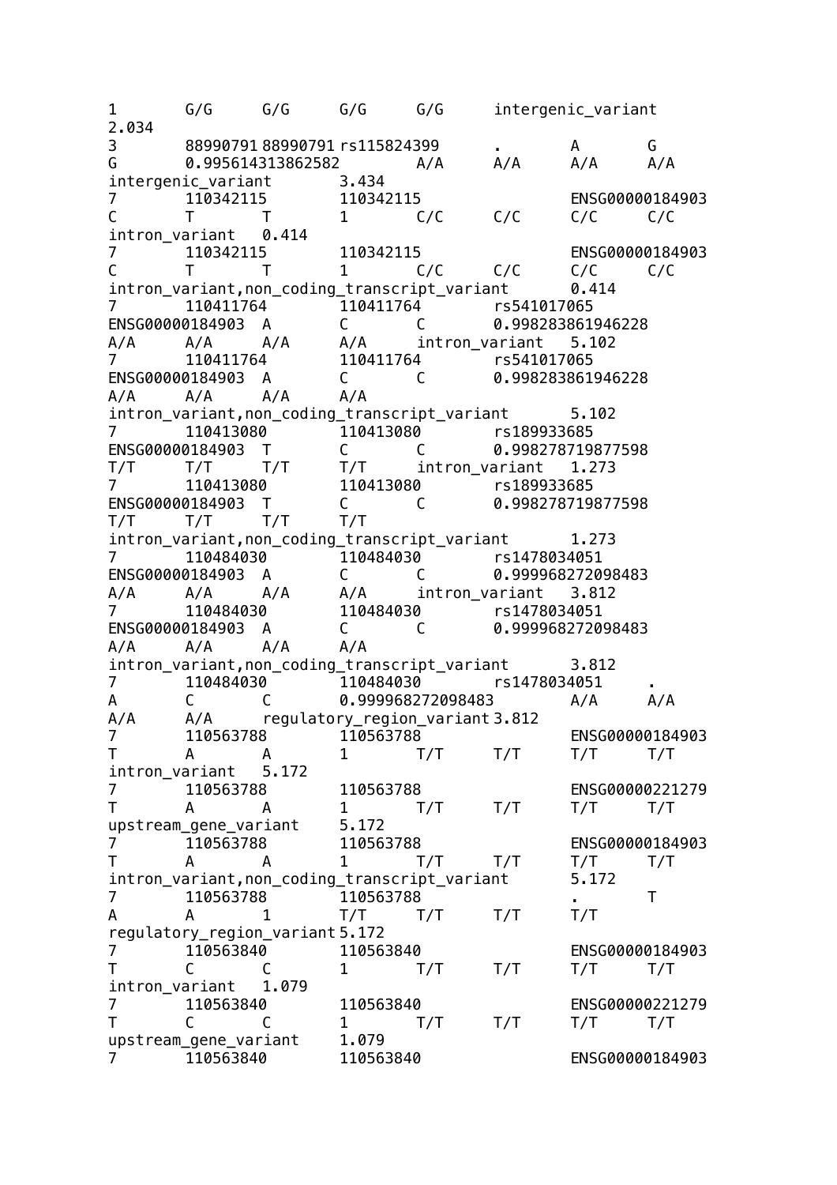```
1	G/G	G/G	G/G	G/G	intergenic_variant
2.034
3	88990791	88990791	rs115824399	.	A	G
G	0.995614313862582	A/A	A/A	A/A	A/A
intergenic_variant	3.434
7	110342115	110342115		ENSG00000184903
C	T	T	1	C/C	C/C	C/C	C/C
intron_variant	0.414
7	110342115	110342115		ENSG00000184903
C	T	T	1	C/C	C/C	C/C	C/C
intron_variant,non_coding_transcript_variant	0.414
7	110411764	110411764	rs541017065
ENSG00000184903	A	C	C	0.998283861946228
A/A	A/A	A/A	A/A	intron_variant	5.102
7	110411764	110411764	rs541017065
ENSG00000184903	A	C	C	0.998283861946228
A/A	A/A	A/A	A/A
intron_variant,non_coding_transcript_variant	5.102
7	110413080	110413080	rs189933685
ENSG00000184903	T	C	C	0.998278719877598
T/T	T/T	T/T	T/T	intron_variant	1.273
7	110413080	110413080	rs189933685
ENSG00000184903	T	C	C	0.998278719877598
T/T	T/T	T/T	T/T
intron_variant,non_coding_transcript_variant	1.273
7	110484030	110484030	rs1478034051
ENSG00000184903	A	C	C	0.999968272098483
A/A	A/A	A/A	A/A	intron_variant	3.812
7	110484030	110484030	rs1478034051
ENSG00000184903	A	C	C	0.999968272098483
A/A	A/A	A/A	A/A
intron_variant,non_coding_transcript_variant	3.812
7	110484030	110484030	rs1478034051	.
A	C	C	0.999968272098483	A/A	A/A
A/A	A/A	regulatory_region_variant	3.812
7	110563788	110563788		ENSG00000184903
T	A	A	1	T/T	T/T	T/T	T/T
intron_variant	5.172
7	110563788	110563788		ENSG00000221279
T	A	A	1	T/T	T/T	T/T	T/T
upstream_gene_variant	5.172
7	110563788	110563788		ENSG00000184903
T	A	A	1	T/T	T/T	T/T	T/T
intron_variant,non_coding_transcript_variant	5.172
7	110563788	110563788		.	T
A	A	1	T/T	T/T	T/T	T/T
regulatory_region_variant	5.172
7	110563840	110563840		ENSG00000184903
T	C	C	1	T/T	T/T	T/T	T/T
intron_variant	1.079
7	110563840	110563840		ENSG00000221279
T	C	C	1	T/T	T/T	T/T	T/T
upstream_gene_variant	1.079
7	110563840	110563840		ENSG00000184903
```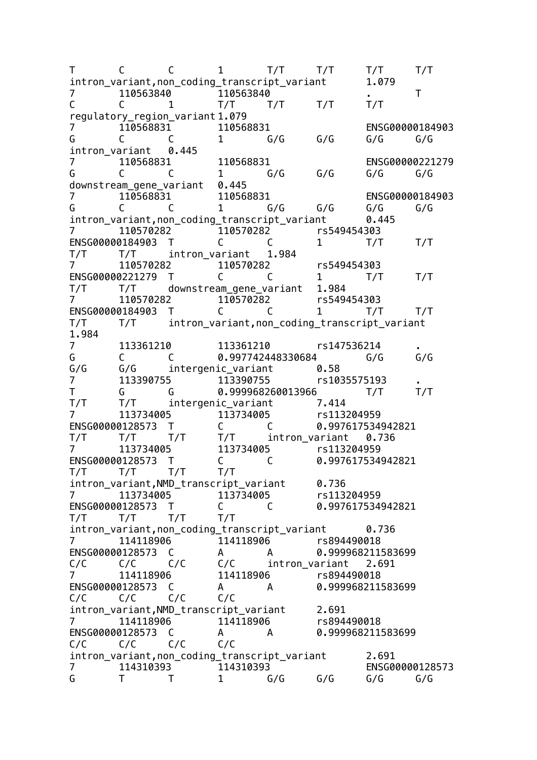```
T	C	C	1	T/T	T/T	T/T	T/T
intron_variant,non_coding_transcript_variant	1.079
7	110563840	110563840		.	T
C	C	1	T/T	T/T	T/T	T/T
regulatory_region_variant	1.079
7	110568831	110568831		ENSG00000184903
G	C	C	1	G/G	G/G	G/G	G/G
intron_variant	0.445
7	110568831	110568831		ENSG00000221279
G	C	C	1	G/G	G/G	G/G	G/G
downstream_gene_variant	0.445
7	110568831	110568831		ENSG00000184903
G	C	C	1	G/G	G/G	G/G	G/G
intron_variant,non_coding_transcript_variant	0.445
7	110570282	110570282	rs549454303
ENSG00000184903	T	C	C	1	T/T	T/T
T/T	T/T	intron_variant	1.984
7	110570282	110570282	rs549454303
ENSG00000221279	T	C	C	1	T/T	T/T
T/T	T/T	downstream_gene_variant	1.984
7	110570282	110570282	rs549454303
ENSG00000184903	T	C	C	1	T/T	T/T
T/T	T/T	intron_variant,non_coding_transcript_variant
1.984
7	113361210	113361210	rs147536214	.
G	C	C	0.997742448330684	G/G	G/G
G/G	G/G	intergenic_variant	0.58
7	113390755	113390755	rs1035575193	.
T	G	G	0.999968260013966	T/T	T/T
T/T	T/T	intergenic_variant	7.414
7	113734005	113734005	rs113204959
ENSG00000128573	T	C	C	0.997617534942821
T/T	T/T	T/T	T/T	intron_variant	0.736
7	113734005	113734005	rs113204959
ENSG00000128573	T	C	C	0.997617534942821
T/T	T/T	T/T	T/T
intron_variant,NMD_transcript_variant	0.736
7	113734005	113734005	rs113204959
ENSG00000128573	T	C	C	0.997617534942821
T/T	T/T	T/T	T/T
intron_variant,non_coding_transcript_variant	0.736
7	114118906	114118906	rs894490018
ENSG00000128573	C	A	A	0.999968211583699
C/C	C/C	C/C	C/C	intron_variant	2.691
7	114118906	114118906	rs894490018
ENSG00000128573	C	A	A	0.999968211583699
C/C	C/C	C/C	C/C
intron_variant,NMD_transcript_variant	2.691
7	114118906	114118906	rs894490018
ENSG00000128573	C	A	A	0.999968211583699
C/C	C/C	C/C	C/C
intron_variant,non_coding_transcript_variant	2.691
7	114310393	114310393		ENSG00000128573
G	T	T	1	G/G	G/G	G/G	G/G
```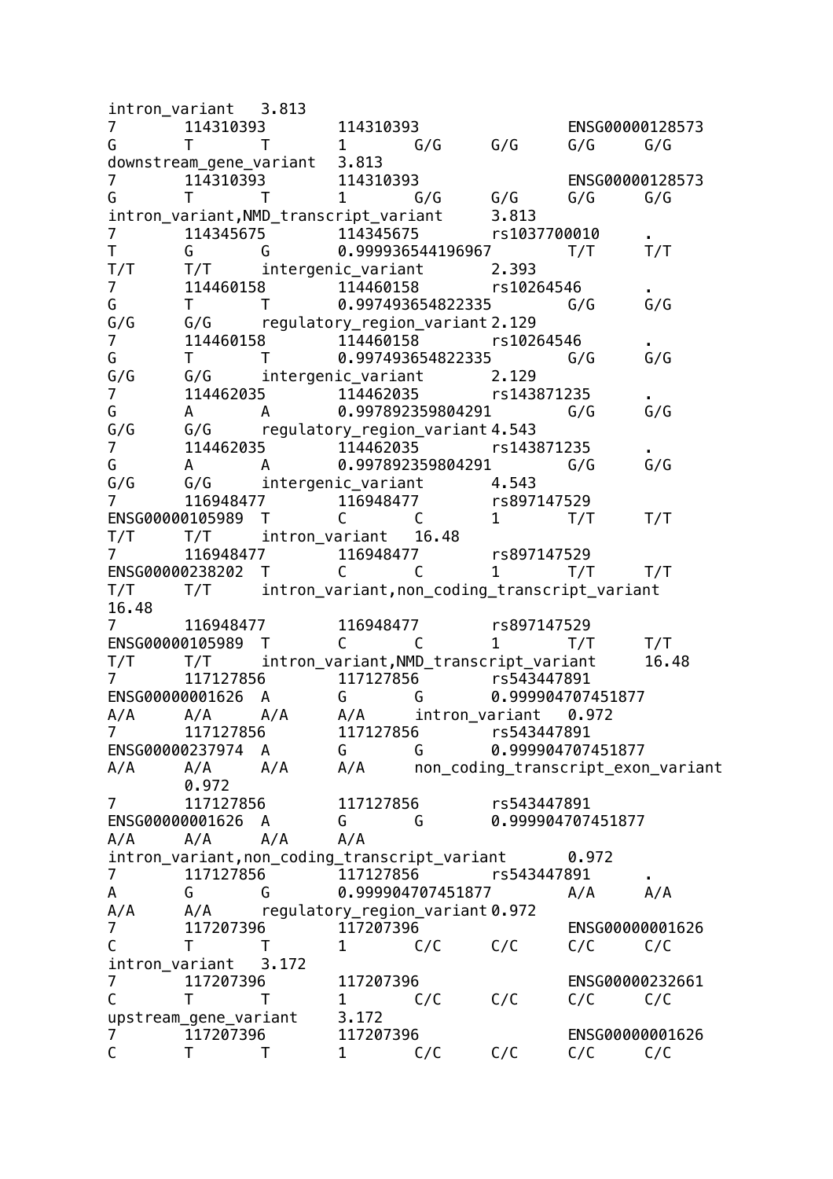```
intron_variant   3.813
7       114310393       114310393                       ENSG00000128573
G       T       T       1       G/G     G/G     G/G     G/G
downstream_gene_variant  3.813
7       114310393       114310393                       ENSG00000128573
G       T       T       1       G/G     G/G     G/G     G/G
intron_variant,NMD_transcript_variant     3.813
7       114345675       114345675       rs1037700010    .
T       G       G       0.999936544196967       T/T     T/T
T/T     T/T     intergenic_variant      2.393
7       114460158       114460158       rs10264546      .
G       T       T       0.997493654822335       G/G     G/G
G/G     G/G     regulatory_region_variant 2.129
7       114460158       114460158       rs10264546      .
G       T       T       0.997493654822335       G/G     G/G
G/G     G/G     intergenic_variant      2.129
7       114462035       114462035       rs143871235     .
G       A       A       0.997892359804291       G/G     G/G
G/G     G/G     regulatory_region_variant 4.543
7       114462035       114462035       rs143871235     .
G       A       A       0.997892359804291       G/G     G/G
G/G     G/G     intergenic_variant      4.543
7       116948477       116948477       rs897147529
ENSG00000105989  T      C       C       1       T/T     T/T
T/T     T/T     intron_variant   16.48
7       116948477       116948477       rs897147529
ENSG00000238202  T      C       C       1       T/T     T/T
T/T     T/T     intron_variant,non_coding_transcript_variant
16.48
7       116948477       116948477       rs897147529
ENSG00000105989  T      C       C       1       T/T     T/T
T/T     T/T     intron_variant,NMD_transcript_variant     16.48
7       117127856       117127856       rs543447891
ENSG00000001626  A      G       G       0.999904707451877
A/A     A/A     A/A     A/A     intron_variant   0.972
7       117127856       117127856       rs543447891
ENSG00000237974  A      G       G       0.999904707451877
A/A     A/A     A/A     A/A     non_coding_transcript_exon_variant
        0.972
7       117127856       117127856       rs543447891
ENSG00000001626  A      G       G       0.999904707451877
A/A     A/A     A/A     A/A
intron_variant,non_coding_transcript_variant      0.972
7       117127856       117127856       rs543447891     .
A       G       G       0.999904707451877       A/A     A/A
A/A     A/A     regulatory_region_variant 0.972
7       117207396       117207396                       ENSG00000001626
C       T       T       1       C/C     C/C     C/C     C/C
intron_variant   3.172
7       117207396       117207396                       ENSG00000232661
C       T       T       1       C/C     C/C     C/C     C/C
upstream_gene_variant    3.172
7       117207396       117207396                       ENSG00000001626
C       T       T       1       C/C     C/C     C/C     C/C
```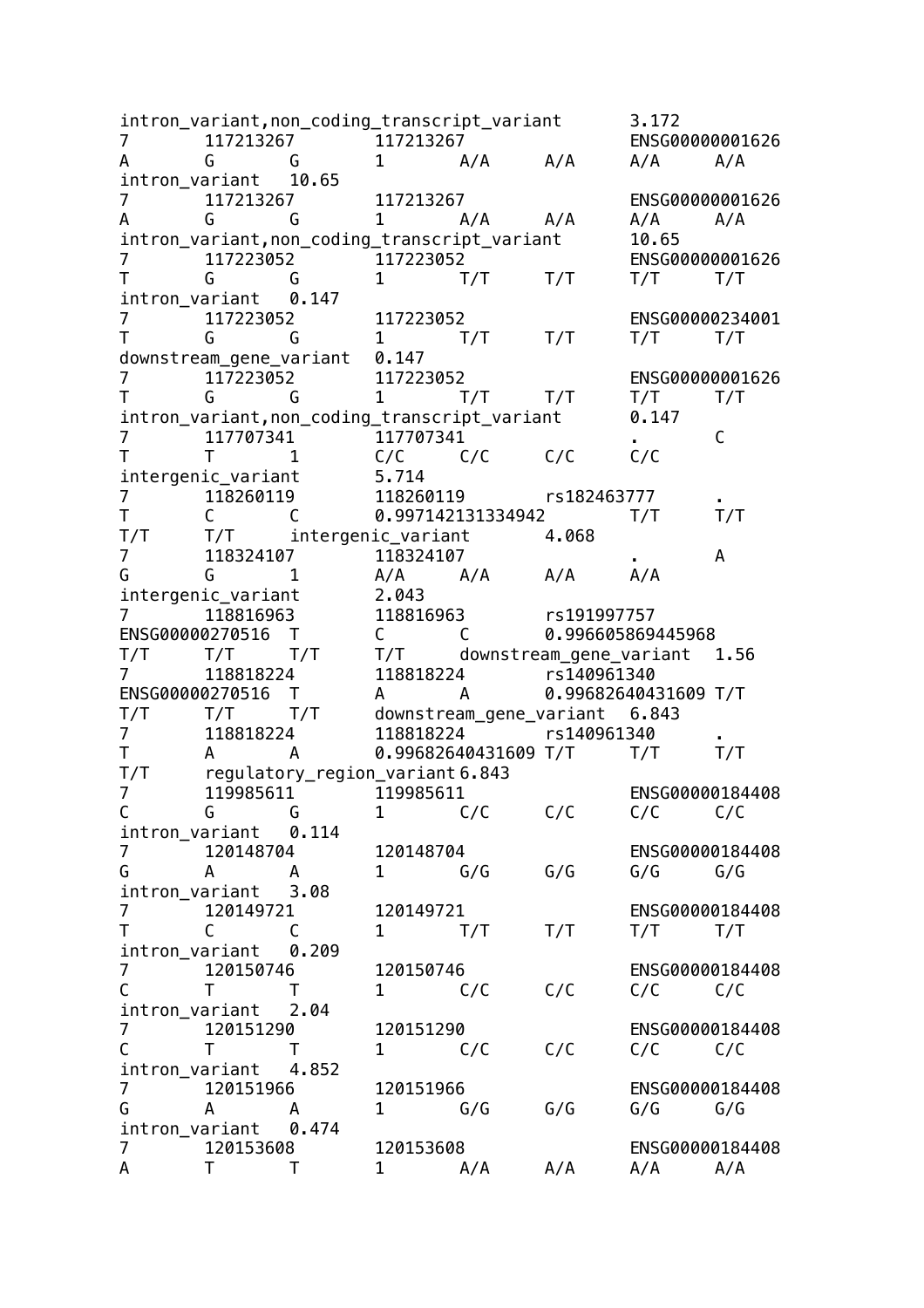```
intron_variant,non_coding_transcript_variant       3.172
7       117213267       117213267               ENSG00000001626
A       G       G       1       A/A     A/A     A/A     A/A
intron_variant  10.65
7       117213267       117213267               ENSG00000001626
A       G       G       1       A/A     A/A     A/A     A/A
intron_variant,non_coding_transcript_variant       10.65
7       117223052       117223052               ENSG00000001626
T       G       G       1       T/T     T/T     T/T     T/T
intron_variant  0.147
7       117223052       117223052               ENSG00000234001
T       G       G       1       T/T     T/T     T/T     T/T
downstream_gene_variant  0.147
7       117223052       117223052               ENSG00000001626
T       G       G       1       T/T     T/T     T/T     T/T
intron_variant,non_coding_transcript_variant       0.147
7       117707341       117707341               .       C
T       T       1       C/C     C/C     C/C     C/C
intergenic_variant       5.714
7       118260119       118260119       rs182463777     .
T       C       C       0.997142131334942       T/T     T/T
T/T     T/T     intergenic_variant       4.068
7       118324107       118324107               .       A
G       G       1       A/A     A/A     A/A     A/A
intergenic_variant       2.043
7       118816963       118816963       rs191997757
ENSG00000270516  T       C       C       0.996605869445968
T/T     T/T     T/T     T/T     downstream_gene_variant  1.56
7       118818224       118818224       rs140961340
ENSG00000270516  T       A       A       0.99682640431609 T/T
T/T     T/T     T/T     downstream_gene_variant  6.843
7       118818224       118818224       rs140961340     .
T       A       A       0.99682640431609 T/T     T/T     T/T
T/T     regulatory_region_variant 6.843
7       119985611       119985611               ENSG00000184408
C       G       G       1       C/C     C/C     C/C     C/C
intron_variant  0.114
7       120148704       120148704               ENSG00000184408
G       A       A       1       G/G     G/G     G/G     G/G
intron_variant  3.08
7       120149721       120149721               ENSG00000184408
T       C       C       1       T/T     T/T     T/T     T/T
intron_variant  0.209
7       120150746       120150746               ENSG00000184408
C       T       T       1       C/C     C/C     C/C     C/C
intron_variant  2.04
7       120151290       120151290               ENSG00000184408
C       T       T       1       C/C     C/C     C/C     C/C
intron_variant  4.852
7       120151966       120151966               ENSG00000184408
G       A       A       1       G/G     G/G     G/G     G/G
intron_variant  0.474
7       120153608       120153608               ENSG00000184408
A       T       T       1       A/A     A/A     A/A     A/A
```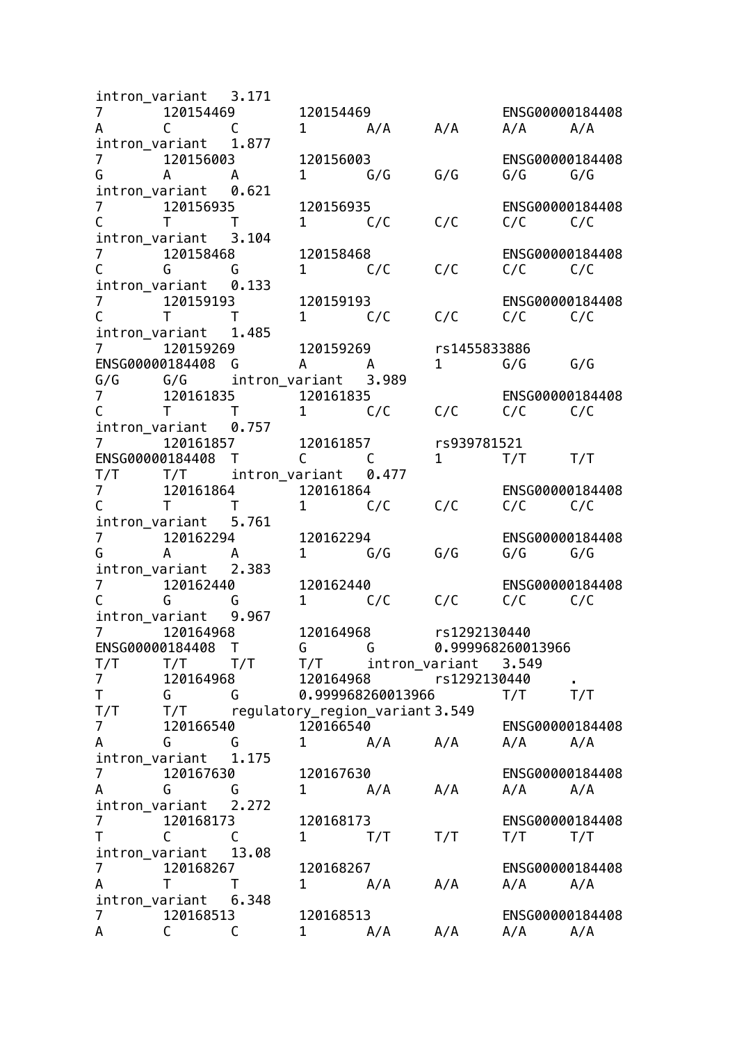```
intron_variant   3.171
7       120154469       120154469               ENSG00000184408
A       C       C       1       A/A     A/A     A/A     A/A
intron_variant   1.877
7       120156003       120156003               ENSG00000184408
G       A       A       1       G/G     G/G     G/G     G/G
intron_variant   0.621
7       120156935       120156935               ENSG00000184408
C       T       T       1       C/C     C/C     C/C     C/C
intron_variant   3.104
7       120158468       120158468               ENSG00000184408
C       G       G       1       C/C     C/C     C/C     C/C
intron_variant   0.133
7       120159193       120159193               ENSG00000184408
C       T       T       1       C/C     C/C     C/C     C/C
intron_variant   1.485
7       120159269       120159269       rs1455833886
ENSG00000184408  G       A       A       1       G/G     G/G
G/G     G/G     intron_variant   3.989
7       120161835       120161835               ENSG00000184408
C       T       T       1       C/C     C/C     C/C     C/C
intron_variant   0.757
7       120161857       120161857       rs939781521
ENSG00000184408  T       C       C       1       T/T     T/T
T/T     T/T     intron_variant   0.477
7       120161864       120161864               ENSG00000184408
C       T       T       1       C/C     C/C     C/C     C/C
intron_variant   5.761
7       120162294       120162294               ENSG00000184408
G       A       A       1       G/G     G/G     G/G     G/G
intron_variant   2.383
7       120162440       120162440               ENSG00000184408
C       G       G       1       C/C     C/C     C/C     C/C
intron_variant   9.967
7       120164968       120164968       rs1292130440
ENSG00000184408  T       G       G       0.999968260013966
T/T     T/T     T/T     T/T     intron_variant   3.549
7       120164968       120164968       rs1292130440    .
T       G       G       0.999968260013966       T/T     T/T
T/T     T/T     regulatory_region_variant 3.549
7       120166540       120166540               ENSG00000184408
A       G       G       1       A/A     A/A     A/A     A/A
intron_variant   1.175
7       120167630       120167630               ENSG00000184408
A       G       G       1       A/A     A/A     A/A     A/A
intron_variant   2.272
7       120168173       120168173               ENSG00000184408
T       C       C       1       T/T     T/T     T/T     T/T
intron_variant   13.08
7       120168267       120168267               ENSG00000184408
A       T       T       1       A/A     A/A     A/A     A/A
intron_variant   6.348
7       120168513       120168513               ENSG00000184408
A       C       C       1       A/A     A/A     A/A     A/A
```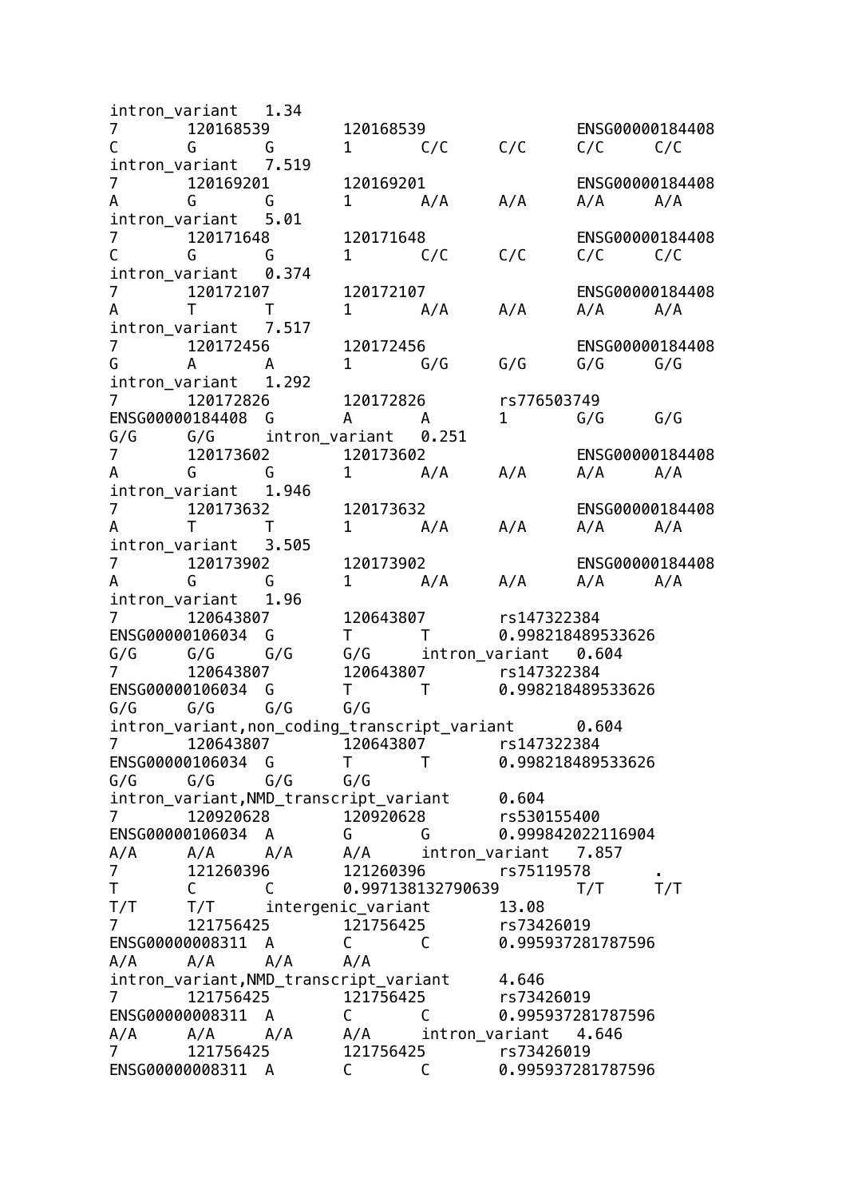```
intron_variant   1.34
7       120168539       120168539               ENSG00000184408
C       G       G       1       C/C     C/C     C/C     C/C
intron_variant   7.519
7       120169201       120169201               ENSG00000184408
A       G       G       1       A/A     A/A     A/A     A/A
intron_variant   5.01
7       120171648       120171648               ENSG00000184408
C       G       G       1       C/C     C/C     C/C     C/C
intron_variant   0.374
7       120172107       120172107               ENSG00000184408
A       T       T       1       A/A     A/A     A/A     A/A
intron_variant   7.517
7       120172456       120172456               ENSG00000184408
G       A       A       1       G/G     G/G     G/G     G/G
intron_variant   1.292
7       120172826       120172826       rs776503749
ENSG00000184408  G       A       A       1       G/G     G/G
G/G     G/G     intron_variant   0.251
7       120173602       120173602               ENSG00000184408
A       G       G       1       A/A     A/A     A/A     A/A
intron_variant   1.946
7       120173632       120173632               ENSG00000184408
A       T       T       1       A/A     A/A     A/A     A/A
intron_variant   3.505
7       120173902       120173902               ENSG00000184408
A       G       G       1       A/A     A/A     A/A     A/A
intron_variant   1.96
7       120643807       120643807       rs147322384
ENSG00000106034  G       T       T       0.998218489533626
G/G     G/G     G/G     G/G     intron_variant   0.604
7       120643807       120643807       rs147322384
ENSG00000106034  G       T       T       0.998218489533626
G/G     G/G     G/G     G/G
intron_variant,non_coding_transcript_variant      0.604
7       120643807       120643807       rs147322384
ENSG00000106034  G       T       T       0.998218489533626
G/G     G/G     G/G     G/G
intron_variant,NMD_transcript_variant      0.604
7       120920628       120920628       rs530155400
ENSG00000106034  A       G       G       0.999842022116904
A/A     A/A     A/A     A/A     intron_variant   7.857
7       121260396       121260396       rs75119578      .
T       C       C       0.997138132790639       T/T     T/T
T/T     T/T     intergenic_variant      13.08
7       121756425       121756425       rs73426019
ENSG00000008311  A       C       C       0.995937281787596
A/A     A/A     A/A     A/A
intron_variant,NMD_transcript_variant      4.646
7       121756425       121756425       rs73426019
ENSG00000008311  A       C       C       0.995937281787596
A/A     A/A     A/A     A/A     intron_variant   4.646
7       121756425       121756425       rs73426019
ENSG00000008311  A       C       C       0.995937281787596
```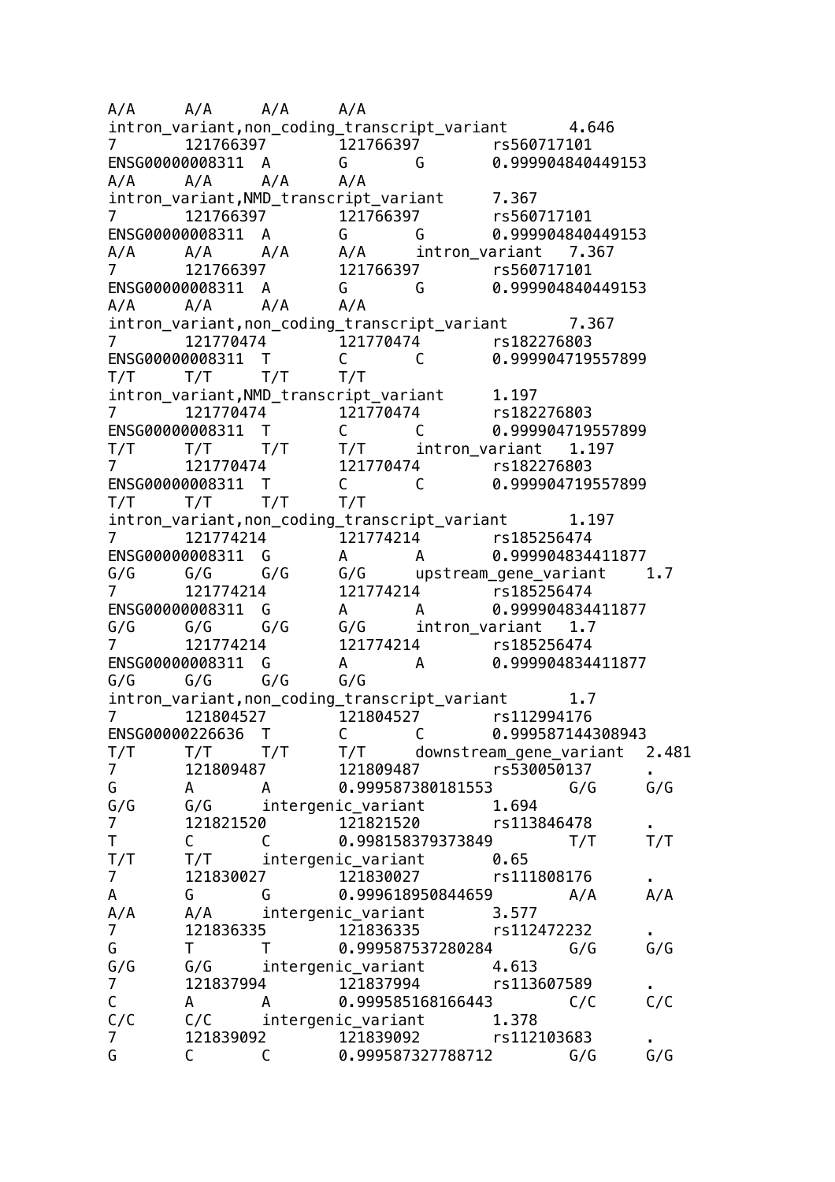```
A/A     A/A     A/A     A/A
intron_variant,non_coding_transcript_variant      4.646
7       121766397       121766397       rs560717101
ENSG00000008311  A      G       G       0.999904840449153
A/A     A/A     A/A     A/A
intron_variant,NMD_transcript_variant     7.367
7       121766397       121766397       rs560717101
ENSG00000008311  A      G       G       0.999904840449153
A/A     A/A     A/A     A/A     intron_variant  7.367
7       121766397       121766397       rs560717101
ENSG00000008311  A      G       G       0.999904840449153
A/A     A/A     A/A     A/A
intron_variant,non_coding_transcript_variant      7.367
7       121770474       121770474       rs182276803
ENSG00000008311  T      C       C       0.999904719557899
T/T     T/T     T/T     T/T
intron_variant,NMD_transcript_variant     1.197
7       121770474       121770474       rs182276803
ENSG00000008311  T      C       C       0.999904719557899
T/T     T/T     T/T     T/T     intron_variant  1.197
7       121770474       121770474       rs182276803
ENSG00000008311  T      C       C       0.999904719557899
T/T     T/T     T/T     T/T
intron_variant,non_coding_transcript_variant      1.197
7       121774214       121774214       rs185256474
ENSG00000008311  G      A       A       0.999904834411877
G/G     G/G     G/G     G/G     upstream_gene_variant    1.7
7       121774214       121774214       rs185256474
ENSG00000008311  G      A       A       0.999904834411877
G/G     G/G     G/G     G/G     intron_variant  1.7
7       121774214       121774214       rs185256474
ENSG00000008311  G      A       A       0.999904834411877
G/G     G/G     G/G     G/G
intron_variant,non_coding_transcript_variant      1.7
7       121804527       121804527       rs112994176
ENSG00000226636  T      C       C       0.999587144308943
T/T     T/T     T/T     T/T     downstream_gene_variant  2.481
7       121809487       121809487       rs530050137     .
G       A       A       0.999587380181553       G/G     G/G
G/G     G/G     intergenic_variant      1.694
7       121821520       121821520       rs113846478     .
T       C       C       0.998158379373849       T/T     T/T
T/T     T/T     intergenic_variant      0.65
7       121830027       121830027       rs111808176     .
A       G       G       0.999618950844659       A/A     A/A
A/A     A/A     intergenic_variant      3.577
7       121836335       121836335       rs112472232     .
G       T       T       0.999587537280284       G/G     G/G
G/G     G/G     intergenic_variant      4.613
7       121837994       121837994       rs113607589     .
C       A       A       0.999585168166443       C/C     C/C
C/C     C/C     intergenic_variant      1.378
7       121839092       121839092       rs112103683     .
G       C       C       0.999587327788712       G/G     G/G
```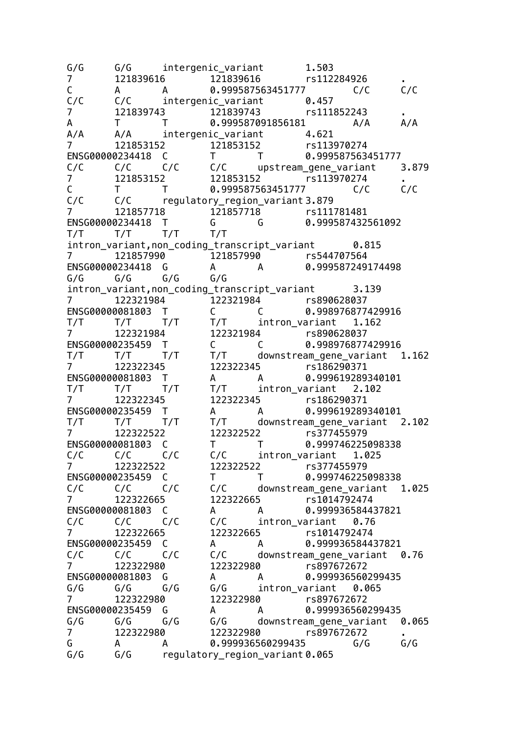```
G/G	G/G	intergenic_variant	1.503
7	121839616	121839616	rs112284926	.
C	A	A	0.999587563451777	C/C	C/C
C/C	C/C	intergenic_variant	0.457
7	121839743	121839743	rs111852243	.
A	T	T	0.999587091856181	A/A	A/A
A/A	A/A	intergenic_variant	4.621
7	121853152	121853152	rs113970274
ENSG00000234418	C	T	T	0.999587563451777
C/C	C/C	C/C	C/C	upstream_gene_variant	3.879
7	121853152	121853152	rs113970274	.
C	T	T	0.999587563451777	C/C	C/C
C/C	C/C	regulatory_region_variant	3.879
7	121857718	121857718	rs111781481
ENSG00000234418	T	G	G	0.999587432561092
T/T	T/T	T/T	T/T
intron_variant,non_coding_transcript_variant	0.815
7	121857990	121857990	rs544707564
ENSG00000234418	G	A	A	0.999587249174498
G/G	G/G	G/G	G/G
intron_variant,non_coding_transcript_variant	3.139
7	122321984	122321984	rs890628037
ENSG00000081803	T	C	C	0.998976877429916
T/T	T/T	T/T	T/T	intron_variant	1.162
7	122321984	122321984	rs890628037
ENSG00000235459	T	C	C	0.998976877429916
T/T	T/T	T/T	T/T	downstream_gene_variant	1.162
7	122322345	122322345	rs186290371
ENSG00000081803	T	A	A	0.999619289340101
T/T	T/T	T/T	T/T	intron_variant	2.102
7	122322345	122322345	rs186290371
ENSG00000235459	T	A	A	0.999619289340101
T/T	T/T	T/T	T/T	downstream_gene_variant	2.102
7	122322522	122322522	rs377455979
ENSG00000081803	C	T	T	0.999746225098338
C/C	C/C	C/C	C/C	intron_variant	1.025
7	122322522	122322522	rs377455979
ENSG00000235459	C	T	T	0.999746225098338
C/C	C/C	C/C	C/C	downstream_gene_variant	1.025
7	122322665	122322665	rs1014792474
ENSG00000081803	C	A	A	0.999936584437821
C/C	C/C	C/C	C/C	intron_variant	0.76
7	122322665	122322665	rs1014792474
ENSG00000235459	C	A	A	0.999936584437821
C/C	C/C	C/C	C/C	downstream_gene_variant	0.76
7	122322980	122322980	rs897672672
ENSG00000081803	G	A	A	0.999936560299435
G/G	G/G	G/G	G/G	intron_variant	0.065
7	122322980	122322980	rs897672672
ENSG00000235459	G	A	A	0.999936560299435
G/G	G/G	G/G	G/G	downstream_gene_variant	0.065
7	122322980	122322980	rs897672672	.
G	A	A	0.999936560299435	G/G	G/G
G/G	G/G	regulatory_region_variant	0.065
```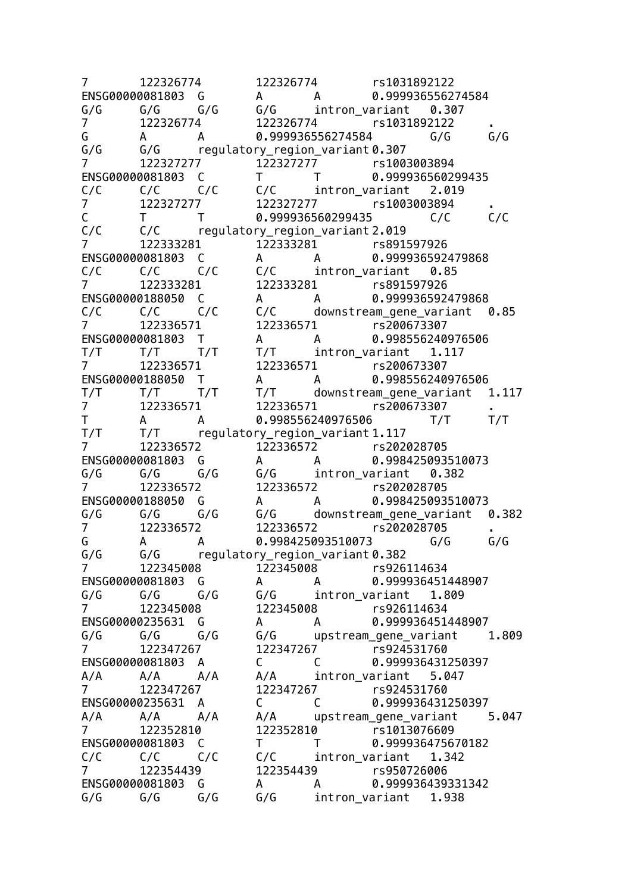```
7	122326774	122326774	rs1031892122	ENSG00000081803	G	A	A	0.999936556274584	G/G	G/G	G/G	G/G	intron_variant	0.307
7	122326774	122326774	rs1031892122	.	G	A	A	0.999936556274584	G/G	G/G	G/G	G/G	regulatory_region_variant	0.307
7	122327277	122327277	rs1003003894	ENSG00000081803	C	T	T	0.999936560299435	C/C	C/C	C/C	C/C	intron_variant	2.019
7	122327277	122327277	rs1003003894	.	C	T	T	0.999936560299435	C/C	C/C	C/C	C/C	regulatory_region_variant	2.019
7	122333281	122333281	rs891597926	ENSG00000081803	C	A	A	0.999936592479868	C/C	C/C	C/C	C/C	intron_variant	0.85
7	122333281	122333281	rs891597926	ENSG00000188050	C	A	A	0.999936592479868	C/C	C/C	C/C	C/C	downstream_gene_variant	0.85
7	122336571	122336571	rs200673307	ENSG00000081803	T	A	A	0.998556240976506	T/T	T/T	T/T	T/T	intron_variant	1.117
7	122336571	122336571	rs200673307	ENSG00000188050	T	A	A	0.998556240976506	T/T	T/T	T/T	T/T	downstream_gene_variant	1.117
7	122336571	122336571	rs200673307	.	T	A	A	0.998556240976506	T/T	T/T	T/T	T/T	regulatory_region_variant	1.117
7	122336572	122336572	rs202028705	ENSG00000081803	G	A	A	0.998425093510073	G/G	G/G	G/G	G/G	intron_variant	0.382
7	122336572	122336572	rs202028705	ENSG00000188050	G	A	A	0.998425093510073	G/G	G/G	G/G	G/G	downstream_gene_variant	0.382
7	122336572	122336572	rs202028705	.	G	A	A	0.998425093510073	G/G	G/G	G/G	G/G	regulatory_region_variant	0.382
7	122345008	122345008	rs926114634	ENSG00000081803	G	A	A	0.999936451448907	G/G	G/G	G/G	G/G	intron_variant	1.809
7	122345008	122345008	rs926114634	ENSG00000235631	G	A	A	0.999936451448907	G/G	G/G	G/G	G/G	upstream_gene_variant	1.809
7	122347267	122347267	rs924531760	ENSG00000081803	A	C	C	0.999936431250397	A/A	A/A	A/A	A/A	intron_variant	5.047
7	122347267	122347267	rs924531760	ENSG00000235631	A	C	C	0.999936431250397	A/A	A/A	A/A	A/A	upstream_gene_variant	5.047
7	122352810	122352810	rs1013076609	ENSG00000081803	C	T	T	0.999936475670182	C/C	C/C	C/C	C/C	intron_variant	1.342
7	122354439	122354439	rs950726006	ENSG00000081803	G	A	A	0.999936439331342	G/G	G/G	G/G	G/G	intron_variant	1.938
```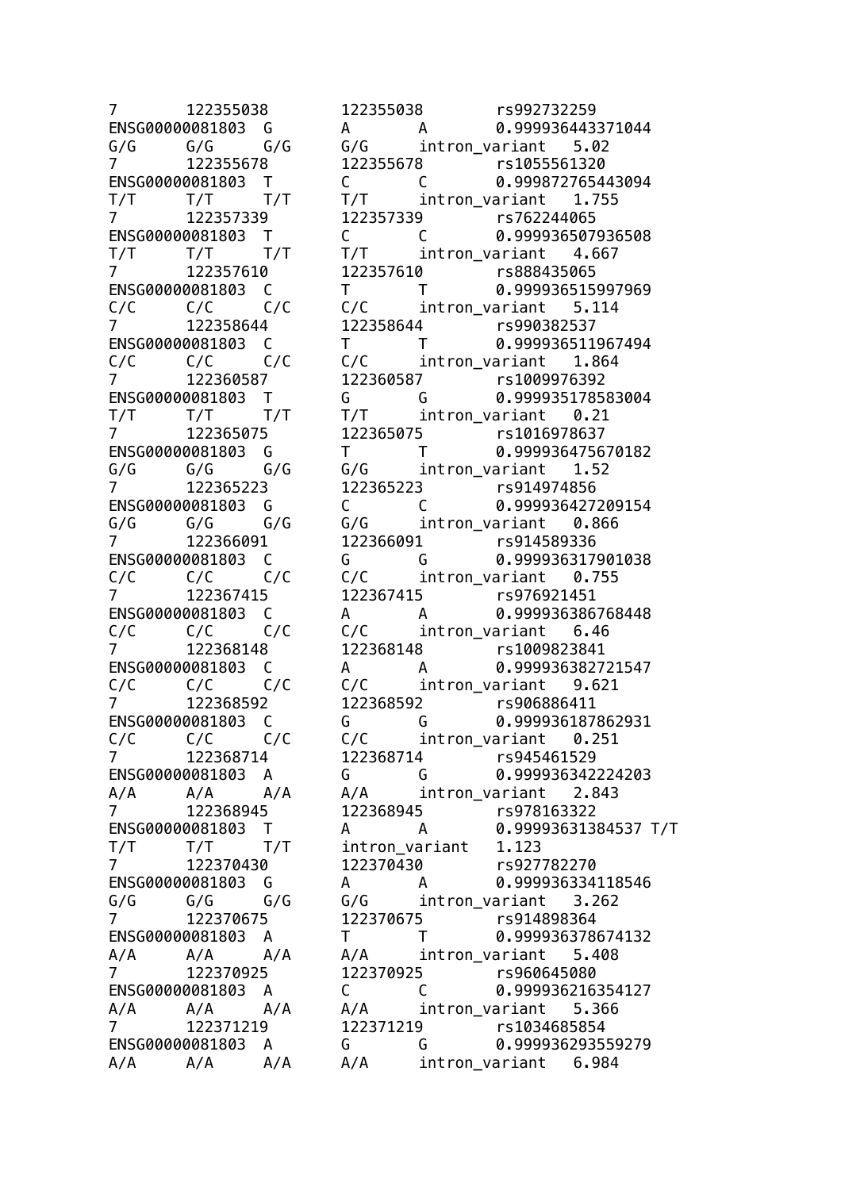```
7       122355038       122355038       rs992732259
ENSG00000081803  G       A       A       0.999936443371044
G/G     G/G     G/G     G/G     intron_variant  5.02
7       122355678       122355678       rs1055561320
ENSG00000081803  T       C       C       0.999872765443094
T/T     T/T     T/T     T/T     intron_variant  1.755
7       122357339       122357339       rs762244065
ENSG00000081803  T       C       C       0.999936507936508
T/T     T/T     T/T     T/T     intron_variant  4.667
7       122357610       122357610       rs888435065
ENSG00000081803  C       T       T       0.999936515997969
C/C     C/C     C/C     C/C     intron_variant  5.114
7       122358644       122358644       rs990382537
ENSG00000081803  C       T       T       0.999936511967494
C/C     C/C     C/C     C/C     intron_variant  1.864
7       122360587       122360587       rs1009976392
ENSG00000081803  T       G       G       0.999935178583004
T/T     T/T     T/T     T/T     intron_variant  0.21
7       122365075       122365075       rs1016978637
ENSG00000081803  G       T       T       0.999936475670182
G/G     G/G     G/G     G/G     intron_variant  1.52
7       122365223       122365223       rs914974856
ENSG00000081803  G       C       C       0.999936427209154
G/G     G/G     G/G     G/G     intron_variant  0.866
7       122366091       122366091       rs914589336
ENSG00000081803  C       G       G       0.999936317901038
C/C     C/C     C/C     C/C     intron_variant  0.755
7       122367415       122367415       rs976921451
ENSG00000081803  C       A       A       0.999936386768448
C/C     C/C     C/C     C/C     intron_variant  6.46
7       122368148       122368148       rs1009823841
ENSG00000081803  C       A       A       0.999936382721547
C/C     C/C     C/C     C/C     intron_variant  9.621
7       122368592       122368592       rs906886411
ENSG00000081803  C       G       G       0.999936187862931
C/C     C/C     C/C     C/C     intron_variant  0.251
7       122368714       122368714       rs945461529
ENSG00000081803  A       G       G       0.999936342224203
A/A     A/A     A/A     A/A     intron_variant  2.843
7       122368945       122368945       rs978163322
ENSG00000081803  T       A       A       0.99993631384537 T/T
T/T     T/T     T/T     intron_variant  1.123
7       122370430       122370430       rs927782270
ENSG00000081803  G       A       A       0.999936334118546
G/G     G/G     G/G     G/G     intron_variant  3.262
7       122370675       122370675       rs914898364
ENSG00000081803  A       T       T       0.999936378674132
A/A     A/A     A/A     A/A     intron_variant  5.408
7       122370925       122370925       rs960645080
ENSG00000081803  A       C       C       0.999936216354127
A/A     A/A     A/A     A/A     intron_variant  5.366
7       122371219       122371219       rs1034685854
ENSG00000081803  A       G       G       0.999936293559279
A/A     A/A     A/A     A/A     intron_variant  6.984
```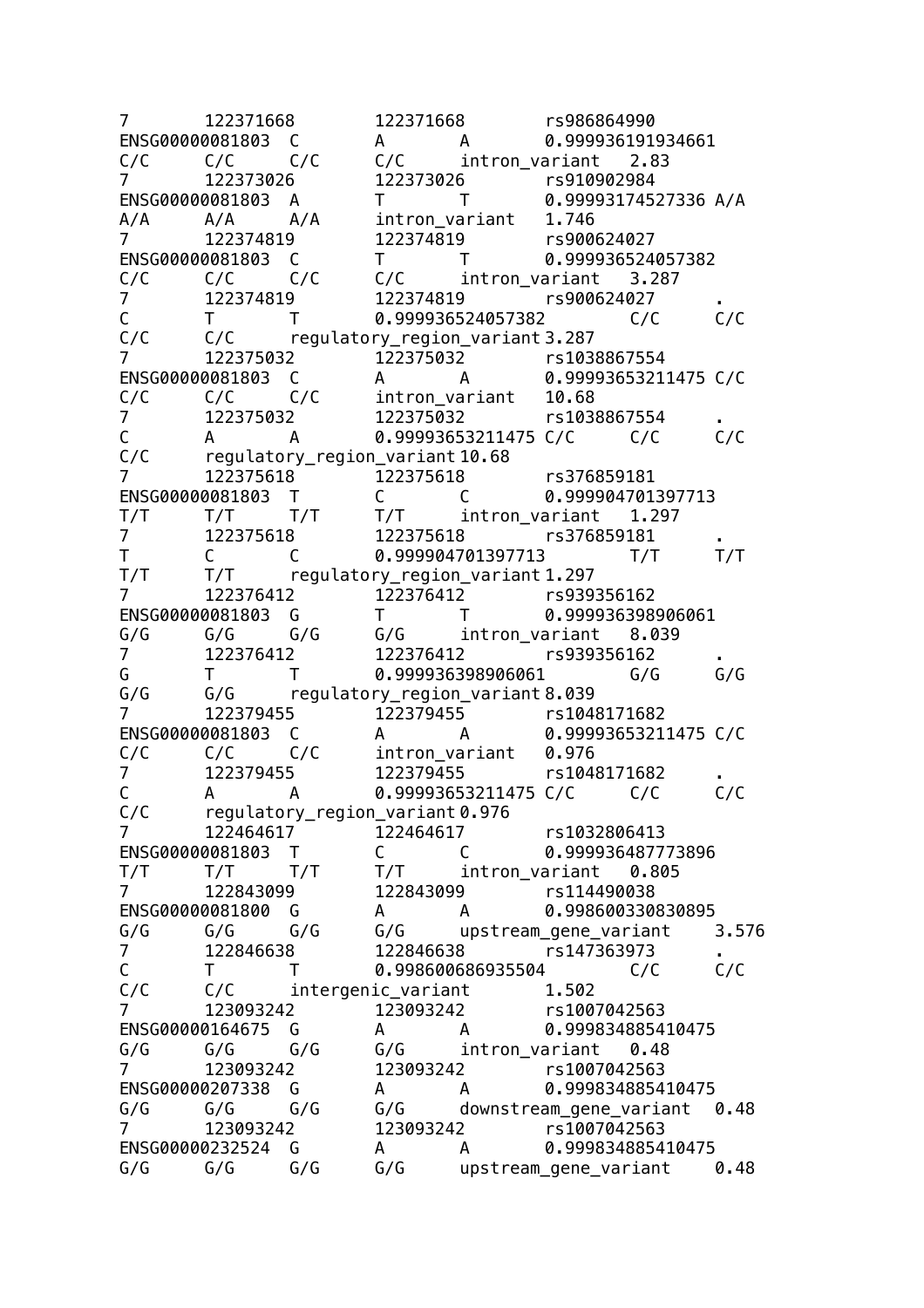```
7	122371668	122371668	rs986864990
ENSG00000081803	C	A	A	0.999936191934661
C/C	C/C	C/C	C/C	intron_variant	2.83
7	122373026	122373026	rs910902984
ENSG00000081803	A	T	T	0.99993174527336 A/A
A/A	A/A	A/A	intron_variant	1.746
7	122374819	122374819	rs900624027
ENSG00000081803	C	T	T	0.999936524057382
C/C	C/C	C/C	C/C	intron_variant	3.287
7	122374819	122374819	rs900624027	.
C	T	T	0.999936524057382	C/C	C/C
C/C	C/C	regulatory_region_variant 3.287
7	122375032	122375032	rs1038867554
ENSG00000081803	C	A	A	0.99993653211475 C/C
C/C	C/C	C/C	intron_variant	10.68
7	122375032	122375032	rs1038867554	.
C	A	A	0.99993653211475 C/C	C/C	C/C
C/C	regulatory_region_variant 10.68
7	122375618	122375618	rs376859181
ENSG00000081803	T	C	C	0.999904701397713
T/T	T/T	T/T	T/T	intron_variant	1.297
7	122375618	122375618	rs376859181	.
T	C	C	0.999904701397713	T/T	T/T
T/T	T/T	regulatory_region_variant 1.297
7	122376412	122376412	rs939356162
ENSG00000081803	G	T	T	0.999936398906061
G/G	G/G	G/G	G/G	intron_variant	8.039
7	122376412	122376412	rs939356162	.
G	T	T	0.999936398906061	G/G	G/G
G/G	G/G	regulatory_region_variant 8.039
7	122379455	122379455	rs1048171682
ENSG00000081803	C	A	A	0.99993653211475 C/C
C/C	C/C	C/C	intron_variant	0.976
7	122379455	122379455	rs1048171682	.
C	A	A	0.99993653211475 C/C	C/C	C/C
C/C	regulatory_region_variant 0.976
7	122464617	122464617	rs1032806413
ENSG00000081803	T	C	C	0.999936487773896
T/T	T/T	T/T	T/T	intron_variant	0.805
7	122843099	122843099	rs114490038
ENSG00000081800	G	A	A	0.998600330830895
G/G	G/G	G/G	G/G	upstream_gene_variant	3.576
7	122846638	122846638	rs147363973	.
C	T	T	0.998600686935504	C/C	C/C
C/C	C/C	intergenic_variant	1.502
7	123093242	123093242	rs1007042563
ENSG00000164675	G	A	A	0.999834885410475
G/G	G/G	G/G	G/G	intron_variant	0.48
7	123093242	123093242	rs1007042563
ENSG00000207338	G	A	A	0.999834885410475
G/G	G/G	G/G	G/G	downstream_gene_variant	0.48
7	123093242	123093242	rs1007042563
ENSG00000232524	G	A	A	0.999834885410475
G/G	G/G	G/G	G/G	upstream_gene_variant	0.48
```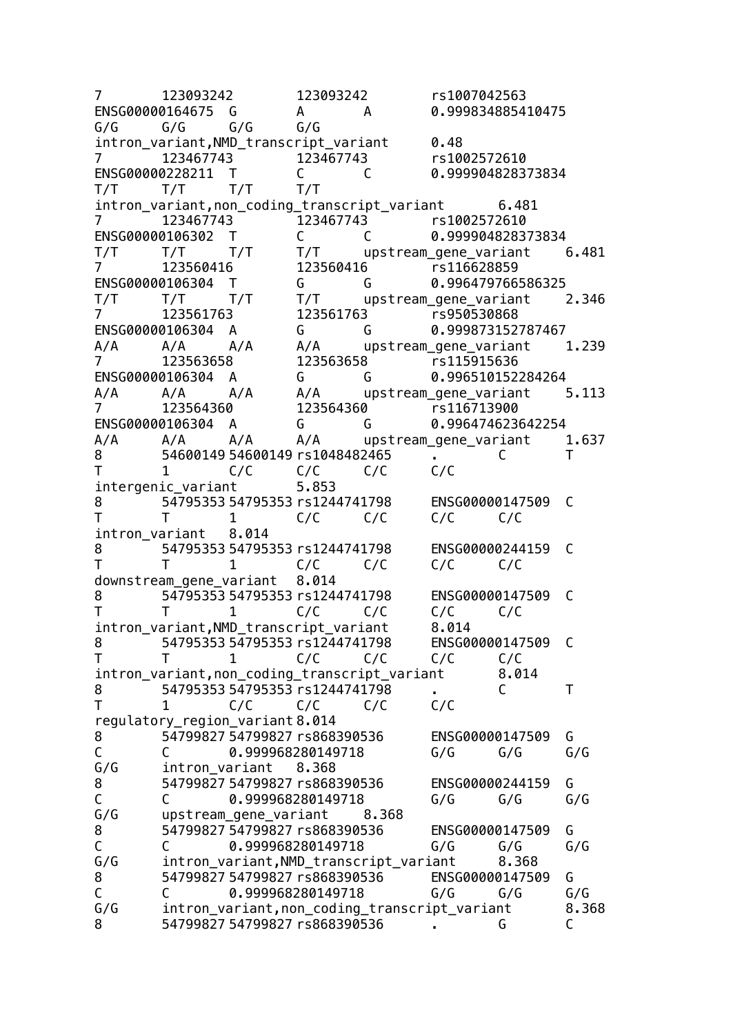```
7	123093242	123093242	rs1007042563
ENSG00000164675	G	A	A	0.999834885410475
G/G	G/G	G/G	G/G
intron_variant,NMD_transcript_variant	0.48
7	123467743	123467743	rs1002572610
ENSG00000228211	T	C	C	0.999904828373834
T/T	T/T	T/T	T/T
intron_variant,non_coding_transcript_variant	6.481
7	123467743	123467743	rs1002572610
ENSG00000106302	T	C	C	0.999904828373834
T/T	T/T	T/T	T/T	upstream_gene_variant	6.481
7	123560416	123560416	rs116628859
ENSG00000106304	T	G	G	0.996479766586325
T/T	T/T	T/T	T/T	upstream_gene_variant	2.346
7	123561763	123561763	rs950530868
ENSG00000106304	A	G	G	0.999873152787467
A/A	A/A	A/A	A/A	upstream_gene_variant	1.239
7	123563658	123563658	rs115915636
ENSG00000106304	A	G	G	0.996510152284264
A/A	A/A	A/A	A/A	upstream_gene_variant	5.113
7	123564360	123564360	rs116713900
ENSG00000106304	A	G	G	0.996474623642254
A/A	A/A	A/A	A/A	upstream_gene_variant	1.637
8	54600149	54600149	rs1048482465	.	C	T
T	1	C/C	C/C	C/C	C/C
intergenic_variant	5.853
8	54795353	54795353	rs1244741798	ENSG00000147509	C
T	T	1	C/C	C/C	C/C	C/C
intron_variant	8.014
8	54795353	54795353	rs1244741798	ENSG00000244159	C
T	T	1	C/C	C/C	C/C	C/C
downstream_gene_variant	8.014
8	54795353	54795353	rs1244741798	ENSG00000147509	C
T	T	1	C/C	C/C	C/C	C/C
intron_variant,NMD_transcript_variant	8.014
8	54795353	54795353	rs1244741798	ENSG00000147509	C
T	T	1	C/C	C/C	C/C	C/C
intron_variant,non_coding_transcript_variant	8.014
8	54795353	54795353	rs1244741798	.	C	T
T	1	C/C	C/C	C/C	C/C
regulatory_region_variant	8.014
8	54799827	54799827	rs868390536	ENSG00000147509	G
C	C	0.999968280149718	G/G	G/G	G/G
G/G	intron_variant	8.368
8	54799827	54799827	rs868390536	ENSG00000244159	G
C	C	0.999968280149718	G/G	G/G	G/G
G/G	upstream_gene_variant	8.368
8	54799827	54799827	rs868390536	ENSG00000147509	G
C	C	0.999968280149718	G/G	G/G	G/G
G/G	intron_variant,NMD_transcript_variant	8.368
8	54799827	54799827	rs868390536	ENSG00000147509	G
C	C	0.999968280149718	G/G	G/G	G/G
G/G	intron_variant,non_coding_transcript_variant	8.368
8	54799827	54799827	rs868390536	.	G	C
```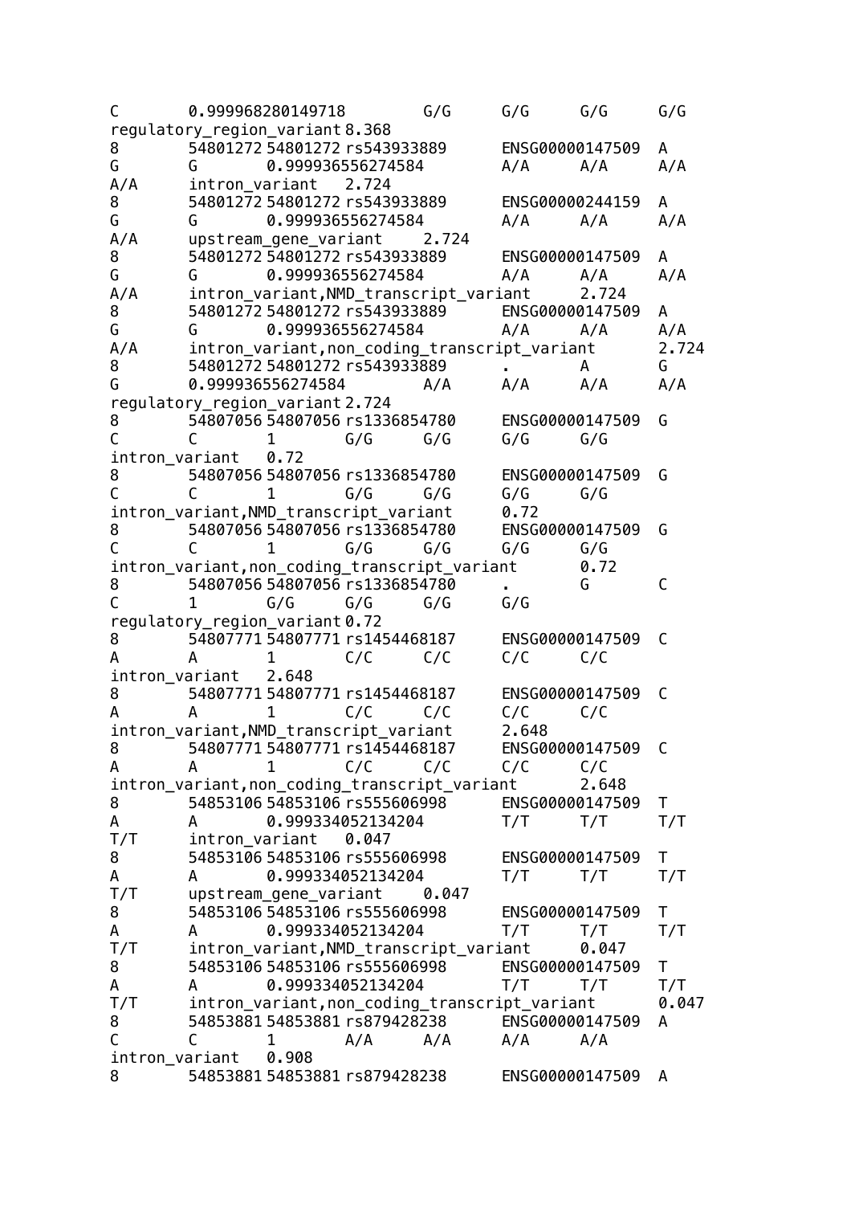```
C	0.999968280149718	G/G	G/G	G/G	G/G
regulatory_region_variant	8.368
8	54801272	54801272	rs543933889	ENSG00000147509	A
G	G	0.999936556274584	A/A	A/A	A/A
A/A	intron_variant	2.724
8	54801272	54801272	rs543933889	ENSG00000244159	A
G	G	0.999936556274584	A/A	A/A	A/A
A/A	upstream_gene_variant	2.724
8	54801272	54801272	rs543933889	ENSG00000147509	A
G	G	0.999936556274584	A/A	A/A	A/A
A/A	intron_variant,NMD_transcript_variant	2.724
8	54801272	54801272	rs543933889	ENSG00000147509	A
G	G	0.999936556274584	A/A	A/A	A/A
A/A	intron_variant,non_coding_transcript_variant	2.724
8	54801272	54801272	rs543933889	.	A	G
G	0.999936556274584	A/A	A/A	A/A	A/A
regulatory_region_variant	2.724
8	54807056	54807056	rs1336854780	ENSG00000147509	G
C	C	1	G/G	G/G	G/G	G/G
intron_variant	0.72
8	54807056	54807056	rs1336854780	ENSG00000147509	G
C	C	1	G/G	G/G	G/G	G/G
intron_variant,NMD_transcript_variant	0.72
8	54807056	54807056	rs1336854780	ENSG00000147509	G
C	C	1	G/G	G/G	G/G	G/G
intron_variant,non_coding_transcript_variant	0.72
8	54807056	54807056	rs1336854780	.	G	C
C	1	G/G	G/G	G/G	G/G
regulatory_region_variant	0.72
8	54807771	54807771	rs1454468187	ENSG00000147509	C
A	A	1	C/C	C/C	C/C	C/C
intron_variant	2.648
8	54807771	54807771	rs1454468187	ENSG00000147509	C
A	A	1	C/C	C/C	C/C	C/C
intron_variant,NMD_transcript_variant	2.648
8	54807771	54807771	rs1454468187	ENSG00000147509	C
A	A	1	C/C	C/C	C/C	C/C
intron_variant,non_coding_transcript_variant	2.648
8	54853106	54853106	rs555606998	ENSG00000147509	T
A	A	0.999334052134204	T/T	T/T	T/T
T/T	intron_variant	0.047
8	54853106	54853106	rs555606998	ENSG00000147509	T
A	A	0.999334052134204	T/T	T/T	T/T
T/T	upstream_gene_variant	0.047
8	54853106	54853106	rs555606998	ENSG00000147509	T
A	A	0.999334052134204	T/T	T/T	T/T
T/T	intron_variant,NMD_transcript_variant	0.047
8	54853106	54853106	rs555606998	ENSG00000147509	T
A	A	0.999334052134204	T/T	T/T	T/T
T/T	intron_variant,non_coding_transcript_variant	0.047
8	54853881	54853881	rs879428238	ENSG00000147509	A
C	C	1	A/A	A/A	A/A	A/A
intron_variant	0.908
8	54853881	54853881	rs879428238	ENSG00000147509	A
```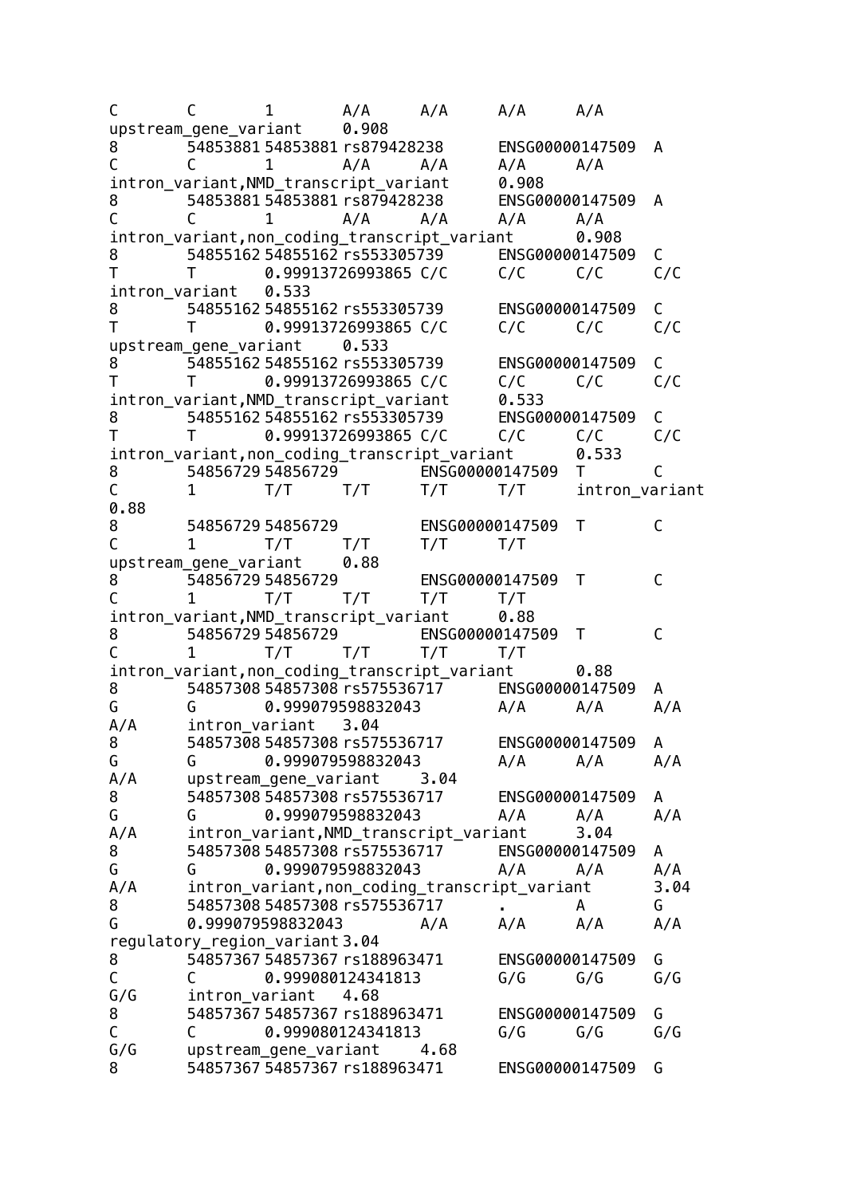```
C       C       1       A/A     A/A     A/A     A/A
upstream_gene_variant   0.908
8       54853881 54853881 rs879428238     ENSG00000147509  A
C       C       1       A/A     A/A     A/A     A/A
intron_variant,NMD_transcript_variant     0.908
8       54853881 54853881 rs879428238     ENSG00000147509  A
C       C       1       A/A     A/A     A/A     A/A
intron_variant,non_coding_transcript_variant      0.908
8       54855162 54855162 rs553305739     ENSG00000147509  C
T       T       0.99913726993865 C/C      C/C     C/C     C/C
intron_variant  0.533
8       54855162 54855162 rs553305739     ENSG00000147509  C
T       T       0.99913726993865 C/C      C/C     C/C     C/C
upstream_gene_variant   0.533
8       54855162 54855162 rs553305739     ENSG00000147509  C
T       T       0.99913726993865 C/C      C/C     C/C     C/C
intron_variant,NMD_transcript_variant     0.533
8       54855162 54855162 rs553305739     ENSG00000147509  C
T       T       0.99913726993865 C/C      C/C     C/C     C/C
intron_variant,non_coding_transcript_variant      0.533
8       54856729 54856729        ENSG00000147509  T       C
C       1       T/T     T/T     T/T     T/T     intron_variant
0.88
8       54856729 54856729        ENSG00000147509  T       C
C       1       T/T     T/T     T/T     T/T
upstream_gene_variant   0.88
8       54856729 54856729        ENSG00000147509  T       C
C       1       T/T     T/T     T/T     T/T
intron_variant,NMD_transcript_variant     0.88
8       54856729 54856729        ENSG00000147509  T       C
C       1       T/T     T/T     T/T     T/T
intron_variant,non_coding_transcript_variant      0.88
8       54857308 54857308 rs575536717     ENSG00000147509  A
G       G       0.999079598832043        A/A     A/A     A/A
A/A     intron_variant  3.04
8       54857308 54857308 rs575536717     ENSG00000147509  A
G       G       0.999079598832043        A/A     A/A     A/A
A/A     upstream_gene_variant   3.04
8       54857308 54857308 rs575536717     ENSG00000147509  A
G       G       0.999079598832043        A/A     A/A     A/A
A/A     intron_variant,NMD_transcript_variant     3.04
8       54857308 54857308 rs575536717     ENSG00000147509  A
G       G       0.999079598832043        A/A     A/A     A/A
A/A     intron_variant,non_coding_transcript_variant      3.04
8       54857308 54857308 rs575536717     .       A       G
G       0.999079598832043        A/A     A/A     A/A     A/A
regulatory_region_variant 3.04
8       54857367 54857367 rs188963471     ENSG00000147509  G
C       C       0.999080124341813        G/G     G/G     G/G
G/G     intron_variant  4.68
8       54857367 54857367 rs188963471     ENSG00000147509  G
C       C       0.999080124341813        G/G     G/G     G/G
G/G     upstream_gene_variant   4.68
8       54857367 54857367 rs188963471     ENSG00000147509  G
```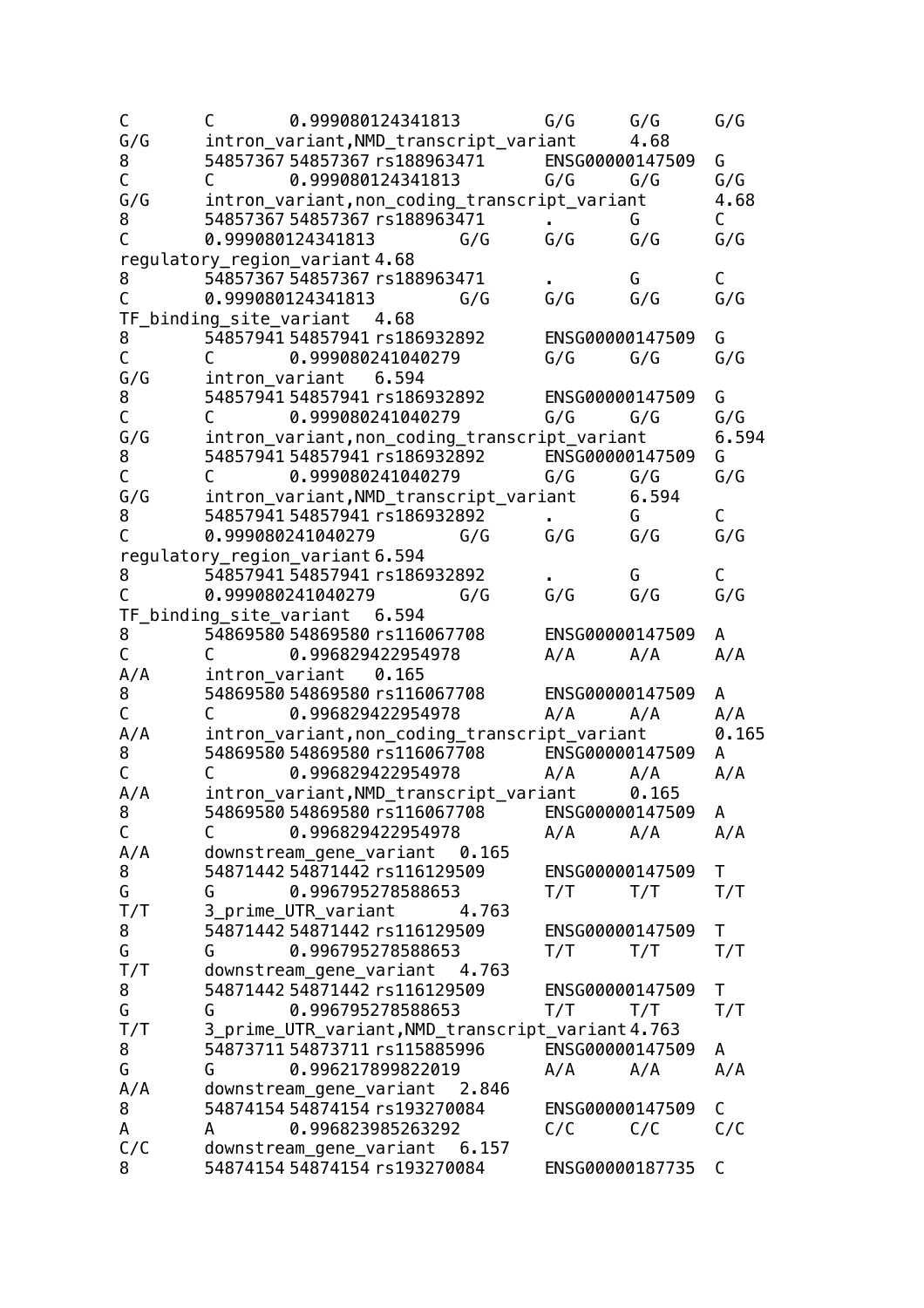```
C	C	0.999080124341813	G/G	G/G	G/G
G/G	intron_variant,NMD_transcript_variant	4.68
8	54857367 54857367 rs188963471	ENSG00000147509	G
C	C	0.999080124341813	G/G	G/G	G/G
G/G	intron_variant,non_coding_transcript_variant	4.68
8	54857367 54857367 rs188963471	.	G	C
C	0.999080124341813	G/G	G/G	G/G	G/G
regulatory_region_variant 4.68
8	54857367 54857367 rs188963471	.	G	C
C	0.999080124341813	G/G	G/G	G/G	G/G
TF_binding_site_variant	4.68
8	54857941 54857941 rs186932892	ENSG00000147509	G
C	C	0.999080241040279	G/G	G/G	G/G
G/G	intron_variant	6.594
8	54857941 54857941 rs186932892	ENSG00000147509	G
C	C	0.999080241040279	G/G	G/G	G/G
G/G	intron_variant,non_coding_transcript_variant	6.594
8	54857941 54857941 rs186932892	ENSG00000147509	G
C	C	0.999080241040279	G/G	G/G	G/G
G/G	intron_variant,NMD_transcript_variant	6.594
8	54857941 54857941 rs186932892	.	G	C
C	0.999080241040279	G/G	G/G	G/G	G/G
regulatory_region_variant 6.594
8	54857941 54857941 rs186932892	.	G	C
C	0.999080241040279	G/G	G/G	G/G	G/G
TF_binding_site_variant	6.594
8	54869580 54869580 rs116067708	ENSG00000147509	A
C	C	0.996829422954978	A/A	A/A	A/A
A/A	intron_variant	0.165
8	54869580 54869580 rs116067708	ENSG00000147509	A
C	C	0.996829422954978	A/A	A/A	A/A
A/A	intron_variant,non_coding_transcript_variant	0.165
8	54869580 54869580 rs116067708	ENSG00000147509	A
C	C	0.996829422954978	A/A	A/A	A/A
A/A	intron_variant,NMD_transcript_variant	0.165
8	54869580 54869580 rs116067708	ENSG00000147509	A
C	C	0.996829422954978	A/A	A/A	A/A
A/A	downstream_gene_variant	0.165
8	54871442 54871442 rs116129509	ENSG00000147509	T
G	G	0.996795278588653	T/T	T/T	T/T
T/T	3_prime_UTR_variant	4.763
8	54871442 54871442 rs116129509	ENSG00000147509	T
G	G	0.996795278588653	T/T	T/T	T/T
T/T	downstream_gene_variant	4.763
8	54871442 54871442 rs116129509	ENSG00000147509	T
G	G	0.996795278588653	T/T	T/T	T/T
T/T	3_prime_UTR_variant,NMD_transcript_variant 4.763
8	54873711 54873711 rs115885996	ENSG00000147509	A
G	G	0.996217899822019	A/A	A/A	A/A
A/A	downstream_gene_variant	2.846
8	54874154 54874154 rs193270084	ENSG00000147509	C
A	A	0.996823985263292	C/C	C/C	C/C
C/C	downstream_gene_variant	6.157
8	54874154 54874154 rs193270084	ENSG00000187735	C
```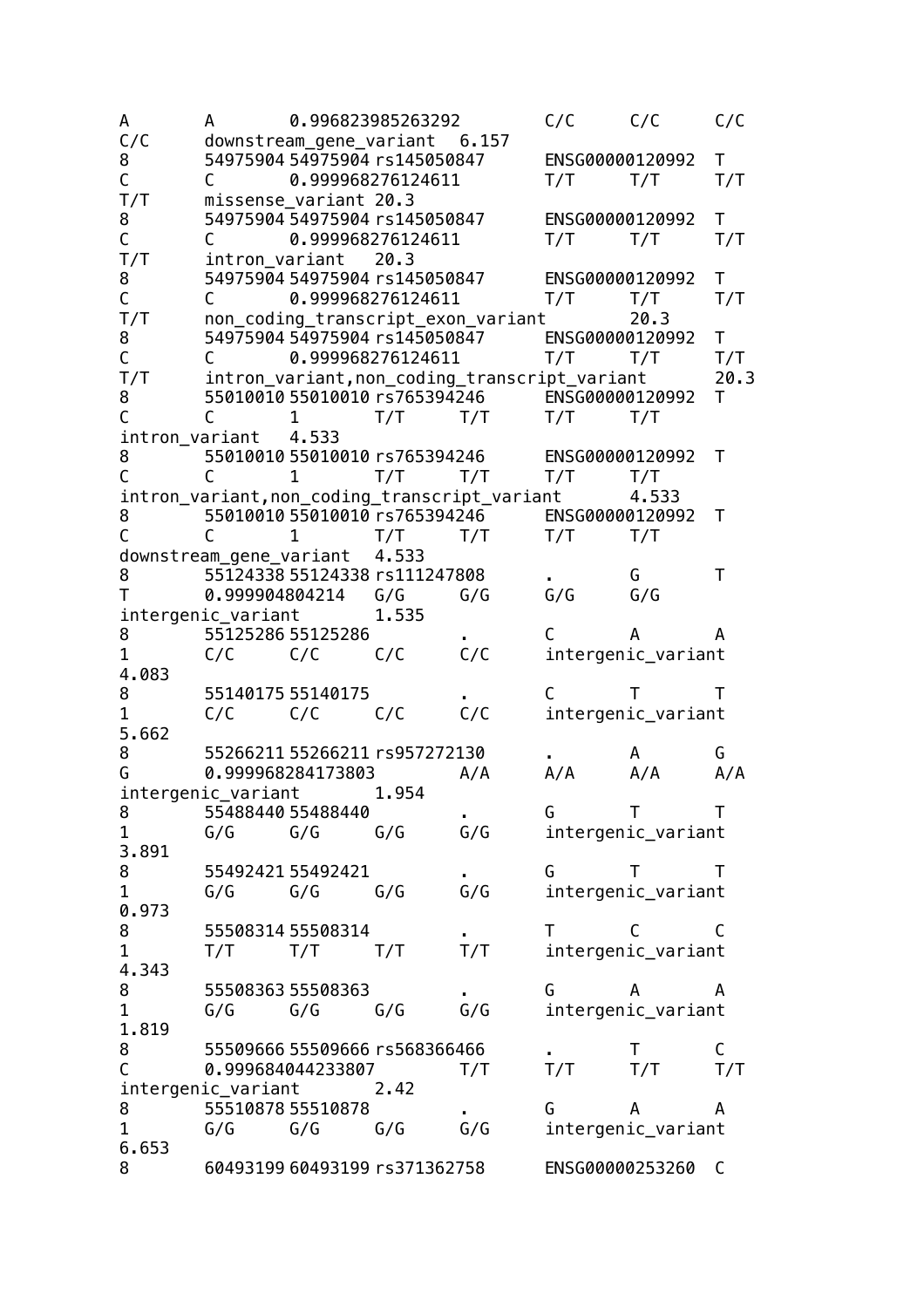```
A       A       0.996823985263292       C/C     C/C     C/C
C/C     downstream_gene_variant  6.157
8       54975904 54975904 rs145050847      ENSG00000120992  T
C       C       0.999968276124611       T/T     T/T     T/T
T/T     missense_variant 20.3
8       54975904 54975904 rs145050847      ENSG00000120992  T
C       C       0.999968276124611       T/T     T/T     T/T
T/T     intron_variant   20.3
8       54975904 54975904 rs145050847      ENSG00000120992  T
C       C       0.999968276124611       T/T     T/T     T/T
T/T     non_coding_transcript_exon_variant         20.3
8       54975904 54975904 rs145050847      ENSG00000120992  T
C       C       0.999968276124611       T/T     T/T     T/T
T/T     intron_variant,non_coding_transcript_variant       20.3
8       55010010 55010010 rs765394246      ENSG00000120992  T
C       C       1       T/T     T/T     T/T     T/T
intron_variant   4.533
8       55010010 55010010 rs765394246      ENSG00000120992  T
C       C       1       T/T     T/T     T/T     T/T
intron_variant,non_coding_transcript_variant       4.533
8       55010010 55010010 rs765394246      ENSG00000120992  T
C       C       1       T/T     T/T     T/T     T/T
downstream_gene_variant  4.533
8       55124338 55124338 rs111247808      .       G       T
T       0.999904804214  G/G     G/G     G/G     G/G
intergenic_variant       1.535
8       55125286 55125286          .       C       A       A
1       C/C     C/C     C/C     C/C     intergenic_variant
4.083
8       55140175 55140175          .       C       T       T
1       C/C     C/C     C/C     C/C     intergenic_variant
5.662
8       55266211 55266211 rs957272130      .       A       G
G       0.999968284173803       A/A     A/A     A/A     A/A
intergenic_variant       1.954
8       55488440 55488440          .       G       T       T
1       G/G     G/G     G/G     G/G     intergenic_variant
3.891
8       55492421 55492421          .       G       T       T
1       G/G     G/G     G/G     G/G     intergenic_variant
0.973
8       55508314 55508314          .       T       C       C
1       T/T     T/T     T/T     T/T     intergenic_variant
4.343
8       55508363 55508363          .       G       A       A
1       G/G     G/G     G/G     G/G     intergenic_variant
1.819
8       55509666 55509666 rs568366466      .       T       C
C       0.999684044233807       T/T     T/T     T/T     T/T
intergenic_variant       2.42
8       55510878 55510878          .       G       A       A
1       G/G     G/G     G/G     G/G     intergenic_variant
6.653
8       60493199 60493199 rs371362758      ENSG00000253260  C
```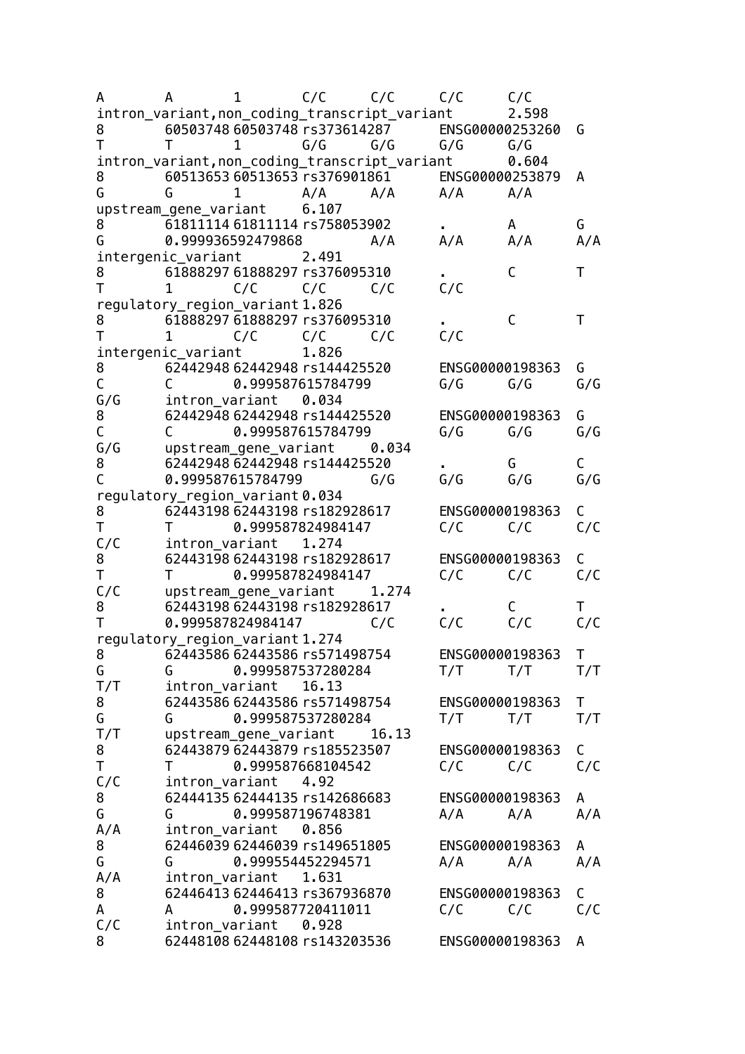```
A       A       1       C/C     C/C     C/C     C/C
intron_variant,non_coding_transcript_variant    2.598
8       60503748 60503748 rs373614287   ENSG00000253260 G
T       T       1       G/G     G/G     G/G     G/G
intron_variant,non_coding_transcript_variant    0.604
8       60513653 60513653 rs376901861   ENSG00000253879 A
G       G       1       A/A     A/A     A/A     A/A
upstream_gene_variant   6.107
8       61811114 61811114 rs758053902   .       A       G
G       0.999936592479868       A/A     A/A     A/A     A/A
intergenic_variant      2.491
8       61888297 61888297 rs376095310   .       C       T
T       1       C/C     C/C     C/C     C/C
regulatory_region_variant 1.826
8       61888297 61888297 rs376095310   .       C       T
T       1       C/C     C/C     C/C     C/C
intergenic_variant      1.826
8       62442948 62442948 rs144425520   ENSG00000198363 G
C       C       0.999587615784799       G/G     G/G     G/G
G/G     intron_variant  0.034
8       62442948 62442948 rs144425520   ENSG00000198363 G
C       C       0.999587615784799       G/G     G/G     G/G
G/G     upstream_gene_variant   0.034
8       62442948 62442948 rs144425520   .       G       C
C       0.999587615784799       G/G     G/G     G/G     G/G
regulatory_region_variant 0.034
8       62443198 62443198 rs182928617   ENSG00000198363 C
T       T       0.999587824984147       C/C     C/C     C/C
C/C     intron_variant  1.274
8       62443198 62443198 rs182928617   ENSG00000198363 C
T       T       0.999587824984147       C/C     C/C     C/C
C/C     upstream_gene_variant   1.274
8       62443198 62443198 rs182928617   .       C       T
T       0.999587824984147       C/C     C/C     C/C     C/C
regulatory_region_variant 1.274
8       62443586 62443586 rs571498754   ENSG00000198363 T
G       G       0.999587537280284       T/T     T/T     T/T
T/T     intron_variant  16.13
8       62443586 62443586 rs571498754   ENSG00000198363 T
G       G       0.999587537280284       T/T     T/T     T/T
T/T     upstream_gene_variant   16.13
8       62443879 62443879 rs185523507   ENSG00000198363 C
T       T       0.999587668104542       C/C     C/C     C/C
C/C     intron_variant  4.92
8       62444135 62444135 rs142686683   ENSG00000198363 A
G       G       0.999587196748381       A/A     A/A     A/A
A/A     intron_variant  0.856
8       62446039 62446039 rs149651805   ENSG00000198363 A
G       G       0.999554452294571       A/A     A/A     A/A
A/A     intron_variant  1.631
8       62446413 62446413 rs367936870   ENSG00000198363 C
A       A       0.999587720411011       C/C     C/C     C/C
C/C     intron_variant  0.928
8       62448108 62448108 rs143203536   ENSG00000198363 A
```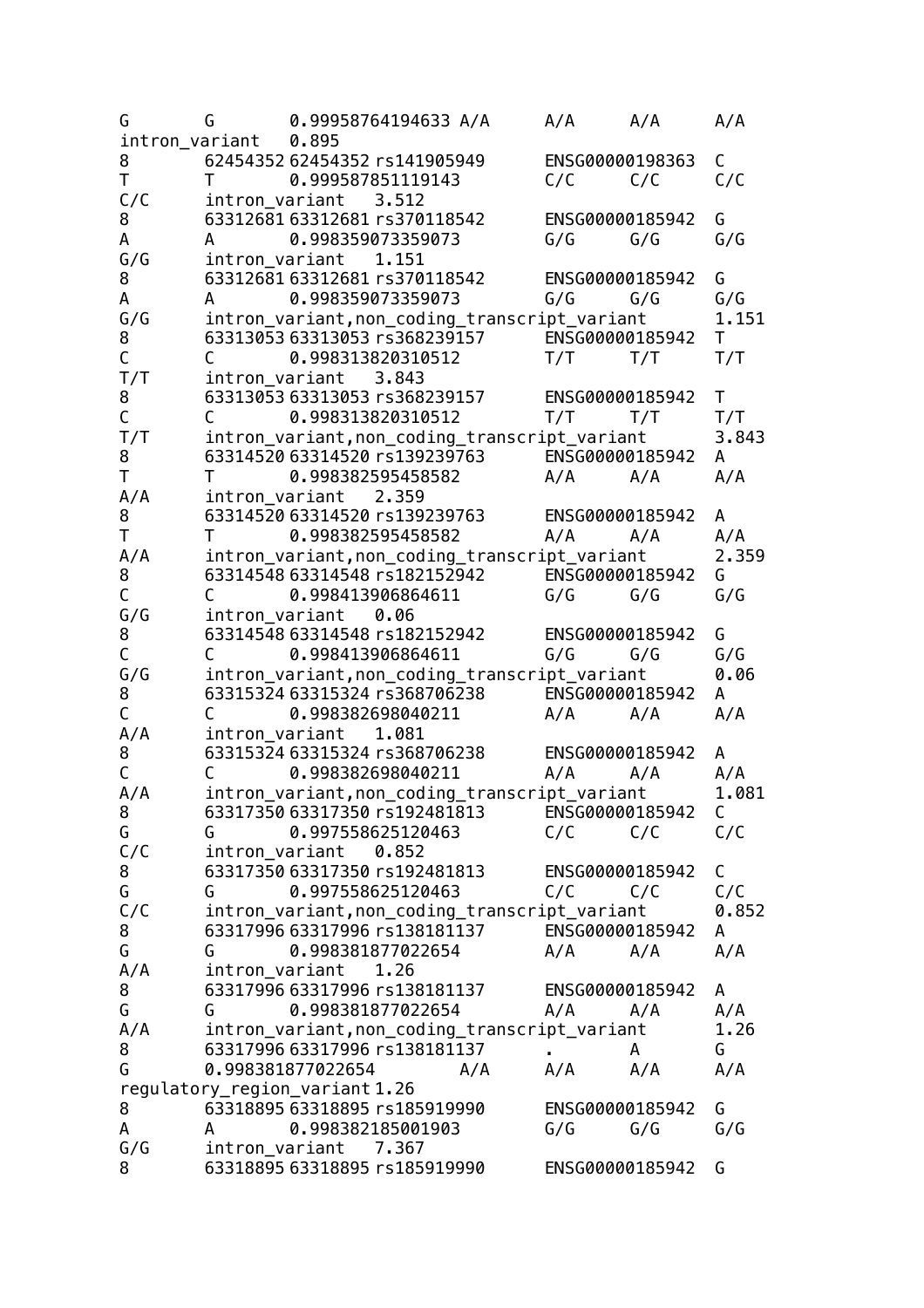```
G       G       0.99958764194633 A/A      A/A     A/A     A/A
intron_variant   0.895
8       62454352 62454352 rs141905949     ENSG00000198363  C
T       T       0.999587851119143         C/C     C/C     C/C
C/C     intron_variant   3.512
8       63312681 63312681 rs370118542     ENSG00000185942  G
A       A       0.998359073359073         G/G     G/G     G/G
G/G     intron_variant   1.151
8       63312681 63312681 rs370118542     ENSG00000185942  G
A       A       0.998359073359073         G/G     G/G     G/G
G/G     intron_variant,non_coding_transcript_variant       1.151
8       63313053 63313053 rs368239157     ENSG00000185942  T
C       C       0.998313820310512         T/T     T/T     T/T
T/T     intron_variant   3.843
8       63313053 63313053 rs368239157     ENSG00000185942  T
C       C       0.998313820310512         T/T     T/T     T/T
T/T     intron_variant,non_coding_transcript_variant       3.843
8       63314520 63314520 rs139239763     ENSG00000185942  A
T       T       0.998382595458582         A/A     A/A     A/A
A/A     intron_variant   2.359
8       63314520 63314520 rs139239763     ENSG00000185942  A
T       T       0.998382595458582         A/A     A/A     A/A
A/A     intron_variant,non_coding_transcript_variant       2.359
8       63314548 63314548 rs182152942     ENSG00000185942  G
C       C       0.998413906864611         G/G     G/G     G/G
G/G     intron_variant   0.06
8       63314548 63314548 rs182152942     ENSG00000185942  G
C       C       0.998413906864611         G/G     G/G     G/G
G/G     intron_variant,non_coding_transcript_variant       0.06
8       63315324 63315324 rs368706238     ENSG00000185942  A
C       C       0.998382698040211         A/A     A/A     A/A
A/A     intron_variant   1.081
8       63315324 63315324 rs368706238     ENSG00000185942  A
C       C       0.998382698040211         A/A     A/A     A/A
A/A     intron_variant,non_coding_transcript_variant       1.081
8       63317350 63317350 rs192481813     ENSG00000185942  C
G       G       0.997558625120463         C/C     C/C     C/C
C/C     intron_variant   0.852
8       63317350 63317350 rs192481813     ENSG00000185942  C
G       G       0.997558625120463         C/C     C/C     C/C
C/C     intron_variant,non_coding_transcript_variant       0.852
8       63317996 63317996 rs138181137     ENSG00000185942  A
G       G       0.998381877022654         A/A     A/A     A/A
A/A     intron_variant   1.26
8       63317996 63317996 rs138181137     ENSG00000185942  A
G       G       0.998381877022654         A/A     A/A     A/A
A/A     intron_variant,non_coding_transcript_variant       1.26
8       63317996 63317996 rs138181137     .       A       G
G       0.998381877022654         A/A     A/A     A/A     A/A
regulatory_region_variant 1.26
8       63318895 63318895 rs185919990     ENSG00000185942  G
A       A       0.998382185001903         G/G     G/G     G/G
G/G     intron_variant   7.367
8       63318895 63318895 rs185919990     ENSG00000185942  G
```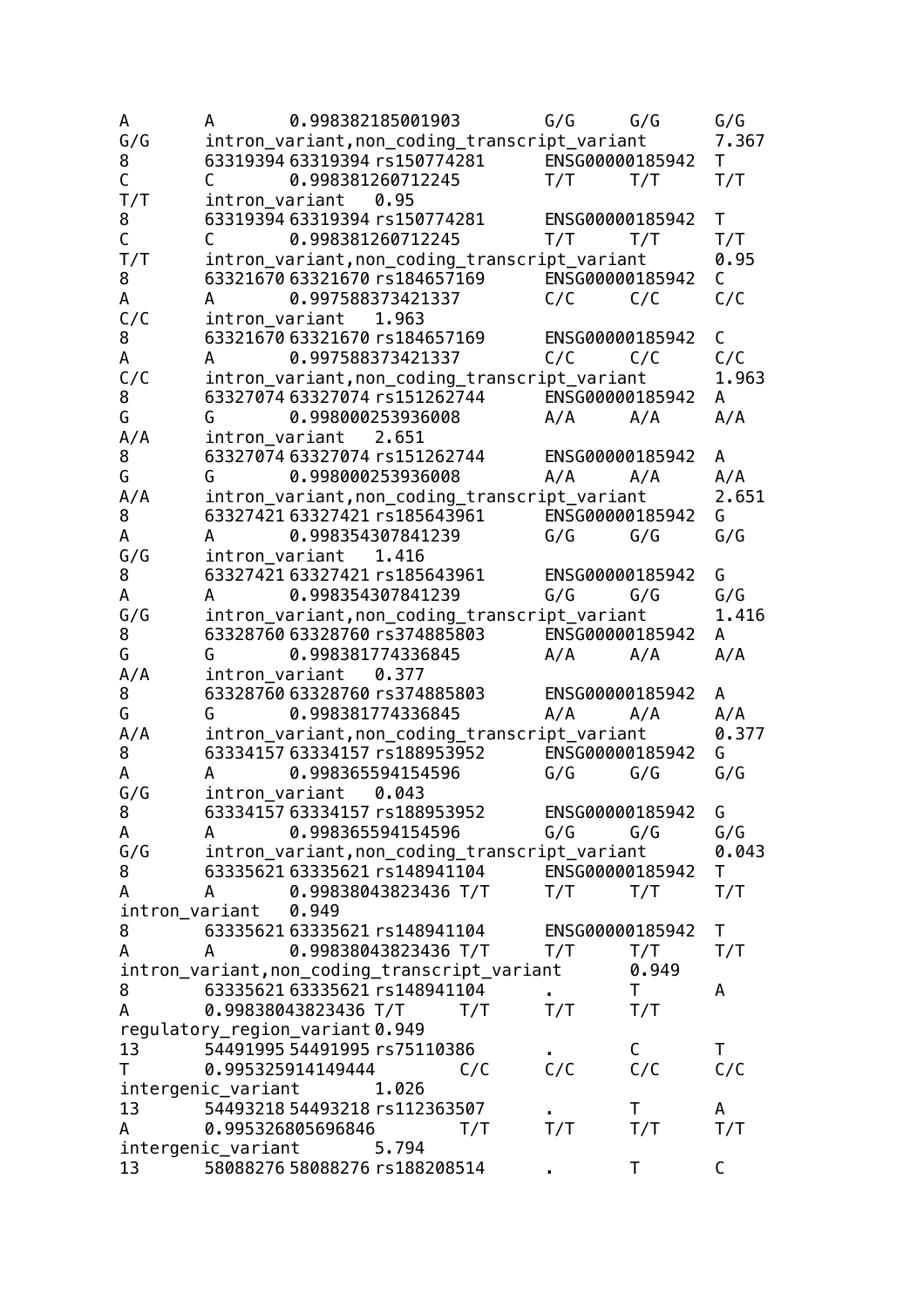```
A       A       0.998382185001903       G/G     G/G     G/G
G/G     intron_variant,non_coding_transcript_variant    7.367
8       63319394 63319394 rs150774281   ENSG00000185942 T
C       C       0.998381260712245       T/T     T/T     T/T
T/T     intron_variant  0.95
8       63319394 63319394 rs150774281   ENSG00000185942 T
C       C       0.998381260712245       T/T     T/T     T/T
T/T     intron_variant,non_coding_transcript_variant    0.95
8       63321670 63321670 rs184657169   ENSG00000185942 C
A       A       0.997588373421337       C/C     C/C     C/C
C/C     intron_variant  1.963
8       63321670 63321670 rs184657169   ENSG00000185942 C
A       A       0.997588373421337       C/C     C/C     C/C
C/C     intron_variant,non_coding_transcript_variant    1.963
8       63327074 63327074 rs151262744   ENSG00000185942 A
G       G       0.998000253936008       A/A     A/A     A/A
A/A     intron_variant  2.651
8       63327074 63327074 rs151262744   ENSG00000185942 A
G       G       0.998000253936008       A/A     A/A     A/A
A/A     intron_variant,non_coding_transcript_variant    2.651
8       63327421 63327421 rs185643961   ENSG00000185942 G
A       A       0.998354307841239       G/G     G/G     G/G
G/G     intron_variant  1.416
8       63327421 63327421 rs185643961   ENSG00000185942 G
A       A       0.998354307841239       G/G     G/G     G/G
G/G     intron_variant,non_coding_transcript_variant    1.416
8       63328760 63328760 rs374885803   ENSG00000185942 A
G       G       0.998381774336845       A/A     A/A     A/A
A/A     intron_variant  0.377
8       63328760 63328760 rs374885803   ENSG00000185942 A
G       G       0.998381774336845       A/A     A/A     A/A
A/A     intron_variant,non_coding_transcript_variant    0.377
8       63334157 63334157 rs188953952   ENSG00000185942 G
A       A       0.998365594154596       G/G     G/G     G/G
G/G     intron_variant  0.043
8       63334157 63334157 rs188953952   ENSG00000185942 G
A       A       0.998365594154596       G/G     G/G     G/G
G/G     intron_variant,non_coding_transcript_variant    0.043
8       63335621 63335621 rs148941104   ENSG00000185942 T
A       A       0.99838043823436 T/T    T/T     T/T     T/T
intron_variant  0.949
8       63335621 63335621 rs148941104   ENSG00000185942 T
A       A       0.99838043823436 T/T    T/T     T/T     T/T
intron_variant,non_coding_transcript_variant    0.949
8       63335621 63335621 rs148941104   .       T       A
A       0.99838043823436 T/T    T/T     T/T     T/T
regulatory_region_variant 0.949
13      54491995 54491995 rs75110386    .       C       T
T       0.995325914149444       C/C     C/C     C/C     C/C
intergenic_variant      1.026
13      54493218 54493218 rs112363507   .       T       A
A       0.995326805696846       T/T     T/T     T/T     T/T
intergenic_variant      5.794
13      58088276 58088276 rs188208514   .       T       C
```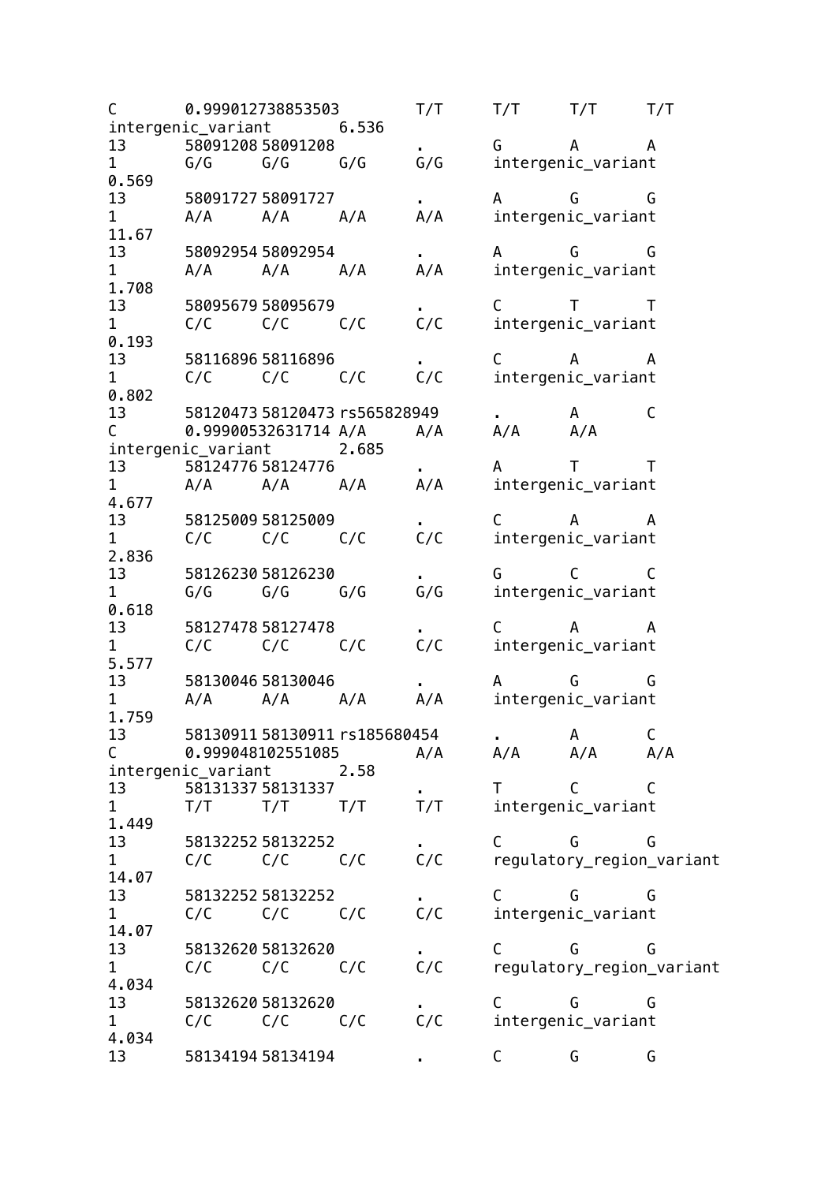```
C       0.999012738853503         T/T      T/T      T/T      T/T
intergenic_variant        6.536
13      58091208 58091208         .        G        A        A
1       G/G      G/G      G/G      G/G      intergenic_variant
0.569
13      58091727 58091727         .        A        G        G
1       A/A      A/A      A/A      A/A      intergenic_variant
11.67
13      58092954 58092954         .        A        G        G
1       A/A      A/A      A/A      A/A      intergenic_variant
1.708
13      58095679 58095679         .        C        T        T
1       C/C      C/C      C/C      C/C      intergenic_variant
0.193
13      58116896 58116896         .        C        A        A
1       C/C      C/C      C/C      C/C      intergenic_variant
0.802
13      58120473 58120473 rs565828949      .        A        C
C       0.99900532631714 A/A      A/A      A/A      A/A
intergenic_variant        2.685
13      58124776 58124776         .        A        T        T
1       A/A      A/A      A/A      A/A      intergenic_variant
4.677
13      58125009 58125009         .        C        A        A
1       C/C      C/C      C/C      C/C      intergenic_variant
2.836
13      58126230 58126230         .        G        C        C
1       G/G      G/G      G/G      G/G      intergenic_variant
0.618
13      58127478 58127478         .        C        A        A
1       C/C      C/C      C/C      C/C      intergenic_variant
5.577
13      58130046 58130046         .        A        G        G
1       A/A      A/A      A/A      A/A      intergenic_variant
1.759
13      58130911 58130911 rs185680454      .        A        C
C       0.999048102551085         A/A      A/A      A/A      A/A
intergenic_variant        2.58
13      58131337 58131337         .        T        C        C
1       T/T      T/T      T/T      T/T      intergenic_variant
1.449
13      58132252 58132252         .        C        G        G
1       C/C      C/C      C/C      C/C      regulatory_region_variant
14.07
13      58132252 58132252         .        C        G        G
1       C/C      C/C      C/C      C/C      intergenic_variant
14.07
13      58132620 58132620         .        C        G        G
1       C/C      C/C      C/C      C/C      regulatory_region_variant
4.034
13      58132620 58132620         .        C        G        G
1       C/C      C/C      C/C      C/C      intergenic_variant
4.034
13      58134194 58134194         .        C        G        G
```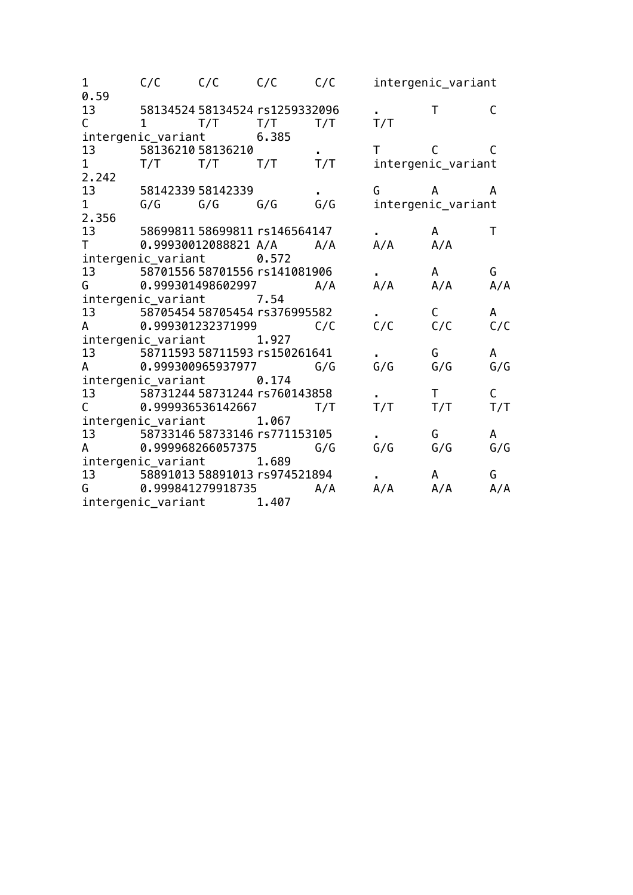| | | | | | | | | | | | | | | |
|---|---|---|---|---|---|---|---|---|---|---|---|---|---|---|
| | | | | | | | | 1 | C/C | C/C | C/C | C/C | intergenic_variant | 0.59 |
| 13 | 58134524 | 58134524 | rs1259332096 | . | T | C | C | 1 | T/T | T/T | T/T | T/T | intergenic_variant | 6.385 |
| 13 | 58136210 | 58136210 | | . | T | C | C | 1 | T/T | T/T | T/T | T/T | intergenic_variant | 2.242 |
| 13 | 58142339 | 58142339 | | . | G | A | A | 1 | G/G | G/G | G/G | G/G | intergenic_variant | 2.356 |
| 13 | 58699811 | 58699811 | rs146564147 | . | A | T | T | 0.99930012088821 | A/A | A/A | A/A | A/A | intergenic_variant | 0.572 |
| 13 | 58701556 | 58701556 | rs141081906 | . | A | G | G | 0.999301498602997 | A/A | A/A | A/A | A/A | intergenic_variant | 7.54 |
| 13 | 58705454 | 58705454 | rs376995582 | . | C | A | A | 0.999301232371999 | C/C | C/C | C/C | C/C | intergenic_variant | 1.927 |
| 13 | 58711593 | 58711593 | rs150261641 | . | G | A | A | 0.999300965937977 | G/G | G/G | G/G | G/G | intergenic_variant | 0.174 |
| 13 | 58731244 | 58731244 | rs760143858 | . | T | C | C | 0.999936536142667 | T/T | T/T | T/T | T/T | intergenic_variant | 1.067 |
| 13 | 58733146 | 58733146 | rs771153105 | . | G | A | A | 0.999968266057375 | G/G | G/G | G/G | G/G | intergenic_variant | 1.689 |
| 13 | 58891013 | 58891013 | rs974521894 | . | A | G | G | 0.999841279918735 | A/A | A/A | A/A | A/A | intergenic_variant | 1.407 |